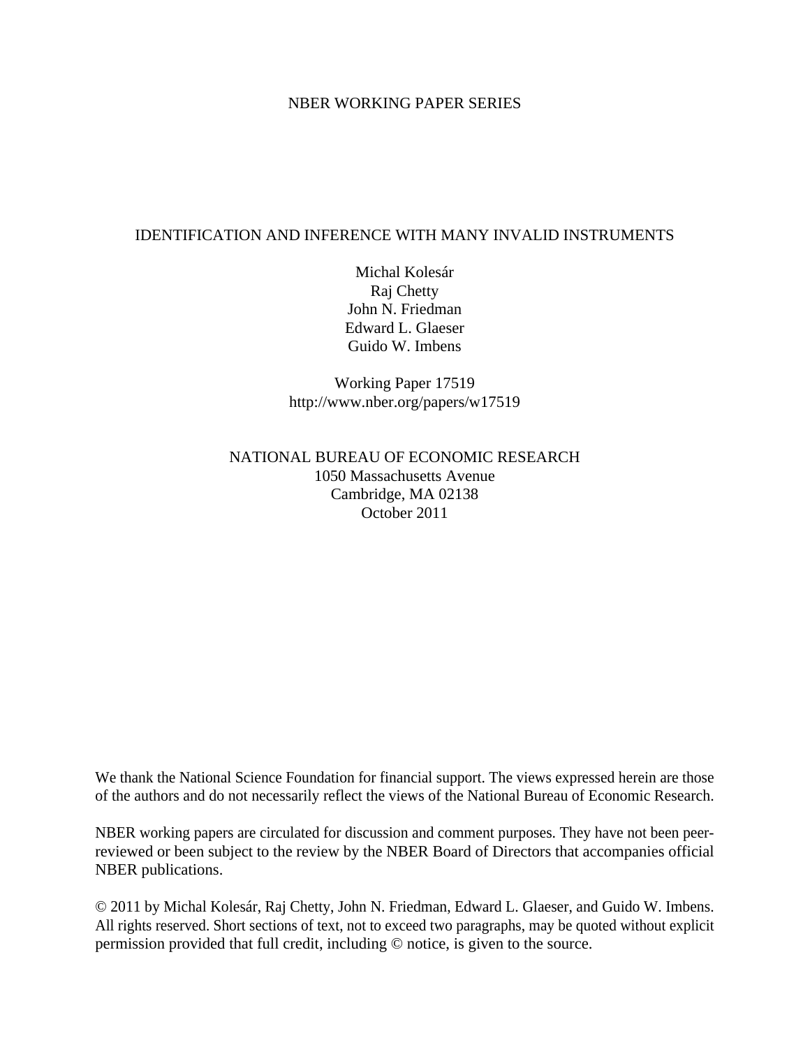NBER WORKING PAPER SERIES

# IDENTIFICATION AND INFERENCE WITH MANY INVALID INSTRUMENTS

Michal Kolesár
Raj Chetty
John N. Friedman
Edward L. Glaeser
Guido W. Imbens

Working Paper 17519
http://www.nber.org/papers/w17519

NATIONAL BUREAU OF ECONOMIC RESEARCH
1050 Massachusetts Avenue
Cambridge, MA 02138
October 2011

We thank the National Science Foundation for financial support. The views expressed herein are those of the authors and do not necessarily reflect the views of the National Bureau of Economic Research.

NBER working papers are circulated for discussion and comment purposes. They have not been peer-reviewed or been subject to the review by the NBER Board of Directors that accompanies official NBER publications.

© 2011 by Michal Kolesár, Raj Chetty, John N. Friedman, Edward L. Glaeser, and Guido W. Imbens. All rights reserved. Short sections of text, not to exceed two paragraphs, may be quoted without explicit permission provided that full credit, including © notice, is given to the source.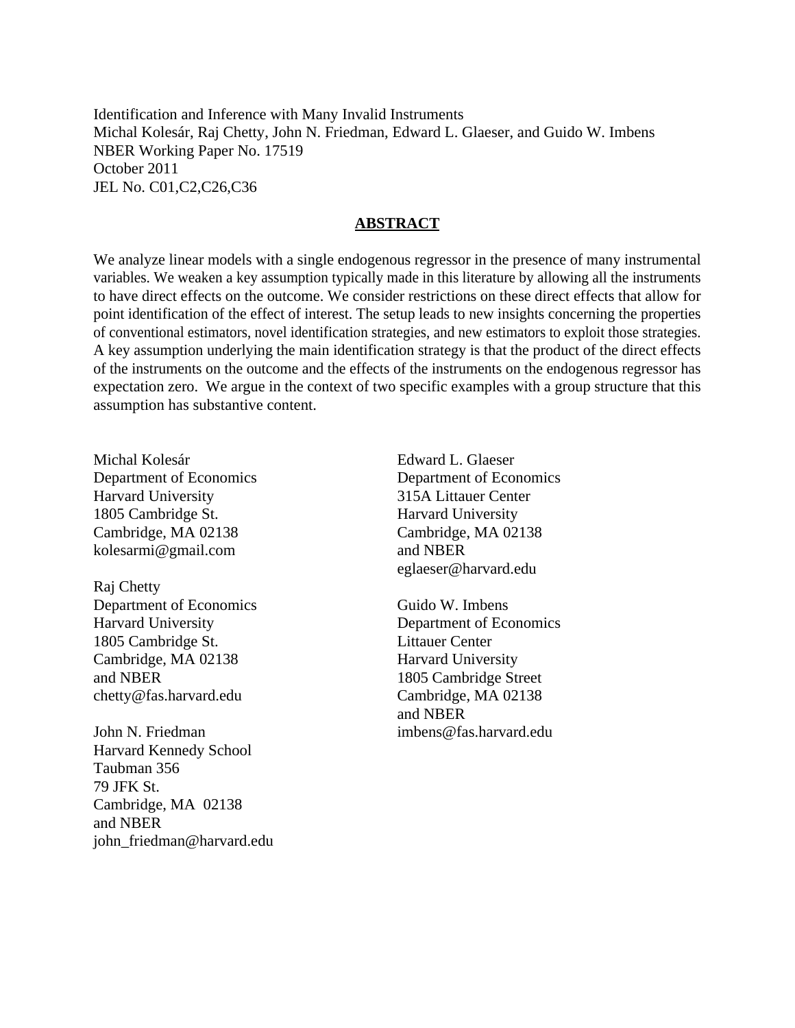Identification and Inference with Many Invalid Instruments
Michal Kolesár, Raj Chetty, John N. Friedman, Edward L. Glaeser, and Guido W. Imbens
NBER Working Paper No. 17519
October 2011
JEL No. C01,C2,C26,C36

## ABSTRACT

We analyze linear models with a single endogenous regressor in the presence of many instrumental variables. We weaken a key assumption typically made in this literature by allowing all the instruments to have direct effects on the outcome. We consider restrictions on these direct effects that allow for point identification of the effect of interest. The setup leads to new insights concerning the properties of conventional estimators, novel identification strategies, and new estimators to exploit those strategies. A key assumption underlying the main identification strategy is that the product of the direct effects of the instruments on the outcome and the effects of the instruments on the endogenous regressor has expectation zero. We argue in the context of two specific examples with a group structure that this assumption has substantive content.

Michal Kolesár
Department of Economics
Harvard University
1805 Cambridge St.
Cambridge, MA 02138
kolesarmi@gmail.com

Raj Chetty
Department of Economics
Harvard University
1805 Cambridge St.
Cambridge, MA 02138
and NBER
chetty@fas.harvard.edu

John N. Friedman
Harvard Kennedy School
Taubman 356
79 JFK St.
Cambridge, MA 02138
and NBER
john_friedman@harvard.edu

Edward L. Glaeser
Department of Economics
315A Littauer Center
Harvard University
Cambridge, MA 02138
and NBER
eglaeser@harvard.edu

Guido W. Imbens
Department of Economics
Littauer Center
Harvard University
1805 Cambridge Street
Cambridge, MA 02138
and NBER
imbens@fas.harvard.edu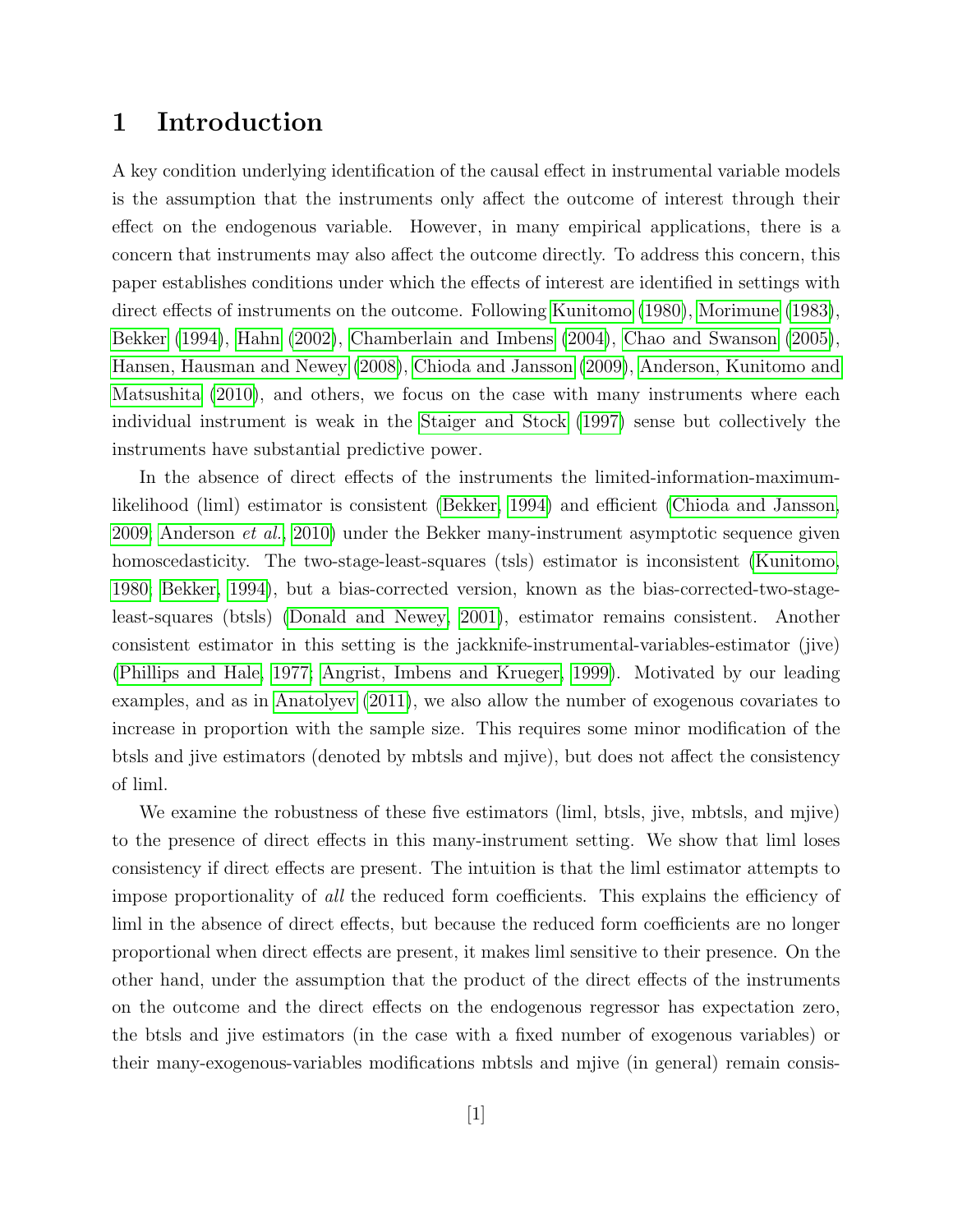# 1 Introduction

A key condition underlying identification of the causal effect in instrumental variable models is the assumption that the instruments only affect the outcome of interest through their effect on the endogenous variable. However, in many empirical applications, there is a concern that instruments may also affect the outcome directly. To address this concern, this paper establishes conditions under which the effects of interest are identified in settings with direct effects of instruments on the outcome. Following Kunitomo (1980), Morimune (1983), Bekker (1994), Hahn (2002), Chamberlain and Imbens (2004), Chao and Swanson (2005), Hansen, Hausman and Newey (2008), Chioda and Jansson (2009), Anderson, Kunitomo and Matsushita (2010), and others, we focus on the case with many instruments where each individual instrument is weak in the Staiger and Stock (1997) sense but collectively the instruments have substantial predictive power.

In the absence of direct effects of the instruments the limited-information-maximum-likelihood (liml) estimator is consistent (Bekker, 1994) and efficient (Chioda and Jansson, 2009; Anderson *et al.*, 2010) under the Bekker many-instrument asymptotic sequence given homoscedasticity. The two-stage-least-squares (tsls) estimator is inconsistent (Kunitomo, 1980; Bekker, 1994), but a bias-corrected version, known as the bias-corrected-two-stage-least-squares (btsls) (Donald and Newey, 2001), estimator remains consistent. Another consistent estimator in this setting is the jackknife-instrumental-variables-estimator (jive) (Phillips and Hale, 1977; Angrist, Imbens and Krueger, 1999). Motivated by our leading examples, and as in Anatolyev (2011), we also allow the number of exogenous covariates to increase in proportion with the sample size. This requires some minor modification of the btsls and jive estimators (denoted by mbtsls and mjive), but does not affect the consistency of liml.

We examine the robustness of these five estimators (liml, btsls, jive, mbtsls, and mjive) to the presence of direct effects in this many-instrument setting. We show that liml loses consistency if direct effects are present. The intuition is that the liml estimator attempts to impose proportionality of *all* the reduced form coefficients. This explains the efficiency of liml in the absence of direct effects, but because the reduced form coefficients are no longer proportional when direct effects are present, it makes liml sensitive to their presence. On the other hand, under the assumption that the product of the direct effects of the instruments on the outcome and the direct effects on the endogenous regressor has expectation zero, the btsls and jive estimators (in the case with a fixed number of exogenous variables) or their many-exogenous-variables modifications mbtsls and mjive (in general) remain consis-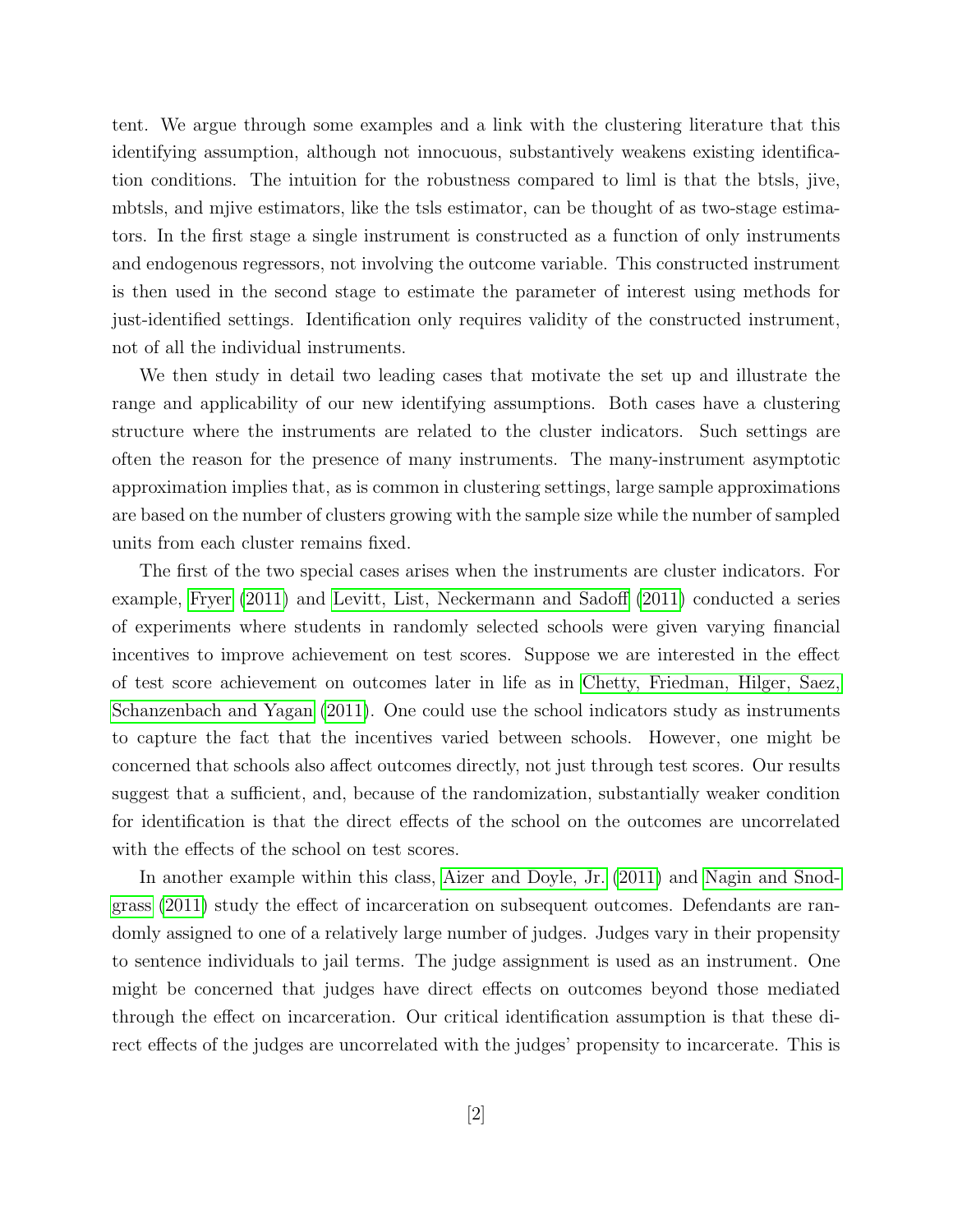tent. We argue through some examples and a link with the clustering literature that this identifying assumption, although not innocuous, substantively weakens existing identification conditions. The intuition for the robustness compared to liml is that the btsls, jive, mbtsls, and mjive estimators, like the tsls estimator, can be thought of as two-stage estimators. In the first stage a single instrument is constructed as a function of only instruments and endogenous regressors, not involving the outcome variable. This constructed instrument is then used in the second stage to estimate the parameter of interest using methods for just-identified settings. Identification only requires validity of the constructed instrument, not of all the individual instruments.

We then study in detail two leading cases that motivate the set up and illustrate the range and applicability of our new identifying assumptions. Both cases have a clustering structure where the instruments are related to the cluster indicators. Such settings are often the reason for the presence of many instruments. The many-instrument asymptotic approximation implies that, as is common in clustering settings, large sample approximations are based on the number of clusters growing with the sample size while the number of sampled units from each cluster remains fixed.

The first of the two special cases arises when the instruments are cluster indicators. For example, Fryer (2011) and Levitt, List, Neckermann and Sadoff (2011) conducted a series of experiments where students in randomly selected schools were given varying financial incentives to improve achievement on test scores. Suppose we are interested in the effect of test score achievement on outcomes later in life as in Chetty, Friedman, Hilger, Saez, Schanzenbach and Yagan (2011). One could use the school indicators study as instruments to capture the fact that the incentives varied between schools. However, one might be concerned that schools also affect outcomes directly, not just through test scores. Our results suggest that a sufficient, and, because of the randomization, substantially weaker condition for identification is that the direct effects of the school on the outcomes are uncorrelated with the effects of the school on test scores.

In another example within this class, Aizer and Doyle, Jr. (2011) and Nagin and Snodgrass (2011) study the effect of incarceration on subsequent outcomes. Defendants are randomly assigned to one of a relatively large number of judges. Judges vary in their propensity to sentence individuals to jail terms. The judge assignment is used as an instrument. One might be concerned that judges have direct effects on outcomes beyond those mediated through the effect on incarceration. Our critical identification assumption is that these direct effects of the judges are uncorrelated with the judges' propensity to incarcerate. This is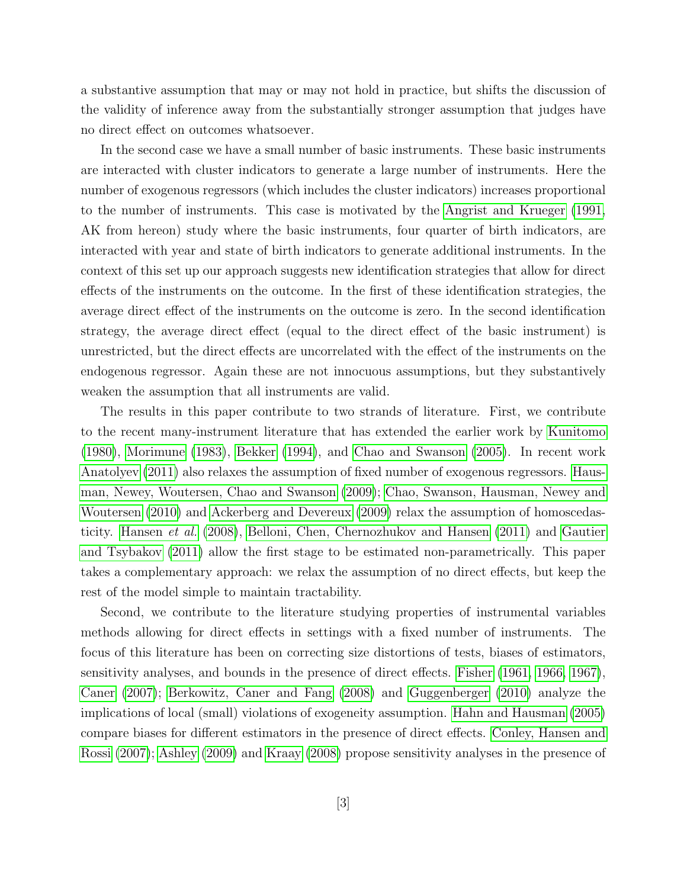a substantive assumption that may or may not hold in practice, but shifts the discussion of the validity of inference away from the substantially stronger assumption that judges have no direct effect on outcomes whatsoever.

In the second case we have a small number of basic instruments. These basic instruments are interacted with cluster indicators to generate a large number of instruments. Here the number of exogenous regressors (which includes the cluster indicators) increases proportional to the number of instruments. This case is motivated by the Angrist and Krueger (1991, AK from hereon) study where the basic instruments, four quarter of birth indicators, are interacted with year and state of birth indicators to generate additional instruments. In the context of this set up our approach suggests new identification strategies that allow for direct effects of the instruments on the outcome. In the first of these identification strategies, the average direct effect of the instruments on the outcome is zero. In the second identification strategy, the average direct effect (equal to the direct effect of the basic instrument) is unrestricted, but the direct effects are uncorrelated with the effect of the instruments on the endogenous regressor. Again these are not innocuous assumptions, but they substantively weaken the assumption that all instruments are valid.

The results in this paper contribute to two strands of literature. First, we contribute to the recent many-instrument literature that has extended the earlier work by Kunitomo (1980), Morimune (1983), Bekker (1994), and Chao and Swanson (2005). In recent work Anatolyev (2011) also relaxes the assumption of fixed number of exogenous regressors. Hausman, Newey, Woutersen, Chao and Swanson (2009); Chao, Swanson, Hausman, Newey and Woutersen (2010) and Ackerberg and Devereux (2009) relax the assumption of homoscedasticity. Hansen *et al.* (2008), Belloni, Chen, Chernozhukov and Hansen (2011) and Gautier and Tsybakov (2011) allow the first stage to be estimated non-parametrically. This paper takes a complementary approach: we relax the assumption of no direct effects, but keep the rest of the model simple to maintain tractability.

Second, we contribute to the literature studying properties of instrumental variables methods allowing for direct effects in settings with a fixed number of instruments. The focus of this literature has been on correcting size distortions of tests, biases of estimators, sensitivity analyses, and bounds in the presence of direct effects. Fisher (1961, 1966, 1967), Caner (2007); Berkowitz, Caner and Fang (2008) and Guggenberger (2010) analyze the implications of local (small) violations of exogeneity assumption. Hahn and Hausman (2005) compare biases for different estimators in the presence of direct effects. Conley, Hansen and Rossi (2007); Ashley (2009) and Kraay (2008) propose sensitivity analyses in the presence of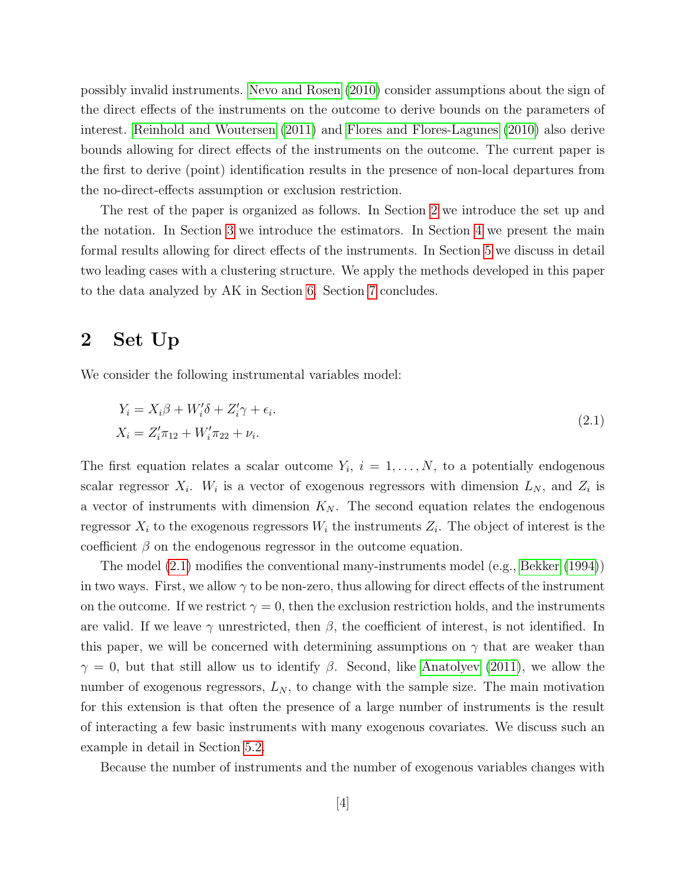possibly invalid instruments. Nevo and Rosen (2010) consider assumptions about the sign of the direct effects of the instruments on the outcome to derive bounds on the parameters of interest. Reinhold and Woutersen (2011) and Flores and Flores-Lagunes (2010) also derive bounds allowing for direct effects of the instruments on the outcome. The current paper is the first to derive (point) identification results in the presence of non-local departures from the no-direct-effects assumption or exclusion restriction.

The rest of the paper is organized as follows. In Section 2 we introduce the set up and the notation. In Section 3 we introduce the estimators. In Section 4 we present the main formal results allowing for direct effects of the instruments. In Section 5 we discuss in detail two leading cases with a clustering structure. We apply the methods developed in this paper to the data analyzed by AK in Section 6. Section 7 concludes.

## 2 Set Up

We consider the following instrumental variables model:

$$
\begin{aligned}
Y_i &= X_i\beta + W_i'\delta + Z_i'\gamma + \epsilon_i. \\
X_i &= Z_i'\pi_{12} + W_i'\pi_{22} + \nu_i.
\end{aligned}
\tag{2.1}
$$

The first equation relates a scalar outcome $Y_i$, $i = 1, \ldots, N$, to a potentially endogenous scalar regressor $X_i$. $W_i$ is a vector of exogenous regressors with dimension $L_N$, and $Z_i$ is a vector of instruments with dimension $K_N$. The second equation relates the endogenous regressor $X_i$ to the exogenous regressors $W_i$ the instruments $Z_i$. The object of interest is the coefficient $\beta$ on the endogenous regressor in the outcome equation.

The model (2.1) modifies the conventional many-instruments model (e.g., Bekker (1994)) in two ways. First, we allow $\gamma$ to be non-zero, thus allowing for direct effects of the instrument on the outcome. If we restrict $\gamma = 0$, then the exclusion restriction holds, and the instruments are valid. If we leave $\gamma$ unrestricted, then $\beta$, the coefficient of interest, is not identified. In this paper, we will be concerned with determining assumptions on $\gamma$ that are weaker than $\gamma = 0$, but that still allow us to identify $\beta$. Second, like Anatolyev (2011), we allow the number of exogenous regressors, $L_N$, to change with the sample size. The main motivation for this extension is that often the presence of a large number of instruments is the result of interacting a few basic instruments with many exogenous covariates. We discuss such an example in detail in Section 5.2.

Because the number of instruments and the number of exogenous variables changes with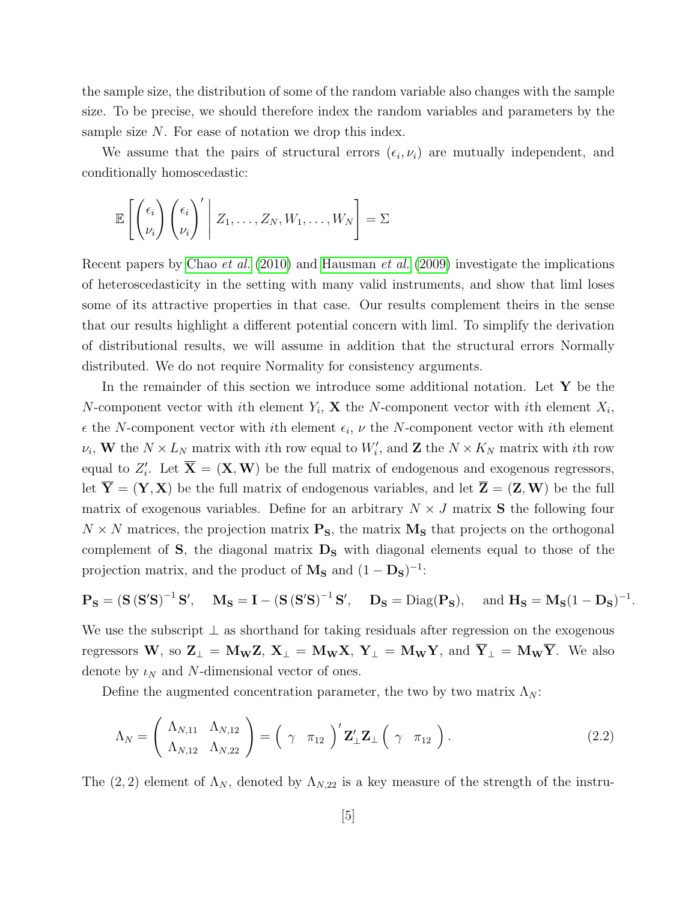the sample size, the distribution of some of the random variable also changes with the sample size. To be precise, we should therefore index the random variables and parameters by the sample size $N$. For ease of notation we drop this index.

We assume that the pairs of structural errors $(\epsilon_i, \nu_i)$ are mutually independent, and conditionally homoscedastic:

$$\mathbb{E}\left[ \begin{pmatrix} \epsilon_i \\ \nu_i \end{pmatrix} \begin{pmatrix} \epsilon_i \\ \nu_i \end{pmatrix}' \middle| \, Z_1, \ldots, Z_N, W_1, \ldots, W_N \right] = \Sigma$$

Recent papers by Chao *et al.* (2010) and Hausman *et al.* (2009) investigate the implications of heteroscedasticity in the setting with many valid instruments, and show that liml loses some of its attractive properties in that case. Our results complement theirs in the sense that our results highlight a different potential concern with liml. To simplify the derivation of distributional results, we will assume in addition that the structural errors Normally distributed. We do not require Normality for consistency arguments.

In the remainder of this section we introduce some additional notation. Let $\mathbf{Y}$ be the $N$-component vector with $i$th element $Y_i$, $\mathbf{X}$ the $N$-component vector with $i$th element $X_i$, $\epsilon$ the $N$-component vector with $i$th element $\epsilon_i$, $\nu$ the $N$-component vector with $i$th element $\nu_i$, $\mathbf{W}$ the $N \times L_N$ matrix with $i$th row equal to $W_i'$, and $\mathbf{Z}$ the $N \times K_N$ matrix with $i$th row equal to $Z_i'$. Let $\overline{\mathbf{X}} = (\mathbf{X}, \mathbf{W})$ be the full matrix of endogenous and exogenous regressors, let $\overline{\mathbf{Y}} = (\mathbf{Y}, \mathbf{X})$ be the full matrix of endogenous variables, and let $\overline{\mathbf{Z}} = (\mathbf{Z}, \mathbf{W})$ be the full matrix of exogenous variables. Define for an arbitrary $N \times J$ matrix $\mathbf{S}$ the following four $N \times N$ matrices, the projection matrix $\mathbf{P_S}$, the matrix $\mathbf{M_S}$ that projects on the orthogonal complement of $\mathbf{S}$, the diagonal matrix $\mathbf{D_S}$ with diagonal elements equal to those of the projection matrix, and the product of $\mathbf{M_S}$ and $(1 - \mathbf{D_S})^{-1}$:

$$\mathbf{P_S} = (\mathbf{S}\,(\mathbf{S}'\mathbf{S})^{-1}\,\mathbf{S}', \quad \mathbf{M_S} = \mathbf{I} - (\mathbf{S}\,(\mathbf{S}'\mathbf{S})^{-1}\,\mathbf{S}', \quad \mathbf{D_S} = \text{Diag}(\mathbf{P_S}), \quad \text{and } \mathbf{H_S} = \mathbf{M_S}(1 - \mathbf{D_S})^{-1}.$$

We use the subscript $\perp$ as shorthand for taking residuals after regression on the exogenous regressors $\mathbf{W}$, so $\mathbf{Z}_\perp = \mathbf{M_W Z}$, $\mathbf{X}_\perp = \mathbf{M_W X}$, $\mathbf{Y}_\perp = \mathbf{M_W Y}$, and $\overline{\mathbf{Y}}_\perp = \mathbf{M_W}\overline{\mathbf{Y}}$. We also denote by $\iota_N$ and $N$-dimensional vector of ones.

Define the augmented concentration parameter, the two by two matrix $\Lambda_N$:

$$\Lambda_N = \begin{pmatrix} \Lambda_{N,11} & \Lambda_{N,12} \\ \Lambda_{N,12} & \Lambda_{N,22} \end{pmatrix} = \begin{pmatrix} \gamma & \pi_{12} \end{pmatrix}' \mathbf{Z}_\perp' \mathbf{Z}_\perp \begin{pmatrix} \gamma & \pi_{12} \end{pmatrix}. \tag{2.2}$$

The $(2,2)$ element of $\Lambda_N$, denoted by $\Lambda_{N,22}$ is a key measure of the strength of the instru-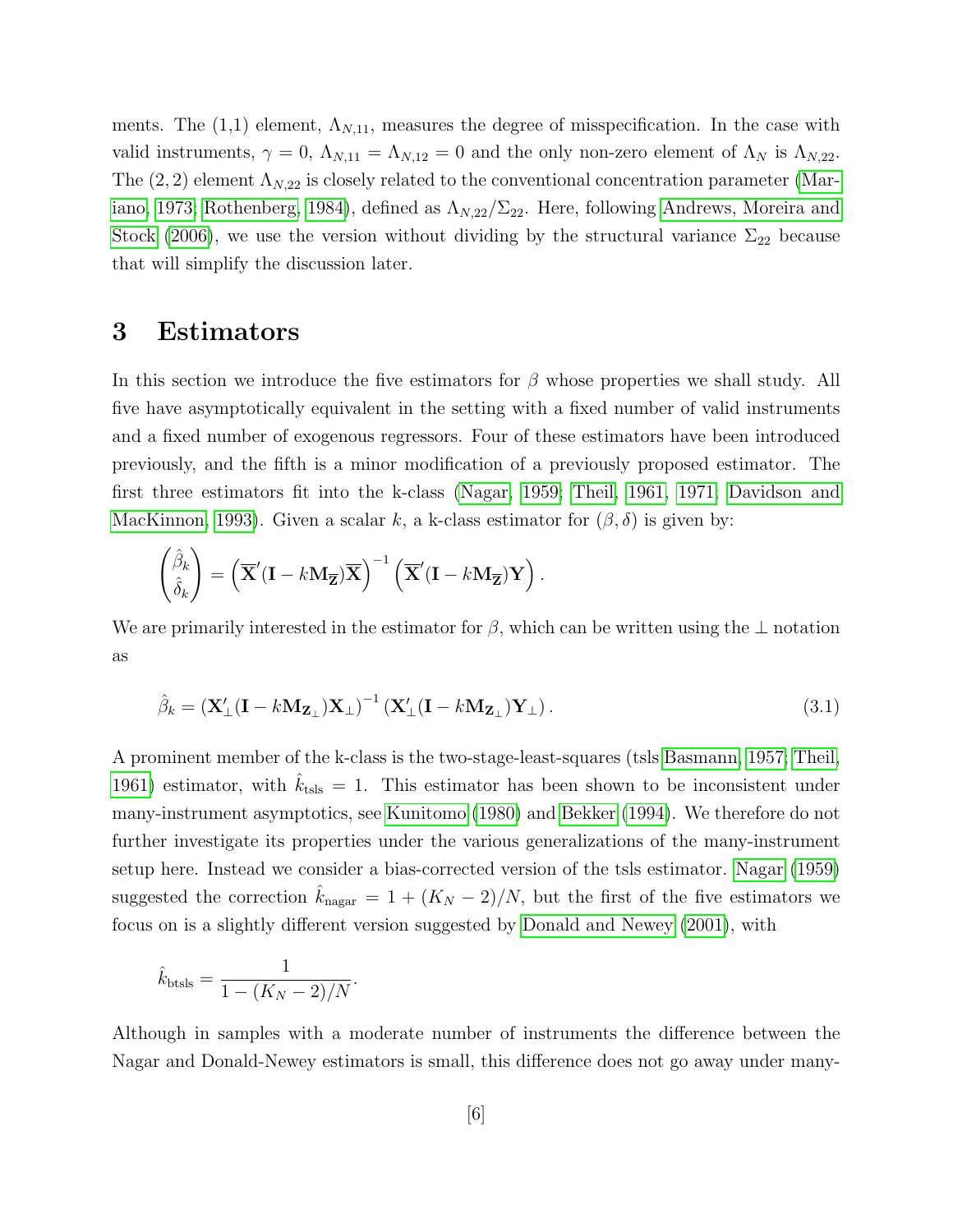ments. The (1,1) element, $\Lambda_{N,11}$, measures the degree of misspecification. In the case with valid instruments, $\gamma = 0$, $\Lambda_{N,11} = \Lambda_{N,12} = 0$ and the only non-zero element of $\Lambda_N$ is $\Lambda_{N,22}$. The $(2,2)$ element $\Lambda_{N,22}$ is closely related to the conventional concentration parameter (Mariano, 1973; Rothenberg, 1984), defined as $\Lambda_{N,22}/\Sigma_{22}$. Here, following Andrews, Moreira and Stock (2006), we use the version without dividing by the structural variance $\Sigma_{22}$ because that will simplify the discussion later.

## 3 Estimators

In this section we introduce the five estimators for $\beta$ whose properties we shall study. All five have asymptotically equivalent in the setting with a fixed number of valid instruments and a fixed number of exogenous regressors. Four of these estimators have been introduced previously, and the fifth is a minor modification of a previously proposed estimator. The first three estimators fit into the k-class (Nagar, 1959; Theil, 1961, 1971; Davidson and MacKinnon, 1993). Given a scalar $k$, a k-class estimator for $(\beta, \delta)$ is given by:

$$\begin{pmatrix} \hat{\beta}_k \\ \hat{\delta}_k \end{pmatrix} = \left( \overline{\mathbf{X}}'(\mathbf{I} - k\mathbf{M}_{\overline{\mathbf{Z}}})\overline{\mathbf{X}} \right)^{-1} \left( \overline{\mathbf{X}}'(\mathbf{I} - k\mathbf{M}_{\overline{\mathbf{Z}}})\mathbf{Y} \right).$$

We are primarily interested in the estimator for $\beta$, which can be written using the $\perp$ notation as

$$\hat{\beta}_k = \left( \mathbf{X}_\perp'(\mathbf{I} - k\mathbf{M}_{\mathbf{Z}_\perp})\mathbf{X}_\perp \right)^{-1} \left( \mathbf{X}_\perp'(\mathbf{I} - k\mathbf{M}_{\mathbf{Z}_\perp})\mathbf{Y}_\perp \right). \tag{3.1}$$

A prominent member of the k-class is the two-stage-least-squares (tsls Basmann, 1957; Theil, 1961) estimator, with $\hat{k}_{\text{tsls}} = 1$. This estimator has been shown to be inconsistent under many-instrument asymptotics, see Kunitomo (1980) and Bekker (1994). We therefore do not further investigate its properties under the various generalizations of the many-instrument setup here. Instead we consider a bias-corrected version of the tsls estimator. Nagar (1959) suggested the correction $\hat{k}_{\text{nagar}} = 1 + (K_N - 2)/N$, but the first of the five estimators we focus on is a slightly different version suggested by Donald and Newey (2001), with

$$\hat{k}_{\text{btsls}} = \frac{1}{1 - (K_N - 2)/N}.$$

Although in samples with a moderate number of instruments the difference between the Nagar and Donald-Newey estimators is small, this difference does not go away under many-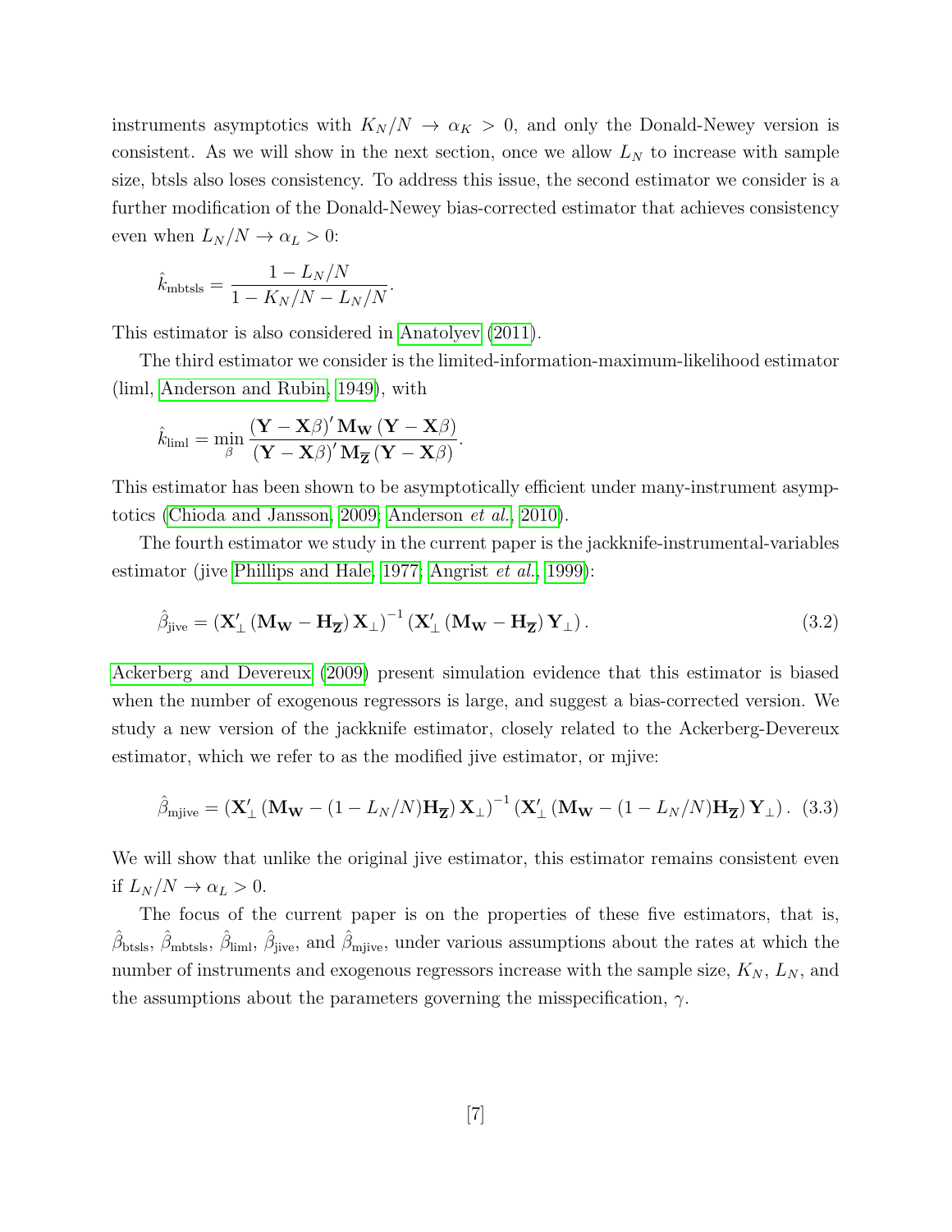instruments asymptotics with $K_N/N \to \alpha_K > 0$, and only the Donald-Newey version is consistent. As we will show in the next section, once we allow $L_N$ to increase with sample size, btsls also loses consistency. To address this issue, the second estimator we consider is a further modification of the Donald-Newey bias-corrected estimator that achieves consistency even when $L_N/N \to \alpha_L > 0$:

$$\hat{k}_{\text{mbtsls}} = \frac{1 - L_N/N}{1 - K_N/N - L_N/N}.$$

This estimator is also considered in Anatolyev (2011).

The third estimator we consider is the limited-information-maximum-likelihood estimator (liml, Anderson and Rubin, 1949), with

$$\hat{k}_{\text{liml}} = \min_{\beta} \frac{(\mathbf{Y} - \mathbf{X}\beta)' \mathbf{M_W} (\mathbf{Y} - \mathbf{X}\beta)}{(\mathbf{Y} - \mathbf{X}\beta)' \mathbf{M}_{\overline{\mathbf{Z}}} (\mathbf{Y} - \mathbf{X}\beta)}.$$

This estimator has been shown to be asymptotically efficient under many-instrument asymptotics (Chioda and Jansson, 2009; Anderson *et al.*, 2010).

The fourth estimator we study in the current paper is the jackknife-instrumental-variables estimator (jive Phillips and Hale, 1977; Angrist *et al.*, 1999):

$$\hat{\beta}_{\text{jive}} = \left(\mathbf{X}_{\perp}' \left(\mathbf{M_W} - \mathbf{H}_{\overline{\mathbf{Z}}}\right) \mathbf{X}_{\perp}\right)^{-1} \left(\mathbf{X}_{\perp}' \left(\mathbf{M_W} - \mathbf{H}_{\overline{\mathbf{Z}}}\right) \mathbf{Y}_{\perp}\right). \tag{3.2}$$

Ackerberg and Devereux (2009) present simulation evidence that this estimator is biased when the number of exogenous regressors is large, and suggest a bias-corrected version. We study a new version of the jackknife estimator, closely related to the Ackerberg-Devereux estimator, which we refer to as the modified jive estimator, or mjive:

$$\hat{\beta}_{\text{mjive}} = \left(\mathbf{X}_{\perp}' \left(\mathbf{M_W} - (1 - L_N/N)\mathbf{H}_{\overline{\mathbf{Z}}}\right) \mathbf{X}_{\perp}\right)^{-1} \left(\mathbf{X}_{\perp}' \left(\mathbf{M_W} - (1 - L_N/N)\mathbf{H}_{\overline{\mathbf{Z}}}\right) \mathbf{Y}_{\perp}\right). \tag{3.3}$$

We will show that unlike the original jive estimator, this estimator remains consistent even if $L_N/N \to \alpha_L > 0$.

The focus of the current paper is on the properties of these five estimators, that is, $\hat{\beta}_{\text{btsls}}$, $\hat{\beta}_{\text{mbtsls}}$, $\hat{\beta}_{\text{liml}}$, $\hat{\beta}_{\text{jive}}$, and $\hat{\beta}_{\text{mjive}}$, under various assumptions about the rates at which the number of instruments and exogenous regressors increase with the sample size, $K_N$, $L_N$, and the assumptions about the parameters governing the misspecification, $\gamma$.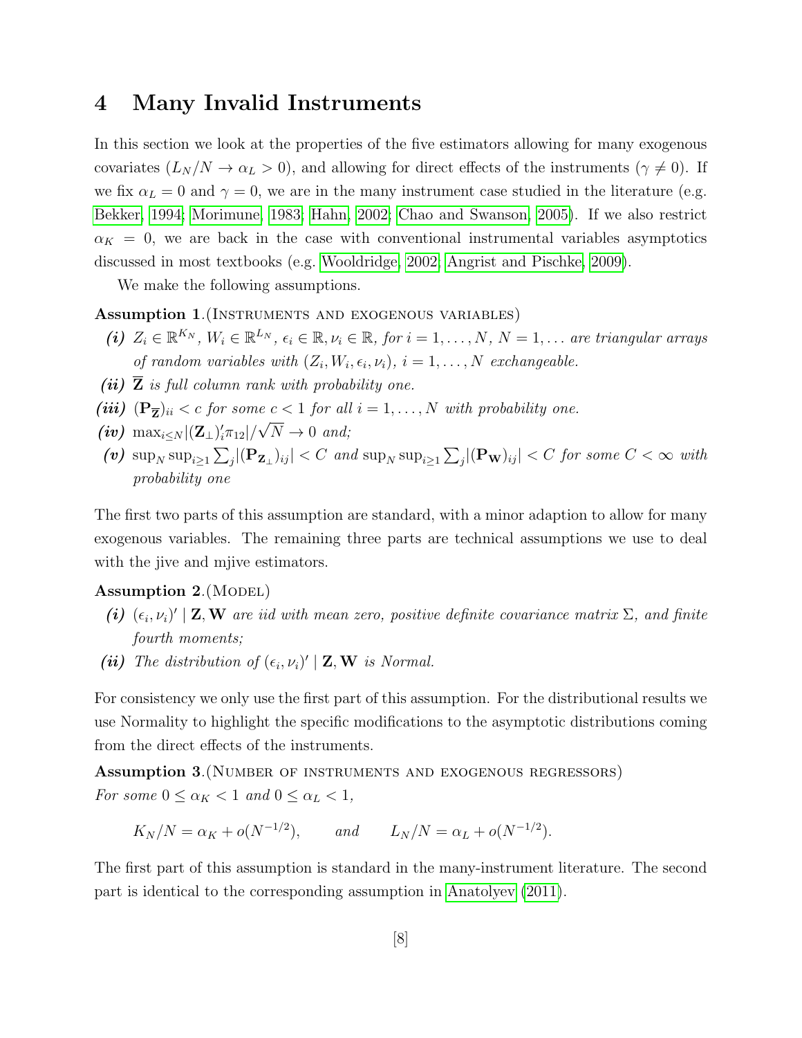# 4 Many Invalid Instruments

In this section we look at the properties of the five estimators allowing for many exogenous covariates ($L_N/N \to \alpha_L > 0$), and allowing for direct effects of the instruments ($\gamma \neq 0$). If we fix $\alpha_L = 0$ and $\gamma = 0$, we are in the many instrument case studied in the literature (e.g. Bekker, 1994; Morimune, 1983; Hahn, 2002; Chao and Swanson, 2005). If we also restrict $\alpha_K = 0$, we are back in the case with conventional instrumental variables asymptotics discussed in most textbooks (e.g. Wooldridge, 2002; Angrist and Pischke, 2009).

We make the following assumptions.

**Assumption 1**.(Instruments and exogenous variables)

- ***(i)*** *$Z_i \in \mathbb{R}^{K_N}$, $W_i \in \mathbb{R}^{L_N}$, $\epsilon_i \in \mathbb{R}, \nu_i \in \mathbb{R}$, for $i = 1, \ldots, N$, $N = 1, \ldots$ are triangular arrays of random variables with $(Z_i, W_i, \epsilon_i, \nu_i)$, $i = 1, \ldots, N$ exchangeable.*
- ***(ii)*** *$\overline{\mathbf{Z}}$ is full column rank with probability one.*
- ***(iii)*** *$(\mathbf{P}_{\overline{\mathbf{Z}}})_{ii} < c$ for some $c < 1$ for all $i = 1, \ldots, N$ with probability one.*
- ***(iv)*** *$\max_{i \leq N} |(\mathbf{Z}_{\perp})_i' \pi_{12}| / \sqrt{N} \to 0$ and;*
- ***(v)*** *$\sup_N \sup_{i \geq 1} \sum_j |(\mathbf{P}_{\mathbf{Z}_{\perp}})_{ij}| < C$ and $\sup_N \sup_{i \geq 1} \sum_j |(\mathbf{P}_{\mathbf{W}})_{ij}| < C$ for some $C < \infty$ with probability one*

The first two parts of this assumption are standard, with a minor adaption to allow for many exogenous variables. The remaining three parts are technical assumptions we use to deal with the jive and mjive estimators.

**Assumption 2**.(Model)

- ***(i)*** *$(\epsilon_i, \nu_i)' \mid \mathbf{Z}, \mathbf{W}$ are iid with mean zero, positive definite covariance matrix $\Sigma$, and finite fourth moments;*
- ***(ii)*** *The distribution of $(\epsilon_i, \nu_i)' \mid \mathbf{Z}, \mathbf{W}$ is Normal.*

For consistency we only use the first part of this assumption. For the distributional results we use Normality to highlight the specific modifications to the asymptotic distributions coming from the direct effects of the instruments.

**Assumption 3**.(Number of instruments and exogenous regressors)
*For some $0 \leq \alpha_K < 1$ and $0 \leq \alpha_L < 1$,*

$$K_N/N = \alpha_K + o(N^{-1/2}), \qquad \text{and} \qquad L_N/N = \alpha_L + o(N^{-1/2}).$$

The first part of this assumption is standard in the many-instrument literature. The second part is identical to the corresponding assumption in Anatolyev (2011).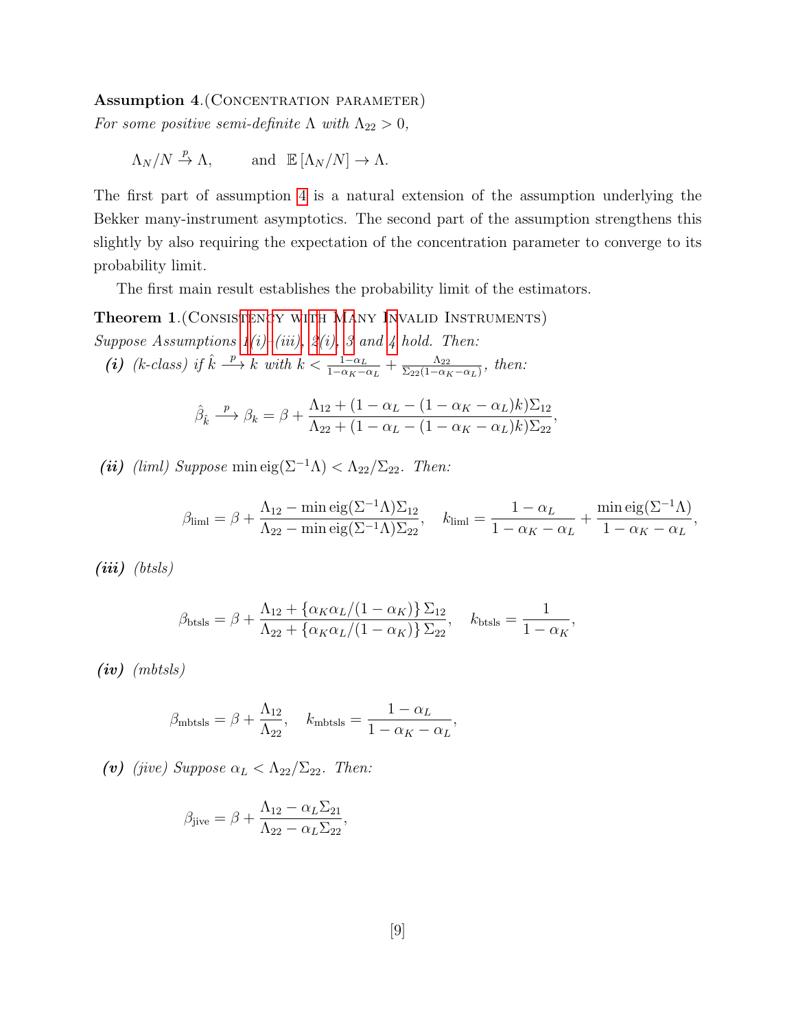**Assumption 4.**(Concentration parameter)
*For some positive semi-definite $\Lambda$ with $\Lambda_{22} > 0$,*

$$\Lambda_N/N \xrightarrow{p} \Lambda, \qquad \text{and} \quad \mathbb{E}\left[\Lambda_N/N\right] \to \Lambda.$$

The first part of assumption 4 is a natural extension of the assumption underlying the Bekker many-instrument asymptotics. The second part of the assumption strengthens this slightly by also requiring the expectation of the concentration parameter to converge to its probability limit.

The first main result establishes the probability limit of the estimators.

**Theorem 1.**(Consistency with Many Invalid Instruments)
*Suppose Assumptions 1(i)–(iii), 2(i), 3 and 4 hold. Then:*

***(i)*** *(k-class) if $\hat{k} \xrightarrow{p} k$ with $k < \frac{1-\alpha_L}{1-\alpha_K-\alpha_L} + \frac{\Lambda_{22}}{\Sigma_{22}(1-\alpha_K-\alpha_L)}$, then:*

$$\hat{\beta}_{\hat{k}} \xrightarrow{p} \beta_k = \beta + \frac{\Lambda_{12} + (1-\alpha_L - (1-\alpha_K-\alpha_L)k)\Sigma_{12}}{\Lambda_{22} + (1-\alpha_L - (1-\alpha_K-\alpha_L)k)\Sigma_{22}},$$

***(ii)*** *(liml) Suppose $\min \operatorname{eig}(\Sigma^{-1}\Lambda) < \Lambda_{22}/\Sigma_{22}$. Then:*

$$\beta_{\text{liml}} = \beta + \frac{\Lambda_{12} - \min \operatorname{eig}(\Sigma^{-1}\Lambda)\Sigma_{12}}{\Lambda_{22} - \min \operatorname{eig}(\Sigma^{-1}\Lambda)\Sigma_{22}}, \quad k_{\text{liml}} = \frac{1-\alpha_L}{1-\alpha_K-\alpha_L} + \frac{\min \operatorname{eig}(\Sigma^{-1}\Lambda)}{1-\alpha_K-\alpha_L},$$

***(iii)*** *(btsls)*

$$\beta_{\text{btsls}} = \beta + \frac{\Lambda_{12} + \left\{\alpha_K\alpha_L/(1-\alpha_K)\right\}\Sigma_{12}}{\Lambda_{22} + \left\{\alpha_K\alpha_L/(1-\alpha_K)\right\}\Sigma_{22}}, \quad k_{\text{btsls}} = \frac{1}{1-\alpha_K},$$

***(iv)*** *(mbtsls)*

$$\beta_{\text{mbtsls}} = \beta + \frac{\Lambda_{12}}{\Lambda_{22}}, \quad k_{\text{mbtsls}} = \frac{1-\alpha_L}{1-\alpha_K-\alpha_L},$$

***(v)*** *(jive) Suppose $\alpha_L < \Lambda_{22}/\Sigma_{22}$. Then:*

$$\beta_{\text{jive}} = \beta + \frac{\Lambda_{12} - \alpha_L\Sigma_{21}}{\Lambda_{22} - \alpha_L\Sigma_{22}},$$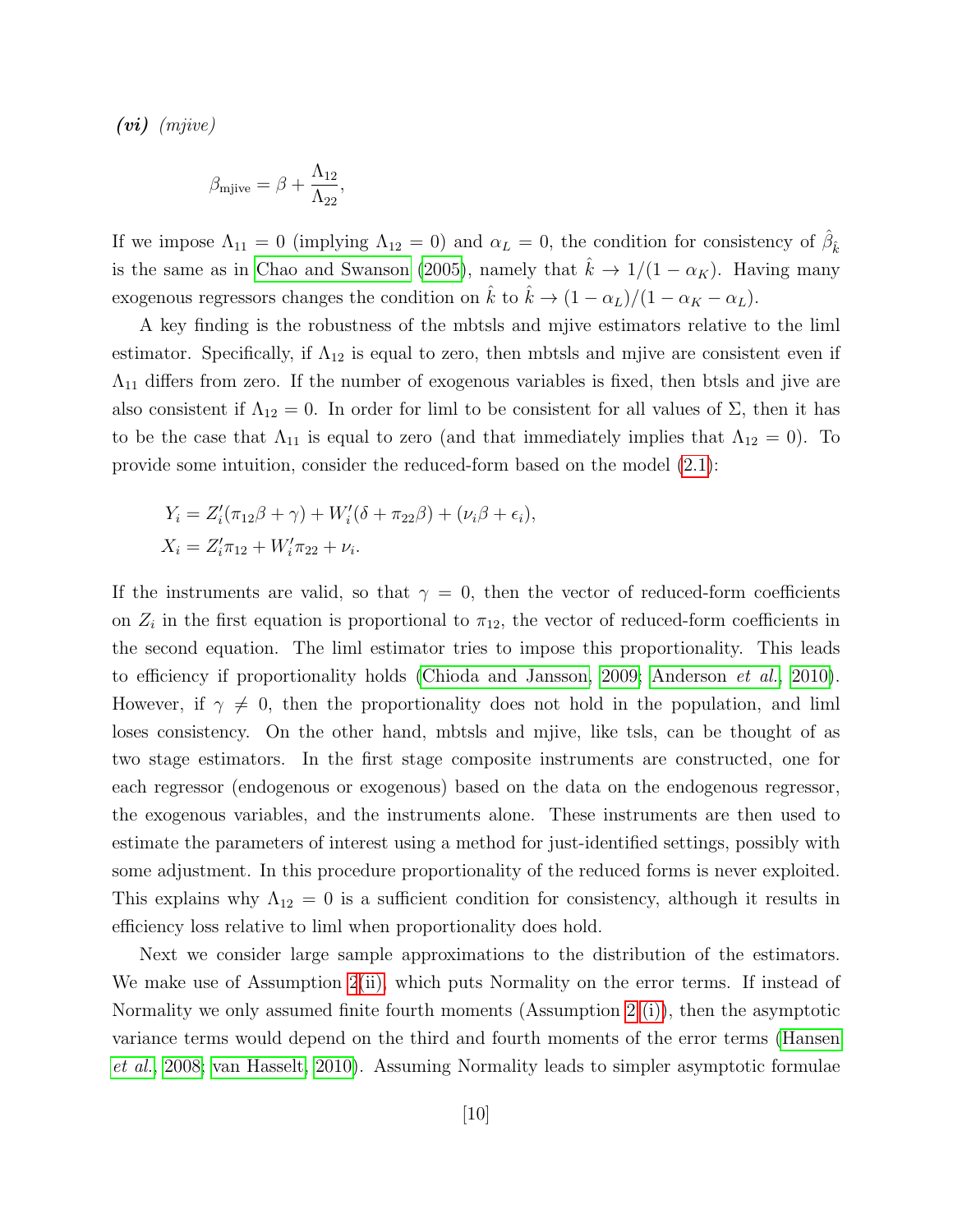***(vi)*** *(mjive)*

$$\beta_{\text{mjive}} = \beta + \frac{\Lambda_{12}}{\Lambda_{22}},$$

If we impose $\Lambda_{11} = 0$ (implying $\Lambda_{12} = 0$) and $\alpha_L = 0$, the condition for consistency of $\hat{\beta}_{\hat{k}}$ is the same as in Chao and Swanson (2005), namely that $\hat{k} \to 1/(1-\alpha_K)$. Having many exogenous regressors changes the condition on $\hat{k}$ to $\hat{k} \to (1-\alpha_L)/(1-\alpha_K-\alpha_L)$.

A key finding is the robustness of the mbtsls and mjive estimators relative to the liml estimator. Specifically, if $\Lambda_{12}$ is equal to zero, then mbtsls and mjive are consistent even if $\Lambda_{11}$ differs from zero. If the number of exogenous variables is fixed, then btsls and jive are also consistent if $\Lambda_{12} = 0$. In order for liml to be consistent for all values of $\Sigma$, then it has to be the case that $\Lambda_{11}$ is equal to zero (and that immediately implies that $\Lambda_{12} = 0$). To provide some intuition, consider the reduced-form based on the model (2.1):

$$\begin{aligned}
Y_i &= Z_i'(\pi_{12}\beta + \gamma) + W_i'(\delta + \pi_{22}\beta) + (\nu_i\beta + \epsilon_i), \\
X_i &= Z_i'\pi_{12} + W_i'\pi_{22} + \nu_i.
\end{aligned}$$

If the instruments are valid, so that $\gamma = 0$, then the vector of reduced-form coefficients on $Z_i$ in the first equation is proportional to $\pi_{12}$, the vector of reduced-form coefficients in the second equation. The liml estimator tries to impose this proportionality. This leads to efficiency if proportionality holds (Chioda and Jansson, 2009; Anderson *et al.*, 2010). However, if $\gamma \neq 0$, then the proportionality does not hold in the population, and liml loses consistency. On the other hand, mbtsls and mjive, like tsls, can be thought of as two stage estimators. In the first stage composite instruments are constructed, one for each regressor (endogenous or exogenous) based on the data on the endogenous regressor, the exogenous variables, and the instruments alone. These instruments are then used to estimate the parameters of interest using a method for just-identified settings, possibly with some adjustment. In this procedure proportionality of the reduced forms is never exploited. This explains why $\Lambda_{12} = 0$ is a sufficient condition for consistency, although it results in efficiency loss relative to liml when proportionality does hold.

Next we consider large sample approximations to the distribution of the estimators. We make use of Assumption 2(ii), which puts Normality on the error terms. If instead of Normality we only assumed finite fourth moments (Assumption 2 (i)), then the asymptotic variance terms would depend on the third and fourth moments of the error terms (Hansen *et al.*, 2008; van Hasselt, 2010). Assuming Normality leads to simpler asymptotic formulae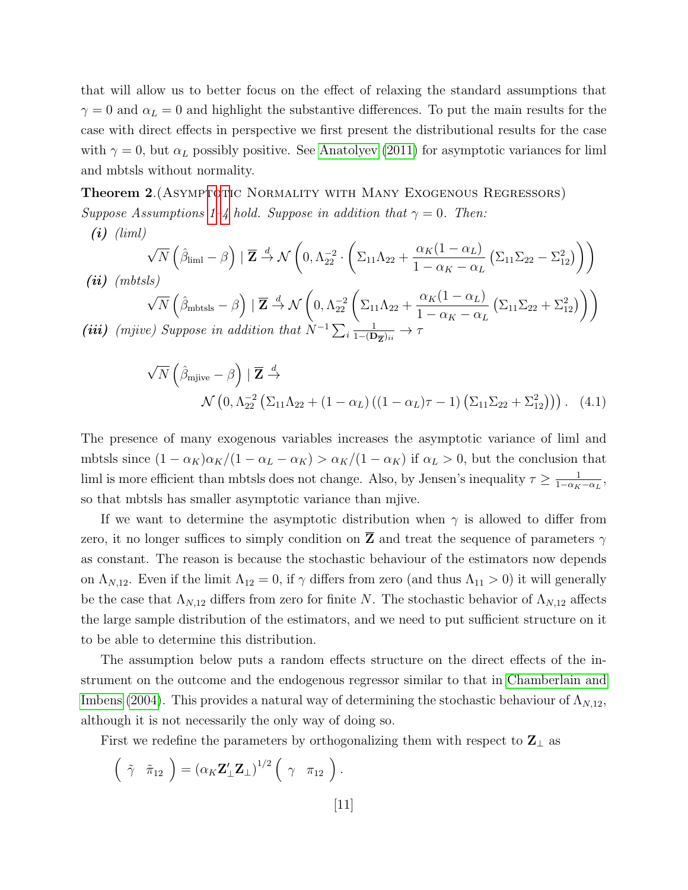that will allow us to better focus on the effect of relaxing the standard assumptions that $\gamma = 0$ and $\alpha_L = 0$ and highlight the substantive differences. To put the main results for the case with direct effects in perspective we first present the distributional results for the case with $\gamma = 0$, but $\alpha_L$ possibly positive. See Anatolyev (2011) for asymptotic variances for liml and mbtsls without normality.

**Theorem 2.**(Asymptotic Normality with Many Exogenous Regressors) *Suppose Assumptions 1–4 hold. Suppose in addition that $\gamma = 0$. Then:*

***(i)*** *(liml)*

$$\sqrt{N}\left(\hat{\beta}_{\text{liml}} - \beta\right) \mid \overline{\mathbf{Z}} \xrightarrow{d} \mathcal{N}\left(0, \Lambda_{22}^{-2} \cdot \left(\Sigma_{11}\Lambda_{22} + \frac{\alpha_K(1-\alpha_L)}{1-\alpha_K-\alpha_L}\left(\Sigma_{11}\Sigma_{22} - \Sigma_{12}^2\right)\right)\right)$$

***(ii)*** *(mbtsls)*

$$\sqrt{N}\left(\hat{\beta}_{\text{mbtsls}} - \beta\right) \mid \overline{\mathbf{Z}} \xrightarrow{d} \mathcal{N}\left(0, \Lambda_{22}^{-2}\left(\Sigma_{11}\Lambda_{22} + \frac{\alpha_K(1-\alpha_L)}{1-\alpha_K-\alpha_L}\left(\Sigma_{11}\Sigma_{22} + \Sigma_{12}^2\right)\right)\right)$$

***(iii)*** *(mjive) Suppose in addition that $N^{-1}\sum_i \frac{1}{1-(\mathbf{D}_{\overline{\mathbf{Z}}})_{ii}} \to \tau$*

$$\sqrt{N}\left(\hat{\beta}_{\text{mjive}} - \beta\right) \mid \overline{\mathbf{Z}} \xrightarrow{d}$$
$$\mathcal{N}\left(0, \Lambda_{22}^{-2}\left(\Sigma_{11}\Lambda_{22} + (1-\alpha_L)\left((1-\alpha_L)\tau - 1\right)\left(\Sigma_{11}\Sigma_{22} + \Sigma_{12}^2\right)\right)\right). \quad (4.1)$$

The presence of many exogenous variables increases the asymptotic variance of liml and mbtsls since $(1-\alpha_K)\alpha_K/(1-\alpha_L-\alpha_K) > \alpha_K/(1-\alpha_K)$ if $\alpha_L > 0$, but the conclusion that liml is more efficient than mbtsls does not change. Also, by Jensen's inequality $\tau \geq \frac{1}{1-\alpha_K-\alpha_L}$, so that mbtsls has smaller asymptotic variance than mjive.

If we want to determine the asymptotic distribution when $\gamma$ is allowed to differ from zero, it no longer suffices to simply condition on $\overline{\mathbf{Z}}$ and treat the sequence of parameters $\gamma$ as constant. The reason is because the stochastic behaviour of the estimators now depends on $\Lambda_{N,12}$. Even if the limit $\Lambda_{12} = 0$, if $\gamma$ differs from zero (and thus $\Lambda_{11} > 0$) it will generally be the case that $\Lambda_{N,12}$ differs from zero for finite $N$. The stochastic behavior of $\Lambda_{N,12}$ affects the large sample distribution of the estimators, and we need to put sufficient structure on it to be able to determine this distribution.

The assumption below puts a random effects structure on the direct effects of the instrument on the outcome and the endogenous regressor similar to that in Chamberlain and Imbens (2004). This provides a natural way of determining the stochastic behaviour of $\Lambda_{N,12}$, although it is not necessarily the only way of doing so.

First we redefine the parameters by orthogonalizing them with respect to $\mathbf{Z}_\perp$ as

$$\begin{pmatrix} \tilde{\gamma} & \tilde{\pi}_{12} \end{pmatrix} = \left(\alpha_K \mathbf{Z}_\perp' \mathbf{Z}_\perp\right)^{1/2} \begin{pmatrix} \gamma & \pi_{12} \end{pmatrix}.$$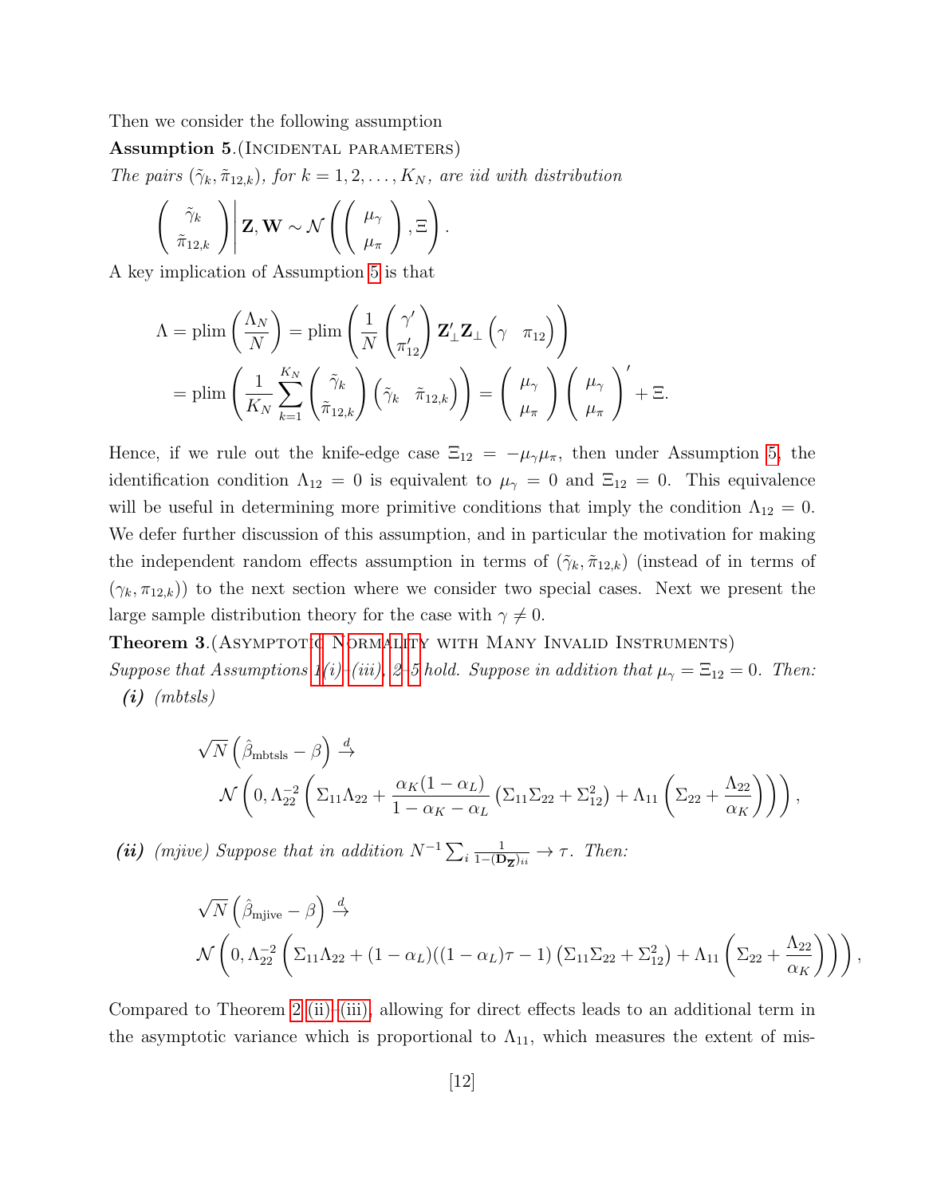Then we consider the following assumption

**Assumption 5.**(Incidental parameters)
*The pairs $(\tilde{\gamma}_k, \tilde{\pi}_{12,k})$, for $k = 1, 2, \ldots, K_N$, are iid with distribution*

$$\left( \begin{array}{c} \tilde{\gamma}_k \\ \tilde{\pi}_{12,k} \end{array} \right) \Bigg| \mathbf{Z}, \mathbf{W} \sim \mathcal{N}\left( \left( \begin{array}{c} \mu_\gamma \\ \mu_\pi \end{array} \right), \Xi \right).$$

A key implication of Assumption 5 is that

$$\Lambda = \text{plim}\left(\frac{\Lambda_N}{N}\right) = \text{plim}\left( \frac{1}{N} \begin{pmatrix} \gamma' \\ \pi_{12}' \end{pmatrix} \mathbf{Z}_\perp' \mathbf{Z}_\perp \begin{pmatrix} \gamma & \pi_{12} \end{pmatrix} \right)$$
$$= \text{plim}\left( \frac{1}{K_N} \sum_{k=1}^{K_N} \begin{pmatrix} \tilde{\gamma}_k \\ \tilde{\pi}_{12,k} \end{pmatrix} \begin{pmatrix} \tilde{\gamma}_k & \tilde{\pi}_{12,k} \end{pmatrix} \right) = \begin{pmatrix} \mu_\gamma \\ \mu_\pi \end{pmatrix} \begin{pmatrix} \mu_\gamma \\ \mu_\pi \end{pmatrix}' + \Xi.$$

Hence, if we rule out the knife-edge case $\Xi_{12} = -\mu_\gamma \mu_\pi$, then under Assumption 5, the identification condition $\Lambda_{12} = 0$ is equivalent to $\mu_\gamma = 0$ and $\Xi_{12} = 0$. This equivalence will be useful in determining more primitive conditions that imply the condition $\Lambda_{12} = 0$. We defer further discussion of this assumption, and in particular the motivation for making the independent random effects assumption in terms of $(\tilde{\gamma}_k, \tilde{\pi}_{12,k})$ (instead of in terms of $(\gamma_k, \pi_{12,k})$) to the next section where we consider two special cases. Next we present the large sample distribution theory for the case with $\gamma \neq 0$.

**Theorem 3.**(Asymptotic Normality with Many Invalid Instruments)
*Suppose that Assumptions 1(i)–(iii), 2–5 hold. Suppose in addition that $\mu_\gamma = \Xi_{12} = 0$. Then:*

***(i)*** *(mbtsls)*

$$\sqrt{N}\left(\hat{\beta}_{\text{mbtsls}} - \beta\right) \xrightarrow{d}$$
$$\mathcal{N}\left(0, \Lambda_{22}^{-2}\left(\Sigma_{11}\Lambda_{22} + \frac{\alpha_K(1-\alpha_L)}{1-\alpha_K-\alpha_L}\left(\Sigma_{11}\Sigma_{22} + \Sigma_{12}^2\right) + \Lambda_{11}\left(\Sigma_{22} + \frac{\Lambda_{22}}{\alpha_K}\right)\right)\right),$$

***(ii)*** *(mjive) Suppose that in addition $N^{-1}\sum_i \frac{1}{1-(\mathbf{D_Z})_{ii}} \to \tau$. Then:*

$$\sqrt{N}\left(\hat{\beta}_{\text{mjive}} - \beta\right) \xrightarrow{d}$$
$$\mathcal{N}\left(0, \Lambda_{22}^{-2}\left(\Sigma_{11}\Lambda_{22} + (1-\alpha_L)((1-\alpha_L)\tau - 1)\left(\Sigma_{11}\Sigma_{22} + \Sigma_{12}^2\right) + \Lambda_{11}\left(\Sigma_{22} + \frac{\Lambda_{22}}{\alpha_K}\right)\right)\right),$$

Compared to Theorem 2 (ii)–(iii), allowing for direct effects leads to an additional term in the asymptotic variance which is proportional to $\Lambda_{11}$, which measures the extent of mis-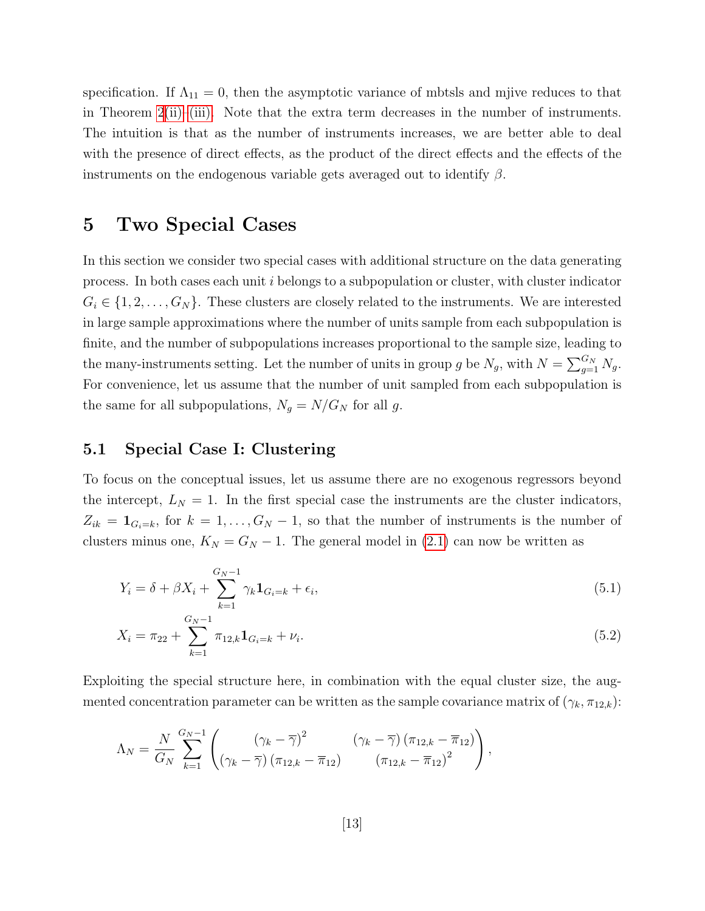specification. If $\Lambda_{11} = 0$, then the asymptotic variance of mbtsls and mjive reduces to that in Theorem 2(ii)–(iii). Note that the extra term decreases in the number of instruments. The intuition is that as the number of instruments increases, we are better able to deal with the presence of direct effects, as the product of the direct effects and the effects of the instruments on the endogenous variable gets averaged out to identify $\beta$.

# 5 Two Special Cases

In this section we consider two special cases with additional structure on the data generating process. In both cases each unit $i$ belongs to a subpopulation or cluster, with cluster indicator $G_i \in \{1, 2, \ldots, G_N\}$. These clusters are closely related to the instruments. We are interested in large sample approximations where the number of units sample from each subpopulation is finite, and the number of subpopulations increases proportional to the sample size, leading to the many-instruments setting. Let the number of units in group $g$ be $N_g$, with $N = \sum_{g=1}^{G_N} N_g$. For convenience, let us assume that the number of unit sampled from each subpopulation is the same for all subpopulations, $N_g = N/G_N$ for all $g$.

## 5.1 Special Case I: Clustering

To focus on the conceptual issues, let us assume there are no exogenous regressors beyond the intercept, $L_N = 1$. In the first special case the instruments are the cluster indicators, $Z_{ik} = \mathbf{1}_{G_i=k}$, for $k = 1, \ldots, G_N - 1$, so that the number of instruments is the number of clusters minus one, $K_N = G_N - 1$. The general model in (2.1) can now be written as

$$Y_i = \delta + \beta X_i + \sum_{k=1}^{G_N-1} \gamma_k \mathbf{1}_{G_i=k} + \epsilon_i, \tag{5.1}$$

$$X_i = \pi_{22} + \sum_{k=1}^{G_N-1} \pi_{12,k} \mathbf{1}_{G_i=k} + \nu_i. \tag{5.2}$$

Exploiting the special structure here, in combination with the equal cluster size, the augmented concentration parameter can be written as the sample covariance matrix of $(\gamma_k, \pi_{12,k})$:

$$\Lambda_N = \frac{N}{G_N} \sum_{k=1}^{G_N-1} \begin{pmatrix} (\gamma_k - \overline{\gamma})^2 & (\gamma_k - \overline{\gamma})(\pi_{12,k} - \overline{\pi}_{12}) \\ (\gamma_k - \overline{\gamma})(\pi_{12,k} - \overline{\pi}_{12}) & (\pi_{12,k} - \overline{\pi}_{12})^2 \end{pmatrix},$$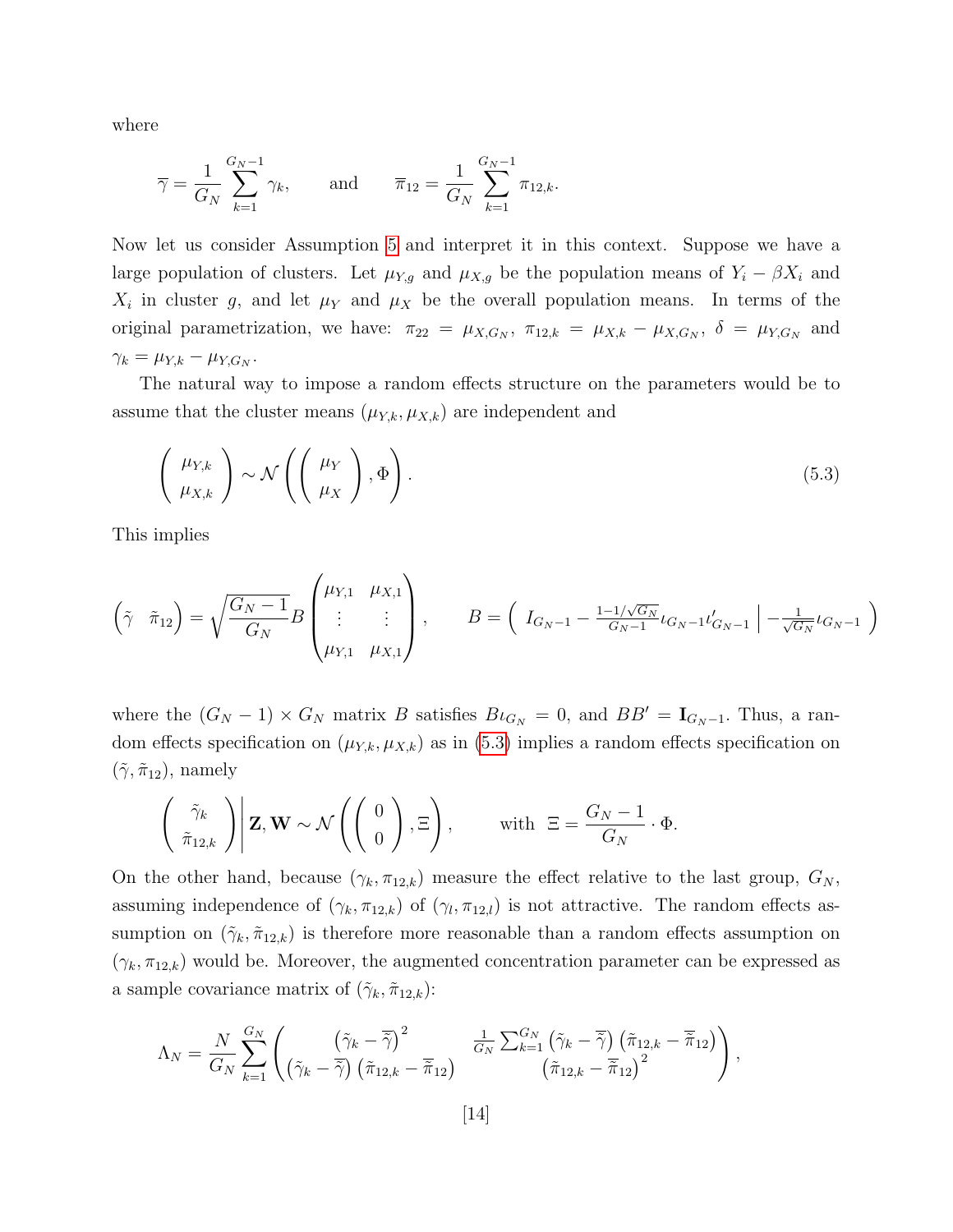where

$$\overline{\gamma} = \frac{1}{G_N}\sum_{k=1}^{G_N-1}\gamma_k, \qquad \text{and} \qquad \overline{\pi}_{12} = \frac{1}{G_N}\sum_{k=1}^{G_N-1}\pi_{12,k}.$$

Now let us consider Assumption 5 and interpret it in this context. Suppose we have a large population of clusters. Let $\mu_{Y,g}$ and $\mu_{X,g}$ be the population means of $Y_i - \beta X_i$ and $X_i$ in cluster $g$, and let $\mu_Y$ and $\mu_X$ be the overall population means. In terms of the original parametrization, we have: $\pi_{22} = \mu_{X,G_N}$, $\pi_{12,k} = \mu_{X,k} - \mu_{X,G_N}$, $\delta = \mu_{Y,G_N}$ and $\gamma_k = \mu_{Y,k} - \mu_{Y,G_N}$.

The natural way to impose a random effects structure on the parameters would be to assume that the cluster means $(\mu_{Y,k}, \mu_{X,k})$ are independent and

$$\begin{pmatrix} \mu_{Y,k} \\ \mu_{X,k} \end{pmatrix} \sim \mathcal{N}\left(\begin{pmatrix} \mu_Y \\ \mu_X \end{pmatrix}, \Phi\right). \tag{5.3}$$

This implies

$$\begin{pmatrix} \tilde{\gamma} & \tilde{\pi}_{12} \end{pmatrix} = \sqrt{\frac{G_N - 1}{G_N}} B \begin{pmatrix} \mu_{Y,1} & \mu_{X,1} \\ \vdots & \vdots \\ \mu_{Y,1} & \mu_{X,1} \end{pmatrix}, \qquad B = \left( \, I_{G_N-1} - \tfrac{1-1/\sqrt{G_N}}{G_N-1}\iota_{G_N-1}\iota'_{G_N-1} \;\middle|\; -\tfrac{1}{\sqrt{G_N}}\iota_{G_N-1} \, \right)$$

where the $(G_N - 1) \times G_N$ matrix $B$ satisfies $B\iota_{G_N} = 0$, and $BB' = \mathbf{I}_{G_N-1}$. Thus, a random effects specification on $(\mu_{Y,k}, \mu_{X,k})$ as in (5.3) implies a random effects specification on $(\tilde{\gamma}, \tilde{\pi}_{12})$, namely

$$\left.\begin{pmatrix} \tilde{\gamma}_k \\ \tilde{\pi}_{12,k} \end{pmatrix}\right| \mathbf{Z}, \mathbf{W} \sim \mathcal{N}\left(\begin{pmatrix} 0 \\ 0 \end{pmatrix}, \Xi\right), \qquad \text{with } \; \Xi = \frac{G_N - 1}{G_N} \cdot \Phi.$$

On the other hand, because $(\gamma_k, \pi_{12,k})$ measure the effect relative to the last group, $G_N$, assuming independence of $(\gamma_k, \pi_{12,k})$ of $(\gamma_l, \pi_{12,l})$ is not attractive. The random effects assumption on $(\tilde{\gamma}_k, \tilde{\pi}_{12,k})$ is therefore more reasonable than a random effects assumption on $(\gamma_k, \pi_{12,k})$ would be. Moreover, the augmented concentration parameter can be expressed as a sample covariance matrix of $(\tilde{\gamma}_k, \tilde{\pi}_{12,k})$:

$$\Lambda_N = \frac{N}{G_N}\sum_{k=1}^{G_N}\begin{pmatrix} \left(\tilde{\gamma}_k - \overline{\tilde{\gamma}}\right)^2 & \frac{1}{G_N}\sum_{k=1}^{G_N}\left(\tilde{\gamma}_k - \overline{\tilde{\gamma}}\right)\left(\tilde{\pi}_{12,k} - \overline{\tilde{\pi}}_{12}\right) \\ \left(\tilde{\gamma}_k - \overline{\tilde{\gamma}}\right)\left(\tilde{\pi}_{12,k} - \overline{\tilde{\pi}}_{12}\right) & \left(\tilde{\pi}_{12,k} - \overline{\tilde{\pi}}_{12}\right)^2 \end{pmatrix},$$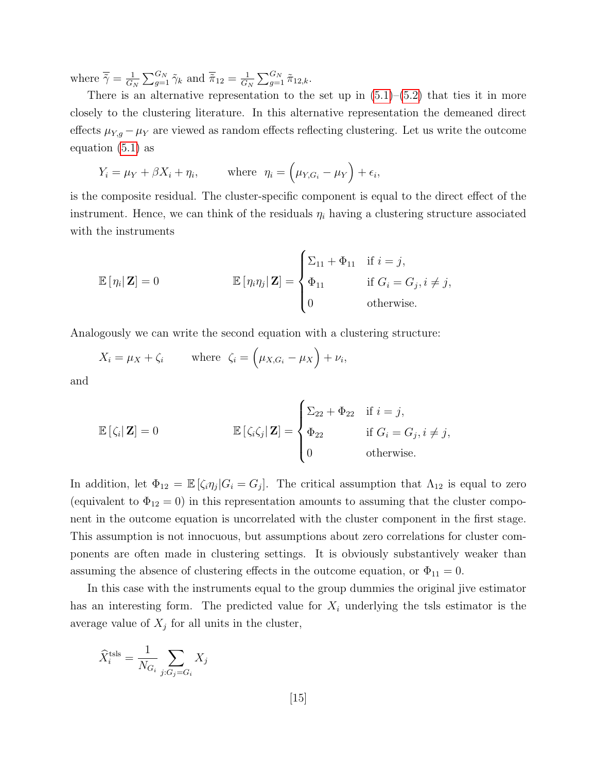where $\overline{\tilde{\gamma}} = \frac{1}{G_N}\sum_{g=1}^{G_N} \tilde{\gamma}_k$ and $\overline{\tilde{\pi}}_{12} = \frac{1}{G_N}\sum_{g=1}^{G_N} \tilde{\pi}_{12,k}$.

There is an alternative representation to the set up in (5.1)–(5.2) that ties it in more closely to the clustering literature. In this alternative representation the demeaned direct effects $\mu_{Y,g} - \mu_Y$ are viewed as random effects reflecting clustering. Let us write the outcome equation (5.1) as

$$Y_i = \mu_Y + \beta X_i + \eta_i, \qquad \text{where} \;\; \eta_i = \Big(\mu_{Y,G_i} - \mu_Y\Big) + \epsilon_i,$$

is the composite residual. The cluster-specific component is equal to the direct effect of the instrument. Hence, we can think of the residuals $\eta_i$ having a clustering structure associated with the instruments

$$\mathbb{E}\left[\eta_i \middle| \mathbf{Z}\right] = 0 \qquad\qquad \mathbb{E}\left[\eta_i\eta_j \middle| \mathbf{Z}\right] = \begin{cases} \Sigma_{11} + \Phi_{11} & \text{if } i = j, \\ \Phi_{11} & \text{if } G_i = G_j, i \neq j, \\ 0 & \text{otherwise.} \end{cases}$$

Analogously we can write the second equation with a clustering structure:

$$X_i = \mu_X + \zeta_i \qquad \text{where} \;\; \zeta_i = \Big(\mu_{X,G_i} - \mu_X\Big) + \nu_i,$$

and

$$\mathbb{E}\left[\zeta_i \middle| \mathbf{Z}\right] = 0 \qquad\qquad \mathbb{E}\left[\zeta_i\zeta_j \middle| \mathbf{Z}\right] = \begin{cases} \Sigma_{22} + \Phi_{22} & \text{if } i = j, \\ \Phi_{22} & \text{if } G_i = G_j, i \neq j, \\ 0 & \text{otherwise.} \end{cases}$$

In addition, let $\Phi_{12} = \mathbb{E}\left[\zeta_i\eta_j | G_i = G_j\right]$. The critical assumption that $\Lambda_{12}$ is equal to zero (equivalent to $\Phi_{12} = 0$) in this representation amounts to assuming that the cluster component in the outcome equation is uncorrelated with the cluster component in the first stage. This assumption is not innocuous, but assumptions about zero correlations for cluster components are often made in clustering settings. It is obviously substantively weaker than assuming the absence of clustering effects in the outcome equation, or $\Phi_{11} = 0$.

In this case with the instruments equal to the group dummies the original jive estimator has an interesting form. The predicted value for $X_i$ underlying the tsls estimator is the average value of $X_j$ for all units in the cluster,

$$\widehat{X}_i^{\text{tsls}} = \frac{1}{N_{G_i}} \sum_{j:G_j = G_i} X_j$$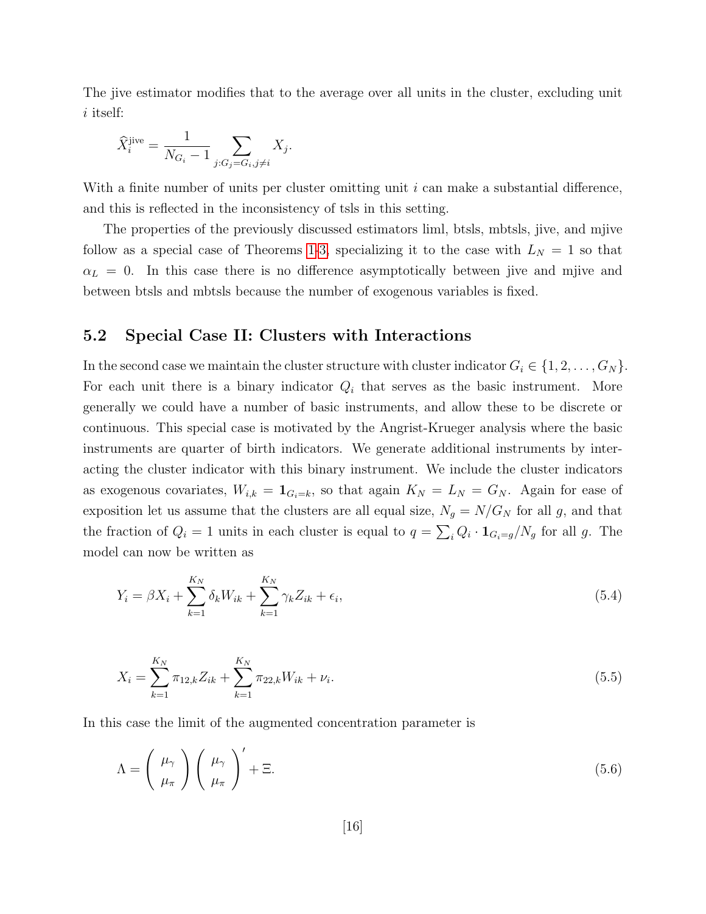The jive estimator modifies that to the average over all units in the cluster, excluding unit $i$ itself:

$$\widehat{X}_i^{\text{jive}} = \frac{1}{N_{G_i} - 1} \sum_{j:G_j=G_i, j\neq i} X_j.$$

With a finite number of units per cluster omitting unit $i$ can make a substantial difference, and this is reflected in the inconsistency of tsls in this setting.

The properties of the previously discussed estimators liml, btsls, mbtsls, jive, and mjive follow as a special case of Theorems 1-3, specializing it to the case with $L_N = 1$ so that $\alpha_L = 0$. In this case there is no difference asymptotically between jive and mjive and between btsls and mbtsls because the number of exogenous variables is fixed.

## 5.2 Special Case II: Clusters with Interactions

In the second case we maintain the cluster structure with cluster indicator $G_i \in \{1, 2, \ldots, G_N\}$. For each unit there is a binary indicator $Q_i$ that serves as the basic instrument. More generally we could have a number of basic instruments, and allow these to be discrete or continuous. This special case is motivated by the Angrist-Krueger analysis where the basic instruments are quarter of birth indicators. We generate additional instruments by interacting the cluster indicator with this binary instrument. We include the cluster indicators as exogenous covariates, $W_{i,k} = \mathbf{1}_{G_i=k}$, so that again $K_N = L_N = G_N$. Again for ease of exposition let us assume that the clusters are all equal size, $N_g = N/G_N$ for all $g$, and that the fraction of $Q_i = 1$ units in each cluster is equal to $q = \sum_i Q_i \cdot \mathbf{1}_{G_i=g}/N_g$ for all $g$. The model can now be written as

$$Y_i = \beta X_i + \sum_{k=1}^{K_N} \delta_k W_{ik} + \sum_{k=1}^{K_N} \gamma_k Z_{ik} + \epsilon_i, \tag{5.4}$$

$$X_i = \sum_{k=1}^{K_N} \pi_{12,k} Z_{ik} + \sum_{k=1}^{K_N} \pi_{22,k} W_{ik} + \nu_i. \tag{5.5}$$

In this case the limit of the augmented concentration parameter is

$$\Lambda = \begin{pmatrix} \mu_\gamma \\ \mu_\pi \end{pmatrix} \begin{pmatrix} \mu_\gamma \\ \mu_\pi \end{pmatrix}' + \Xi. \tag{5.6}$$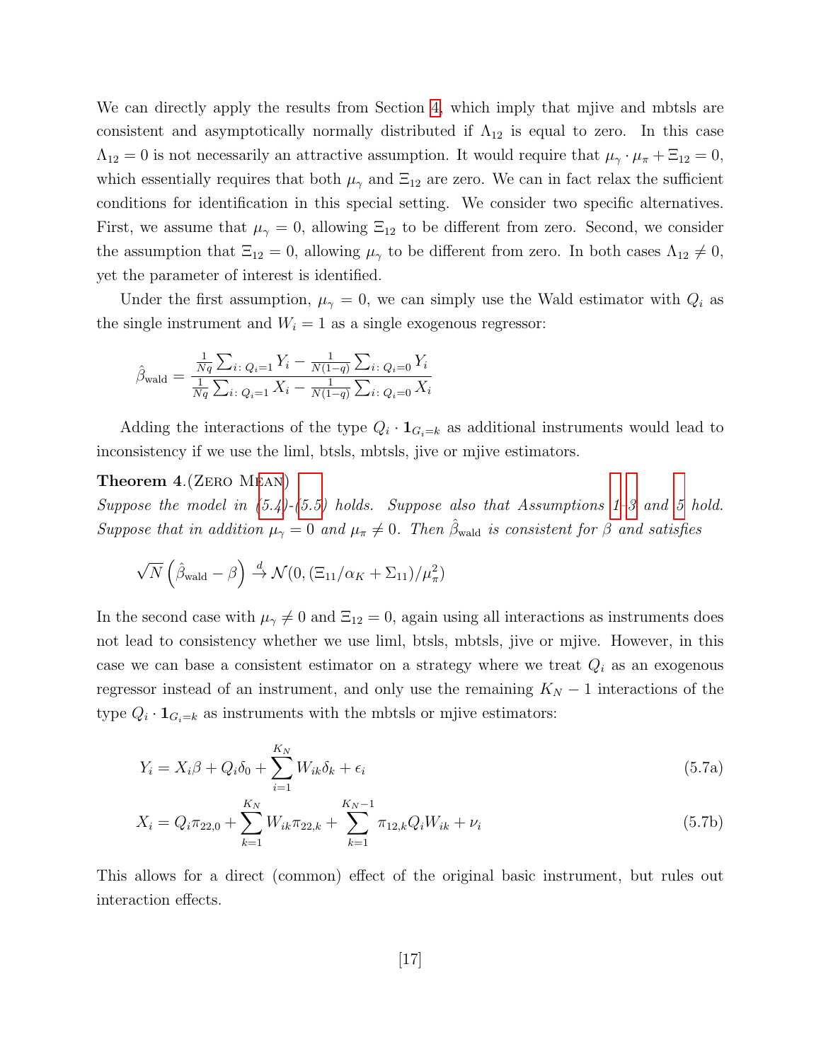We can directly apply the results from Section 4, which imply that mjive and mbtsls are consistent and asymptotically normally distributed if $\Lambda_{12}$ is equal to zero. In this case $\Lambda_{12} = 0$ is not necessarily an attractive assumption. It would require that $\mu_\gamma \cdot \mu_\pi + \Xi_{12} = 0$, which essentially requires that both $\mu_\gamma$ and $\Xi_{12}$ are zero. We can in fact relax the sufficient conditions for identification in this special setting. We consider two specific alternatives. First, we assume that $\mu_\gamma = 0$, allowing $\Xi_{12}$ to be different from zero. Second, we consider the assumption that $\Xi_{12} = 0$, allowing $\mu_\gamma$ to be different from zero. In both cases $\Lambda_{12} \neq 0$, yet the parameter of interest is identified.

Under the first assumption, $\mu_\gamma = 0$, we can simply use the Wald estimator with $Q_i$ as the single instrument and $W_i = 1$ as a single exogenous regressor:

$$\hat{\beta}_{\text{wald}} = \frac{\frac{1}{Nq}\sum_{i:\, Q_i=1} Y_i - \frac{1}{N(1-q)}\sum_{i:\, Q_i=0} Y_i}{\frac{1}{Nq}\sum_{i:\, Q_i=1} X_i - \frac{1}{N(1-q)}\sum_{i:\, Q_i=0} X_i}$$

Adding the interactions of the type $Q_i \cdot \mathbf{1}_{G_i=k}$ as additional instruments would lead to inconsistency if we use the liml, btsls, mbtsls, jive or mjive estimators.

**Theorem 4.**(Zero Mean)
*Suppose the model in (5.4)-(5.5) holds. Suppose also that Assumptions 1-3 and 5 hold. Suppose that in addition $\mu_\gamma = 0$ and $\mu_\pi \neq 0$. Then $\hat{\beta}_{\text{wald}}$ is consistent for $\beta$ and satisfies*

$$\sqrt{N}\left(\hat{\beta}_{\text{wald}} - \beta\right) \xrightarrow{d} \mathcal{N}(0, (\Xi_{11}/\alpha_K + \Sigma_{11})/\mu_\pi^2)$$

In the second case with $\mu_\gamma \neq 0$ and $\Xi_{12} = 0$, again using all interactions as instruments does not lead to consistency whether we use liml, btsls, mbtsls, jive or mjive. However, in this case we can base a consistent estimator on a strategy where we treat $Q_i$ as an exogenous regressor instead of an instrument, and only use the remaining $K_N - 1$ interactions of the type $Q_i \cdot \mathbf{1}_{G_i=k}$ as instruments with the mbtsls or mjive estimators:

$$Y_i = X_i\beta + Q_i\delta_0 + \sum_{i=1}^{K_N} W_{ik}\delta_k + \epsilon_i \tag{5.7a}$$

$$X_i = Q_i\pi_{22,0} + \sum_{k=1}^{K_N} W_{ik}\pi_{22,k} + \sum_{k=1}^{K_N-1} \pi_{12,k}Q_iW_{ik} + \nu_i \tag{5.7b}$$

This allows for a direct (common) effect of the original basic instrument, but rules out interaction effects.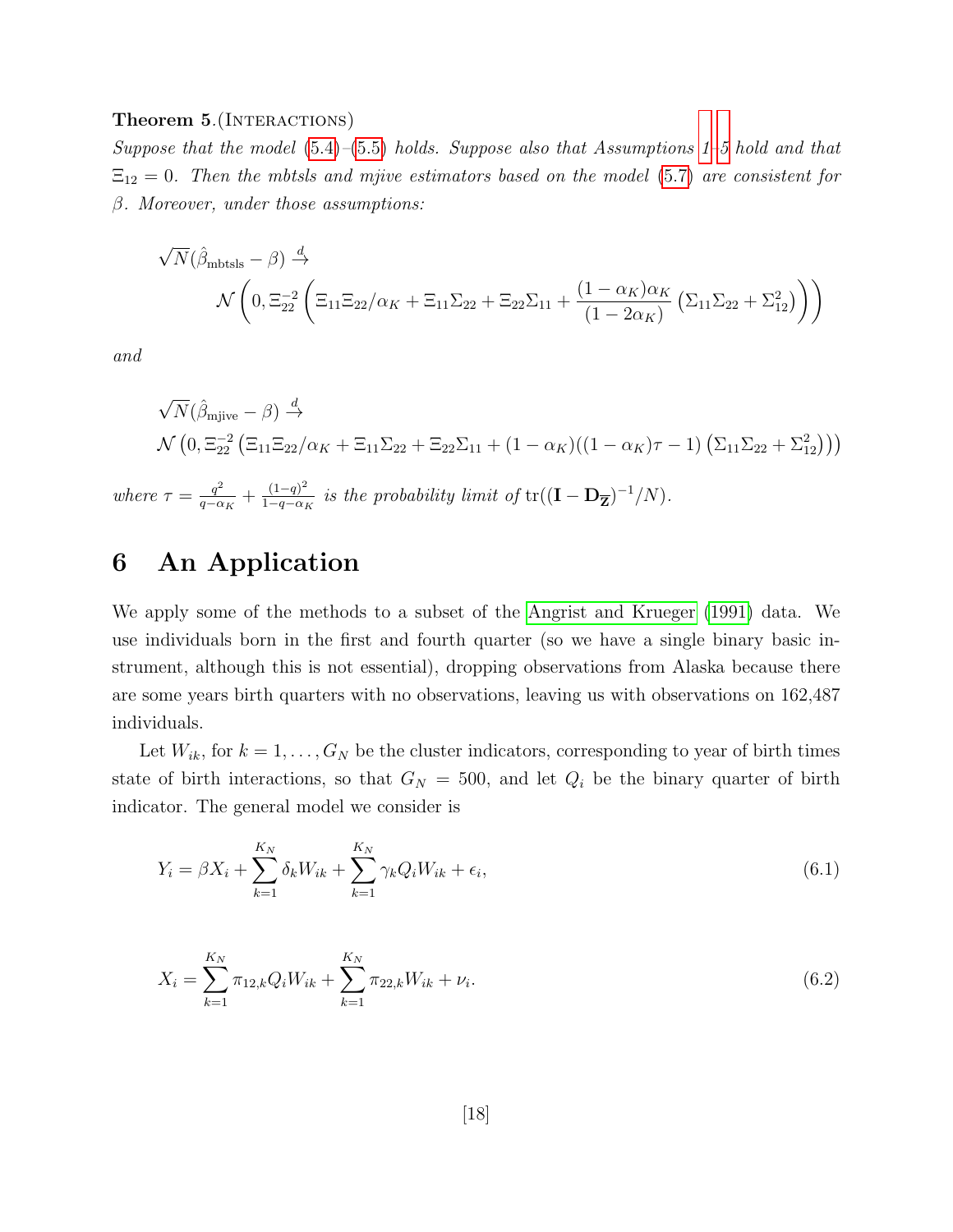**Theorem 5.** (Interactions)
*Suppose that the model (5.4)–(5.5) holds. Suppose also that Assumptions 1–5 hold and that $\Xi_{12} = 0$. Then the mbtsls and mjive estimators based on the model (5.7) are consistent for $\beta$. Moreover, under those assumptions:*

$$\sqrt{N}(\hat{\beta}_{\text{mbtsls}} - \beta) \xrightarrow{d} \mathcal{N}\left(0, \Xi_{22}^{-2}\left(\Xi_{11}\Xi_{22}/\alpha_K + \Xi_{11}\Sigma_{22} + \Xi_{22}\Sigma_{11} + \frac{(1-\alpha_K)\alpha_K}{(1-2\alpha_K)}\left(\Sigma_{11}\Sigma_{22} + \Sigma_{12}^2\right)\right)\right)$$

*and*

$$\sqrt{N}(\hat{\beta}_{\text{mjive}} - \beta) \xrightarrow{d} \mathcal{N}\left(0, \Xi_{22}^{-2}\left(\Xi_{11}\Xi_{22}/\alpha_K + \Xi_{11}\Sigma_{22} + \Xi_{22}\Sigma_{11} + (1-\alpha_K)((1-\alpha_K)\tau - 1)\left(\Sigma_{11}\Sigma_{22} + \Sigma_{12}^2\right)\right)\right)$$

*where $\tau = \frac{q^2}{q-\alpha_K} + \frac{(1-q)^2}{1-q-\alpha_K}$ is the probability limit of $\operatorname{tr}((\mathbf{I} - \mathbf{D}_{\overline{\mathbf{Z}}})^{-1}/N)$.*

# 6 An Application

We apply some of the methods to a subset of the Angrist and Krueger (1991) data. We use individuals born in the first and fourth quarter (so we have a single binary basic instrument, although this is not essential), dropping observations from Alaska because there are some years birth quarters with no observations, leaving us with observations on 162,487 individuals.

Let $W_{ik}$, for $k = 1, \ldots, G_N$ be the cluster indicators, corresponding to year of birth times state of birth interactions, so that $G_N = 500$, and let $Q_i$ be the binary quarter of birth indicator. The general model we consider is

$$Y_i = \beta X_i + \sum_{k=1}^{K_N} \delta_k W_{ik} + \sum_{k=1}^{K_N} \gamma_k Q_i W_{ik} + \epsilon_i, \tag{6.1}$$

$$X_i = \sum_{k=1}^{K_N} \pi_{12,k} Q_i W_{ik} + \sum_{k=1}^{K_N} \pi_{22,k} W_{ik} + \nu_i. \tag{6.2}$$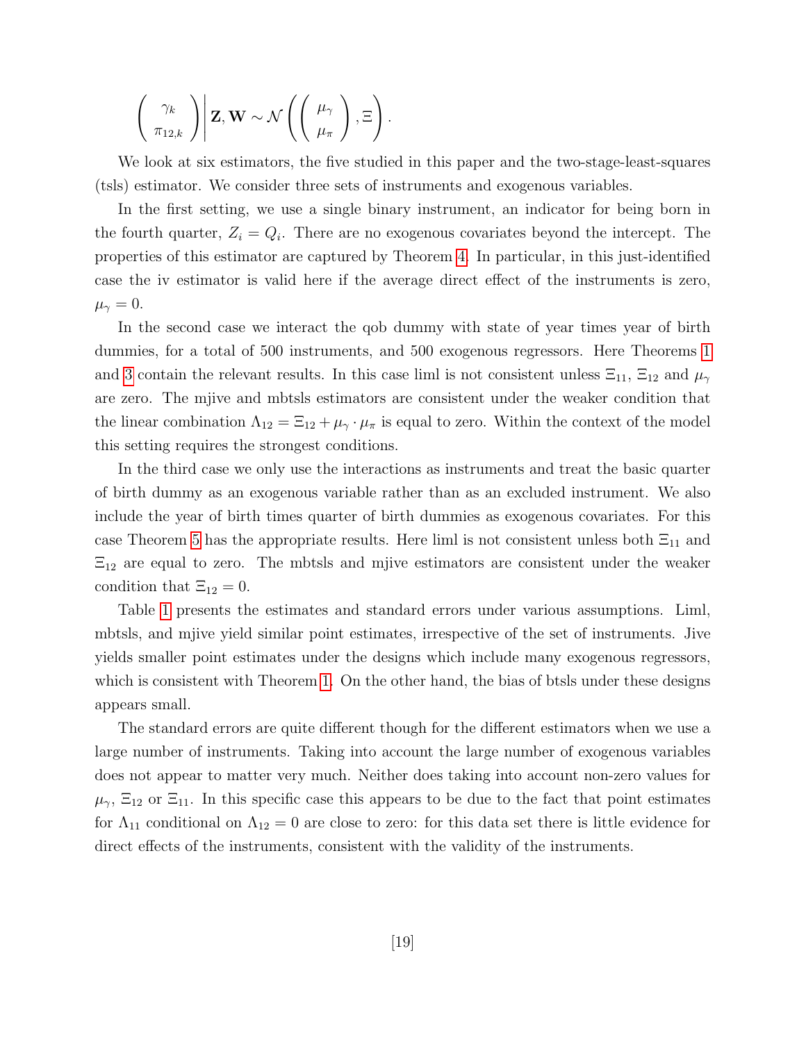$$\left( \begin{array}{c} \gamma_k \\ \pi_{12,k} \end{array} \right) \Bigg| \mathbf{Z}, \mathbf{W} \sim \mathcal{N}\left( \left( \begin{array}{c} \mu_\gamma \\ \mu_\pi \end{array} \right), \Xi \right).$$

We look at six estimators, the five studied in this paper and the two-stage-least-squares (tsls) estimator. We consider three sets of instruments and exogenous variables.

In the first setting, we use a single binary instrument, an indicator for being born in the fourth quarter, $Z_i = Q_i$. There are no exogenous covariates beyond the intercept. The properties of this estimator are captured by Theorem 4. In particular, in this just-identified case the iv estimator is valid here if the average direct effect of the instruments is zero, $\mu_\gamma = 0$.

In the second case we interact the qob dummy with state of year times year of birth dummies, for a total of 500 instruments, and 500 exogenous regressors. Here Theorems 1 and 3 contain the relevant results. In this case liml is not consistent unless $\Xi_{11}$, $\Xi_{12}$ and $\mu_\gamma$ are zero. The mjive and mbtsls estimators are consistent under the weaker condition that the linear combination $\Lambda_{12} = \Xi_{12} + \mu_\gamma \cdot \mu_\pi$ is equal to zero. Within the context of the model this setting requires the strongest conditions.

In the third case we only use the interactions as instruments and treat the basic quarter of birth dummy as an exogenous variable rather than as an excluded instrument. We also include the year of birth times quarter of birth dummies as exogenous covariates. For this case Theorem 5 has the appropriate results. Here liml is not consistent unless both $\Xi_{11}$ and $\Xi_{12}$ are equal to zero. The mbtsls and mjive estimators are consistent under the weaker condition that $\Xi_{12} = 0$.

Table 1 presents the estimates and standard errors under various assumptions. Liml, mbtsls, and mjive yield similar point estimates, irrespective of the set of instruments. Jive yields smaller point estimates under the designs which include many exogenous regressors, which is consistent with Theorem 1. On the other hand, the bias of btsls under these designs appears small.

The standard errors are quite different though for the different estimators when we use a large number of instruments. Taking into account the large number of exogenous variables does not appear to matter very much. Neither does taking into account non-zero values for $\mu_\gamma$, $\Xi_{12}$ or $\Xi_{11}$. In this specific case this appears to be due to the fact that point estimates for $\Lambda_{11}$ conditional on $\Lambda_{12} = 0$ are close to zero: for this data set there is little evidence for direct effects of the instruments, consistent with the validity of the instruments.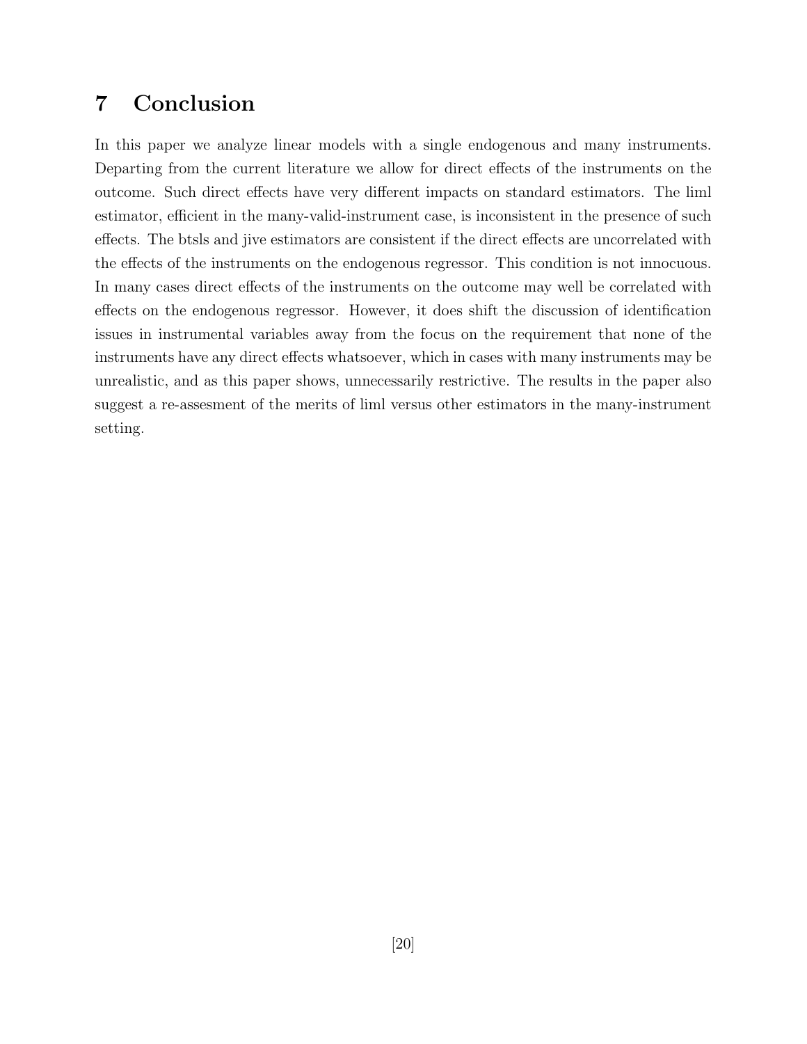# 7 Conclusion

In this paper we analyze linear models with a single endogenous and many instruments. Departing from the current literature we allow for direct effects of the instruments on the outcome. Such direct effects have very different impacts on standard estimators. The liml estimator, efficient in the many-valid-instrument case, is inconsistent in the presence of such effects. The btsls and jive estimators are consistent if the direct effects are uncorrelated with the effects of the instruments on the endogenous regressor. This condition is not innocuous. In many cases direct effects of the instruments on the outcome may well be correlated with effects on the endogenous regressor. However, it does shift the discussion of identification issues in instrumental variables away from the focus on the requirement that none of the instruments have any direct effects whatsoever, which in cases with many instruments may be unrealistic, and as this paper shows, unnecessarily restrictive. The results in the paper also suggest a re-assesment of the merits of liml versus other estimators in the many-instrument setting.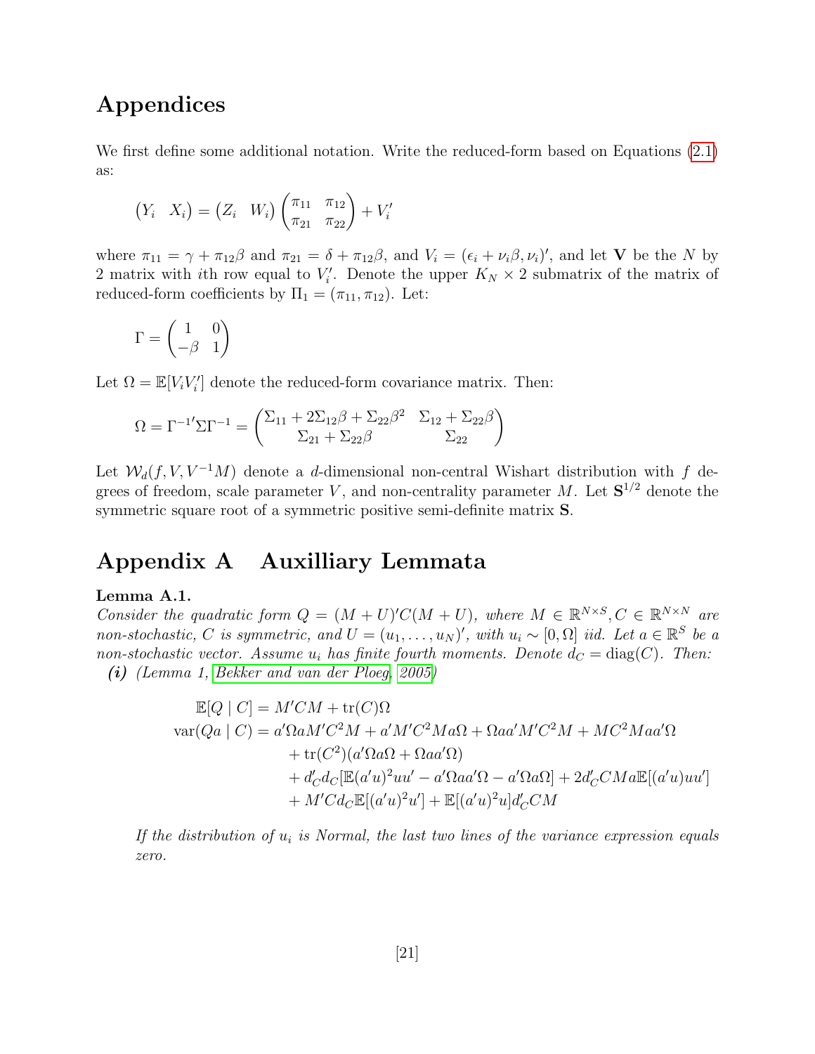# Appendices

We first define some additional notation. Write the reduced-form based on Equations (2.1) as:

$$\begin{pmatrix} Y_i & X_i \end{pmatrix} = \begin{pmatrix} Z_i & W_i \end{pmatrix} \begin{pmatrix} \pi_{11} & \pi_{12} \\ \pi_{21} & \pi_{22} \end{pmatrix} + V_i'$$

where $\pi_{11} = \gamma + \pi_{12}\beta$ and $\pi_{21} = \delta + \pi_{12}\beta$, and $V_i = (\epsilon_i + \nu_i\beta, \nu_i)'$, and let $\mathbf{V}$ be the $N$ by 2 matrix with $i$th row equal to $V_i'$. Denote the upper $K_N \times 2$ submatrix of the matrix of reduced-form coefficients by $\Pi_1 = (\pi_{11}, \pi_{12})$. Let:

$$\Gamma = \begin{pmatrix} 1 & 0 \\ -\beta & 1 \end{pmatrix}$$

Let $\Omega = \mathbb{E}[V_i V_i']$ denote the reduced-form covariance matrix. Then:

$$\Omega = \Gamma^{-1\prime}\Sigma\Gamma^{-1} = \begin{pmatrix} \Sigma_{11} + 2\Sigma_{12}\beta + \Sigma_{22}\beta^2 & \Sigma_{12} + \Sigma_{22}\beta \\ \Sigma_{21} + \Sigma_{22}\beta & \Sigma_{22} \end{pmatrix}$$

Let $\mathcal{W}_d(f, V, V^{-1}M)$ denote a $d$-dimensional non-central Wishart distribution with $f$ degrees of freedom, scale parameter $V$, and non-centrality parameter $M$. Let $\mathbf{S}^{1/2}$ denote the symmetric square root of a symmetric positive semi-definite matrix $\mathbf{S}$.

## Appendix A Auxilliary Lemmata

**Lemma A.1.**

*Consider the quadratic form $Q = (M + U)'C(M + U)$, where $M \in \mathbb{R}^{N\times S}, C \in \mathbb{R}^{N\times N}$ are non-stochastic, $C$ is symmetric, and $U = (u_1, \ldots, u_N)'$, with $u_i \sim [0, \Omega]$ iid. Let $a \in \mathbb{R}^S$ be a non-stochastic vector. Assume $u_i$ has finite fourth moments. Denote $d_C = \text{diag}(C)$. Then:*

***(i)*** *(Lemma 1, Bekker and van der Ploeg, 2005)*

$$\begin{aligned}
\mathbb{E}[Q \mid C] &= M'CM + \text{tr}(C)\Omega \\
\text{var}(Qa \mid C) &= a'\Omega a M'C^2M + a'M'C^2Ma\Omega + \Omega aa'M'C^2M + MC^2Maa'\Omega \\
&\quad + \text{tr}(C^2)(a'\Omega a\Omega + \Omega aa'\Omega) \\
&\quad + d_C'd_C[\mathbb{E}(a'u)^2uu' - a'\Omega aa'\Omega - a'\Omega a\Omega] + 2d_C'CMa\mathbb{E}[(a'u)uu'] \\
&\quad + M'Cd_C\mathbb{E}[(a'u)^2u'] + \mathbb{E}[(a'u)^2u]d_C'CM
\end{aligned}$$

*If the distribution of $u_i$ is Normal, the last two lines of the variance expression equals zero.*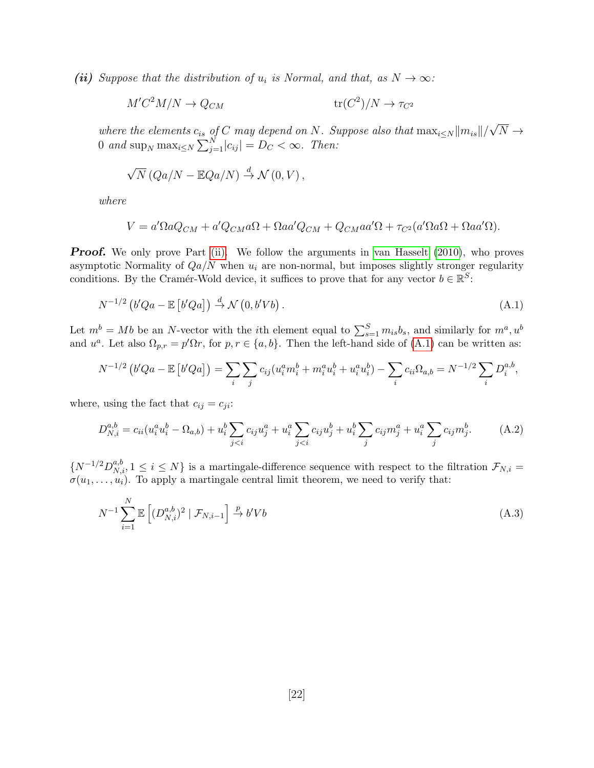***(ii)*** *Suppose that the distribution of $u_i$ is Normal, and that, as $N \to \infty$:*

$$M'C^2M/N \to Q_{CM} \qquad\qquad \mathrm{tr}(C^2)/N \to \tau_{C^2}$$

*where the elements $c_{is}$ of $C$ may depend on $N$. Suppose also that $\max_{i \le N} \|m_{is}\|/\sqrt{N} \to 0$ and $\sup_N \max_{i \le N} \sum_{j=1}^{N} |c_{ij}| = D_C < \infty$. Then:*

$$\sqrt{N}\left(Qa/N - \mathbb{E}Qa/N\right) \xrightarrow{d} \mathcal{N}\left(0, V\right),$$

*where*

$$V = a'\Omega a Q_{CM} + a'Q_{CM}a\Omega + \Omega aa'Q_{CM} + Q_{CM}aa'\Omega + \tau_{C^2}(a'\Omega a\Omega + \Omega aa'\Omega).$$

***Proof.*** We only prove Part (ii). We follow the arguments in van Hasselt (2010), who proves asymptotic Normality of $Qa/N$ when $u_i$ are non-normal, but imposes slightly stronger regularity conditions. By the Cramér-Wold device, it suffices to prove that for any vector $b \in \mathbb{R}^S$:

$$N^{-1/2}\left(b'Qa - \mathbb{E}\left[b'Qa\right]\right) \xrightarrow{d} \mathcal{N}\left(0, b'Vb\right). \tag{A.1}$$

Let $m^b = Mb$ be an $N$-vector with the $i$th element equal to $\sum_{s=1}^{S} m_{is} b_s$, and similarly for $m^a, u^b$ and $u^a$. Let also $\Omega_{p,r} = p'\Omega r$, for $p, r \in \{a, b\}$. Then the left-hand side of (A.1) can be written as:

$$N^{-1/2}\left(b'Qa - \mathbb{E}\left[b'Qa\right]\right) = \sum_i \sum_j c_{ij}(u_i^a m_i^b + m_i^a u_i^b + u_i^a u_i^b) - \sum_i c_{ii}\Omega_{a,b} = N^{-1/2}\sum_i D_i^{a,b},$$

where, using the fact that $c_{ij} = c_{ji}$:

$$D_{N,i}^{a,b} = c_{ii}(u_i^a u_i^b - \Omega_{a,b}) + u_i^b \sum_{j<i} c_{ij} u_j^a + u_i^a \sum_{j<i} c_{ij} u_j^b + u_i^b \sum_j c_{ij} m_j^a + u_i^a \sum_j c_{ij} m_j^b. \tag{A.2}$$

$\{N^{-1/2} D_{N,i}^{a,b}, 1 \le i \le N\}$ is a martingale-difference sequence with respect to the filtration $\mathcal{F}_{N,i} = \sigma(u_1, \ldots, u_i)$. To apply a martingale central limit theorem, we need to verify that:

$$N^{-1}\sum_{i=1}^{N} \mathbb{E}\left[(D_{N,i}^{a,b})^2 \mid \mathcal{F}_{N,i-1}\right] \xrightarrow{p} b'Vb \tag{A.3}$$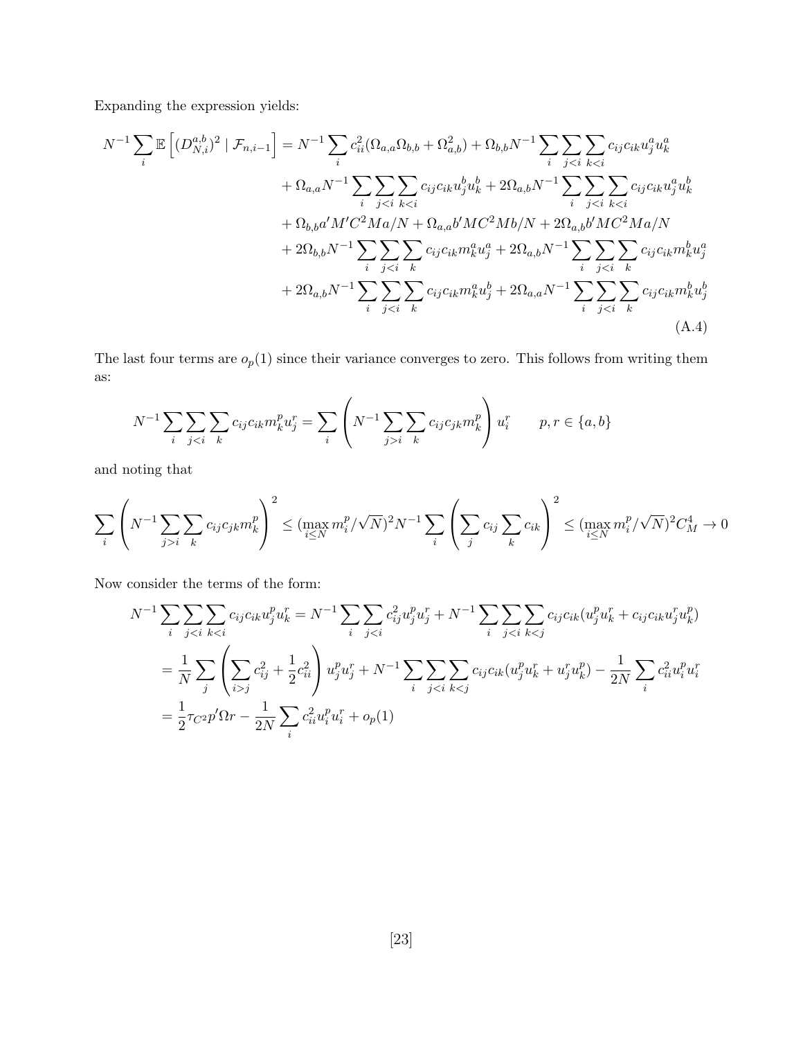Expanding the expression yields:

$$
\begin{aligned}
N^{-1}\sum_i \mathbb{E}\left[(D_{N,i}^{a,b})^2 \mid \mathcal{F}_{n,i-1}\right] = N^{-1}\sum_i c_{ii}^2(\Omega_{a,a}\Omega_{b,b}+\Omega_{a,b}^2) + \Omega_{b,b}N^{-1}\sum_i\sum_{j<i}\sum_{k<i} c_{ij}c_{ik}u_j^a u_k^a \\
+ \Omega_{a,a}N^{-1}\sum_i\sum_{j<i}\sum_{k<i} c_{ij}c_{ik}u_j^b u_k^b + 2\Omega_{a,b}N^{-1}\sum_i\sum_{j<i}\sum_{k<i} c_{ij}c_{ik}u_j^a u_k^b \\
+ \Omega_{b,b}a'M'C^2Ma/N + \Omega_{a,a}b'MC^2Mb/N + 2\Omega_{a,b}b'MC^2Ma/N \\
+ 2\Omega_{b,b}N^{-1}\sum_i\sum_{j<i}\sum_k c_{ij}c_{ik}m_k^a u_j^a + 2\Omega_{a,b}N^{-1}\sum_i\sum_{j<i}\sum_k c_{ij}c_{ik}m_k^b u_j^a \\
+ 2\Omega_{a,b}N^{-1}\sum_i\sum_{j<i}\sum_k c_{ij}c_{ik}m_k^a u_j^b + 2\Omega_{a,a}N^{-1}\sum_i\sum_{j<i}\sum_k c_{ij}c_{ik}m_k^b u_j^b
\end{aligned}
\tag{A.4}
$$

The last four terms are $o_p(1)$ since their variance converges to zero. This follows from writing them as:

$$
N^{-1}\sum_i\sum_{j<i}\sum_k c_{ij}c_{ik}m_k^p u_j^r = \sum_i\left(N^{-1}\sum_{j>i}\sum_k c_{ij}c_{jk}m_k^p\right)u_i^r \qquad p,r\in\{a,b\}
$$

and noting that

$$
\sum_i\left(N^{-1}\sum_{j>i}\sum_k c_{ij}c_{jk}m_k^p\right)^2 \le (\max_{i\le N} m_i^p/\sqrt{N})^2 N^{-1}\sum_i\left(\sum_j c_{ij}\sum_k c_{ik}\right)^2 \le (\max_{i\le N} m_i^p/\sqrt{N})^2 C_M^4 \to 0
$$

Now consider the terms of the form:

$$
\begin{aligned}
N^{-1}\sum_i\sum_{j<i}\sum_{k<i} c_{ij}c_{ik}u_j^p u_k^r &= N^{-1}\sum_i\sum_{j<i} c_{ij}^2 u_j^p u_j^r + N^{-1}\sum_i\sum_{j<i}\sum_{k<j} c_{ij}c_{ik}(u_j^p u_k^r + c_{ij}c_{ik}u_j^r u_k^p) \\
&= \frac{1}{N}\sum_j\left(\sum_{i>j} c_{ij}^2 + \frac{1}{2}c_{ii}^2\right)u_j^p u_j^r + N^{-1}\sum_i\sum_{j<i}\sum_{k<j} c_{ij}c_{ik}(u_j^p u_k^r + u_j^r u_k^p) - \frac{1}{2N}\sum_i c_{ii}^2 u_i^p u_i^r \\
&= \frac{1}{2}\tau_{C^2}p'\Omega r - \frac{1}{2N}\sum_i c_{ii}^2 u_i^p u_i^r + o_p(1)
\end{aligned}
$$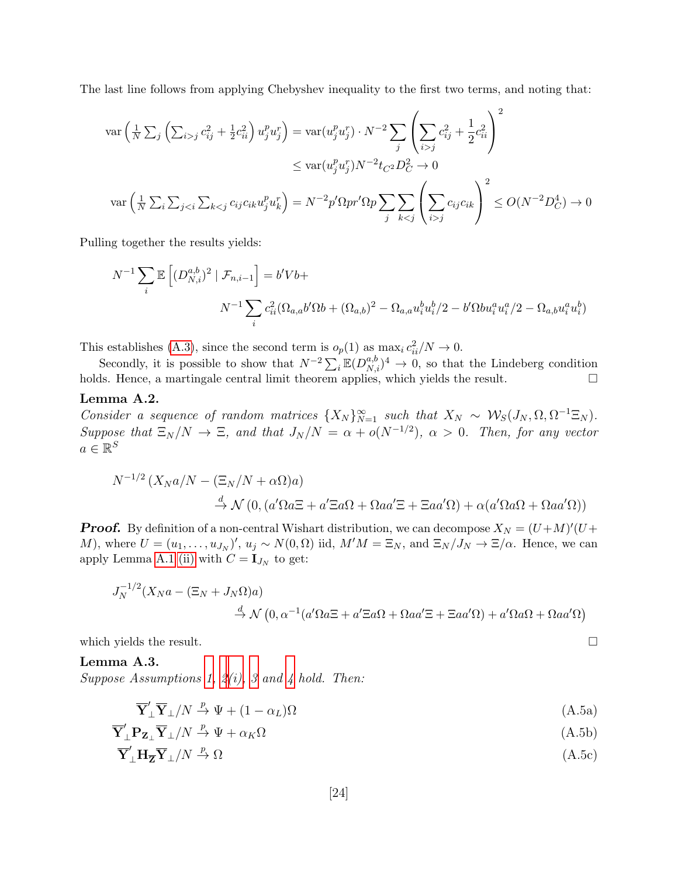The last line follows from applying Chebyshev inequality to the first two terms, and noting that:

$$
\begin{aligned}
\operatorname{var}\left(\tfrac{1}{N}\sum_j \left(\sum_{i>j} c_{ij}^2 + \tfrac{1}{2}c_{ii}^2\right) u_j^p u_j^r\right) &= \operatorname{var}(u_j^p u_j^r)\cdot N^{-2}\sum_j \left(\sum_{i>j} c_{ij}^2 + \frac{1}{2}c_{ii}^2\right)^2 \\
&\leq \operatorname{var}(u_j^p u_j^r) N^{-2} t_{C^2} D_C^2 \to 0 \\
\operatorname{var}\left(\tfrac{1}{N}\sum_i \sum_{j<i}\sum_{k<j} c_{ij}c_{ik} u_j^p u_k^r\right) &= N^{-2} p'\Omega p r'\Omega p \sum_j \sum_{k<j}\left(\sum_{i>j} c_{ij}c_{ik}\right)^2 \leq O(N^{-2}D_C^4) \to 0
\end{aligned}
$$

Pulling together the results yields:

$$
\begin{aligned}
N^{-1}\sum_i \mathbb{E}\left[(D_{N,i}^{a,b})^2 \mid \mathcal{F}_{n,i-1}\right] &= b'Vb + \\
& N^{-1}\sum_i c_{ii}^2(\Omega_{a,a}b'\Omega b + (\Omega_{a,b})^2 - \Omega_{a,a}u_i^b u_i^b/2 - b'\Omega b u_i^a u_i^a/2 - \Omega_{a,b}u_i^a u_i^b)
\end{aligned}
$$

This establishes (A.3), since the second term is $o_p(1)$ as $\max_i c_{ii}^2/N \to 0$.

Secondly, it is possible to show that $N^{-2}\sum_i \mathbb{E}(D_{N,i}^{a,b})^4 \to 0$, so that the Lindeberg condition holds. Hence, a martingale central limit theorem applies, which yields the result. □

**Lemma A.2.**
*Consider a sequence of random matrices $\{X_N\}_{N=1}^\infty$ such that $X_N \sim \mathcal{W}_S(J_N, \Omega, \Omega^{-1}\Xi_N)$. Suppose that $\Xi_N/N \to \Xi$, and that $J_N/N = \alpha + o(N^{-1/2})$, $\alpha > 0$. Then, for any vector $a \in \mathbb{R}^S$*

$$
\begin{aligned}
& N^{-1/2}\left(X_N a/N - (\Xi_N/N + \alpha\Omega)a\right) \\
&\qquad \xrightarrow{d} \mathcal{N}\left(0, (a'\Omega a\Xi + a'\Xi a\Omega + \Omega aa'\Xi + \Xi aa'\Omega) + \alpha(a'\Omega a\Omega + \Omega aa'\Omega)\right)
\end{aligned}
$$

***Proof.*** By definition of a non-central Wishart distribution, we can decompose $X_N = (U+M)'(U+M)$, where $U = (u_1, \dots, u_{J_N})'$, $u_j \sim N(0,\Omega)$ iid, $M'M = \Xi_N$, and $\Xi_N/J_N \to \Xi/\alpha$. Hence, we can apply Lemma A.1 (ii) with $C = \mathbf{I}_{J_N}$ to get:

$$
\begin{aligned}
& J_N^{-1/2}(X_N a - (\Xi_N + J_N\Omega)a) \\
&\qquad \xrightarrow{d} \mathcal{N}\left(0, \alpha^{-1}(a'\Omega a\Xi + a'\Xi a\Omega + \Omega aa'\Xi + \Xi aa'\Omega) + a'\Omega a\Omega + \Omega aa'\Omega\right)
\end{aligned}
$$

which yields the result. □

**Lemma A.3.**
*Suppose Assumptions 1, 2(i), 3 and 4 hold. Then:*

$$
\overline{\mathbf{Y}}_\perp' \overline{\mathbf{Y}}_\perp/N \xrightarrow{p} \Psi + (1-\alpha_L)\Omega \tag{A.5a}
$$

$$
\overline{\mathbf{Y}}_\perp' \mathbf{P}_{\mathbf{Z}_\perp} \overline{\mathbf{Y}}_\perp/N \xrightarrow{p} \Psi + \alpha_K\Omega \tag{A.5b}
$$

$$
\overline{\mathbf{Y}}_\perp' \mathbf{H}_{\overline{\mathbf{Z}}} \overline{\mathbf{Y}}_\perp/N \xrightarrow{p} \Omega \tag{A.5c}
$$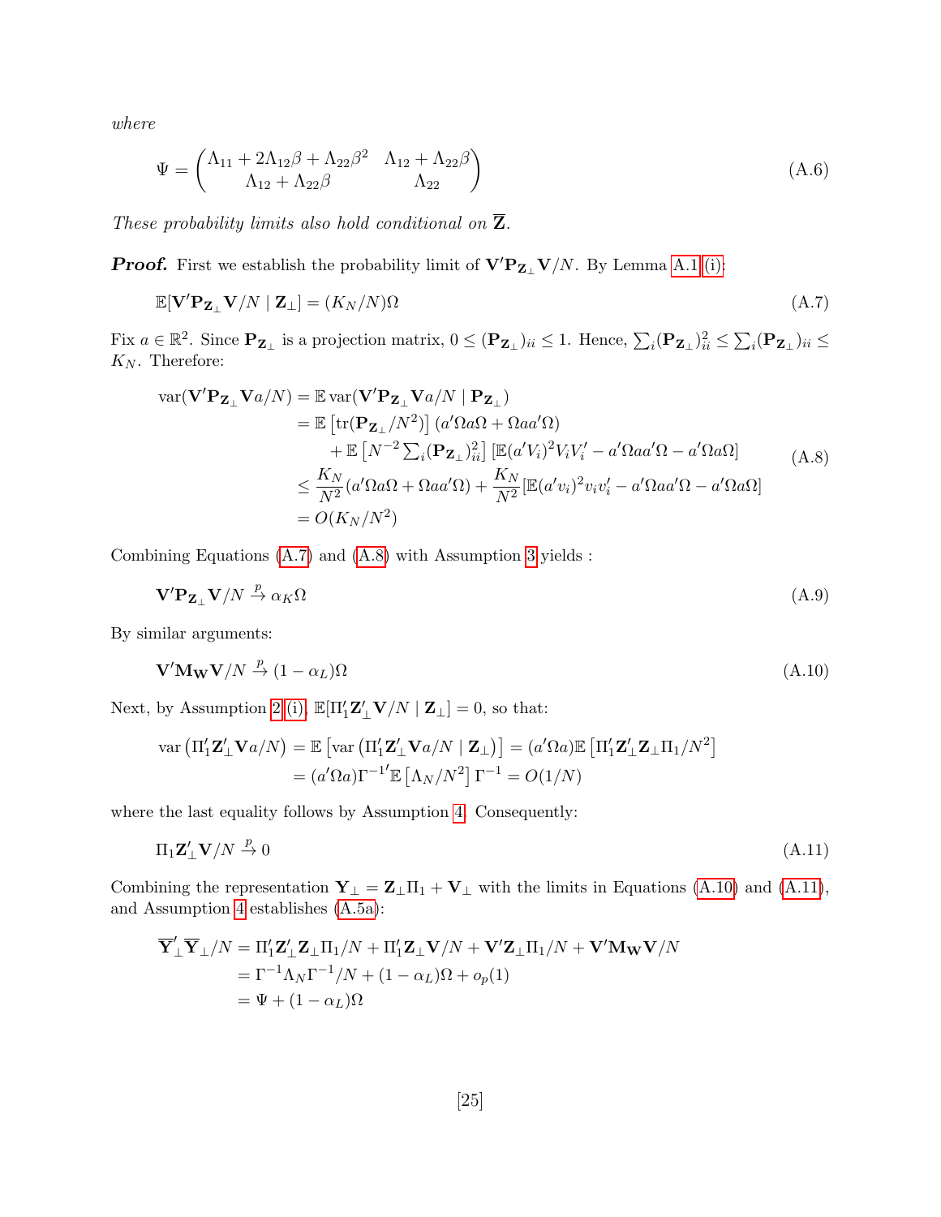*where*

$$\Psi = \begin{pmatrix} \Lambda_{11} + 2\Lambda_{12}\beta + \Lambda_{22}\beta^2 & \Lambda_{12} + \Lambda_{22}\beta \\ \Lambda_{12} + \Lambda_{22}\beta & \Lambda_{22} \end{pmatrix} \tag{A.6}$$

*These probability limits also hold conditional on $\overline{\mathbf{Z}}$.*

***Proof.*** First we establish the probability limit of $\mathbf{V}'\mathbf{P}_{\mathbf{Z}_\perp}\mathbf{V}/N$. By Lemma A.1 (i):

$$\mathbb{E}[\mathbf{V}'\mathbf{P}_{\mathbf{Z}_\perp}\mathbf{V}/N \mid \mathbf{Z}_\perp] = (K_N/N)\Omega \tag{A.7}$$

Fix $a \in \mathbb{R}^2$. Since $\mathbf{P}_{\mathbf{Z}_\perp}$ is a projection matrix, $0 \leq (\mathbf{P}_{\mathbf{Z}_\perp})_{ii} \leq 1$. Hence, $\sum_i (\mathbf{P}_{\mathbf{Z}_\perp})^2_{ii} \leq \sum_i (\mathbf{P}_{\mathbf{Z}_\perp})_{ii} \leq K_N$. Therefore:

$$\begin{aligned} \operatorname{var}(\mathbf{V}'\mathbf{P}_{\mathbf{Z}_\perp}\mathbf{V}a/N) &= \mathbb{E}\operatorname{var}(\mathbf{V}'\mathbf{P}_{\mathbf{Z}_\perp}\mathbf{V}a/N \mid \mathbf{P}_{\mathbf{Z}_\perp}) \\ &= \mathbb{E}\left[\operatorname{tr}(\mathbf{P}_{\mathbf{Z}_\perp}/N^2)\right](a'\Omega a\Omega + \Omega a a'\Omega) \\ &\quad + \mathbb{E}\left[N^{-2}\textstyle\sum_i (\mathbf{P}_{\mathbf{Z}_\perp})^2_{ii}\right]\left[\mathbb{E}(a'V_i)^2 V_i V_i' - a'\Omega a a'\Omega - a'\Omega a\Omega\right] \\ &\leq \frac{K_N}{N^2}(a'\Omega a\Omega + \Omega a a'\Omega) + \frac{K_N}{N^2}\left[\mathbb{E}(a'v_i)^2 v_i v_i' - a'\Omega a a'\Omega - a'\Omega a\Omega\right] \\ &= O(K_N/N^2) \end{aligned} \tag{A.8}$$

Combining Equations (A.7) and (A.8) with Assumption 3 yields :

$$\mathbf{V}'\mathbf{P}_{\mathbf{Z}_\perp}\mathbf{V}/N \xrightarrow{p} \alpha_K\Omega \tag{A.9}$$

By similar arguments:

$$\mathbf{V}'\mathbf{M}_{\mathbf{W}}\mathbf{V}/N \xrightarrow{p} (1-\alpha_L)\Omega \tag{A.10}$$

Next, by Assumption 2 (i), $\mathbb{E}[\Pi_1'\mathbf{Z}_\perp'\mathbf{V}/N \mid \mathbf{Z}_\perp] = 0$, so that:

$$\begin{aligned} \operatorname{var}\left(\Pi_1'\mathbf{Z}_\perp'\mathbf{V}a/N\right) &= \mathbb{E}\left[\operatorname{var}\left(\Pi_1'\mathbf{Z}_\perp'\mathbf{V}a/N \mid \mathbf{Z}_\perp\right)\right] = (a'\Omega a)\mathbb{E}\left[\Pi_1'\mathbf{Z}_\perp'\mathbf{Z}_\perp\Pi_1/N^2\right] \\ &= (a'\Omega a)\Gamma^{-1'}\mathbb{E}\left[\Lambda_N/N^2\right]\Gamma^{-1} = O(1/N) \end{aligned}$$

where the last equality follows by Assumption 4. Consequently:

$$\Pi_1\mathbf{Z}_\perp'\mathbf{V}/N \xrightarrow{p} 0 \tag{A.11}$$

Combining the representation $\mathbf{Y}_\perp = \mathbf{Z}_\perp\Pi_1 + \mathbf{V}_\perp$ with the limits in Equations (A.10) and (A.11), and Assumption 4 establishes (A.5a):

$$\begin{aligned} \overline{\mathbf{Y}}_\perp'\overline{\mathbf{Y}}_\perp/N &= \Pi_1'\mathbf{Z}_\perp'\mathbf{Z}_\perp\Pi_1/N + \Pi_1'\mathbf{Z}_\perp\mathbf{V}/N + \mathbf{V}'\mathbf{Z}_\perp\Pi_1/N + \mathbf{V}'\mathbf{M}_{\mathbf{W}}\mathbf{V}/N \\ &= \Gamma^{-1}\Lambda_N\Gamma^{-1}/N + (1-\alpha_L)\Omega + o_p(1) \\ &= \Psi + (1-\alpha_L)\Omega \end{aligned}$$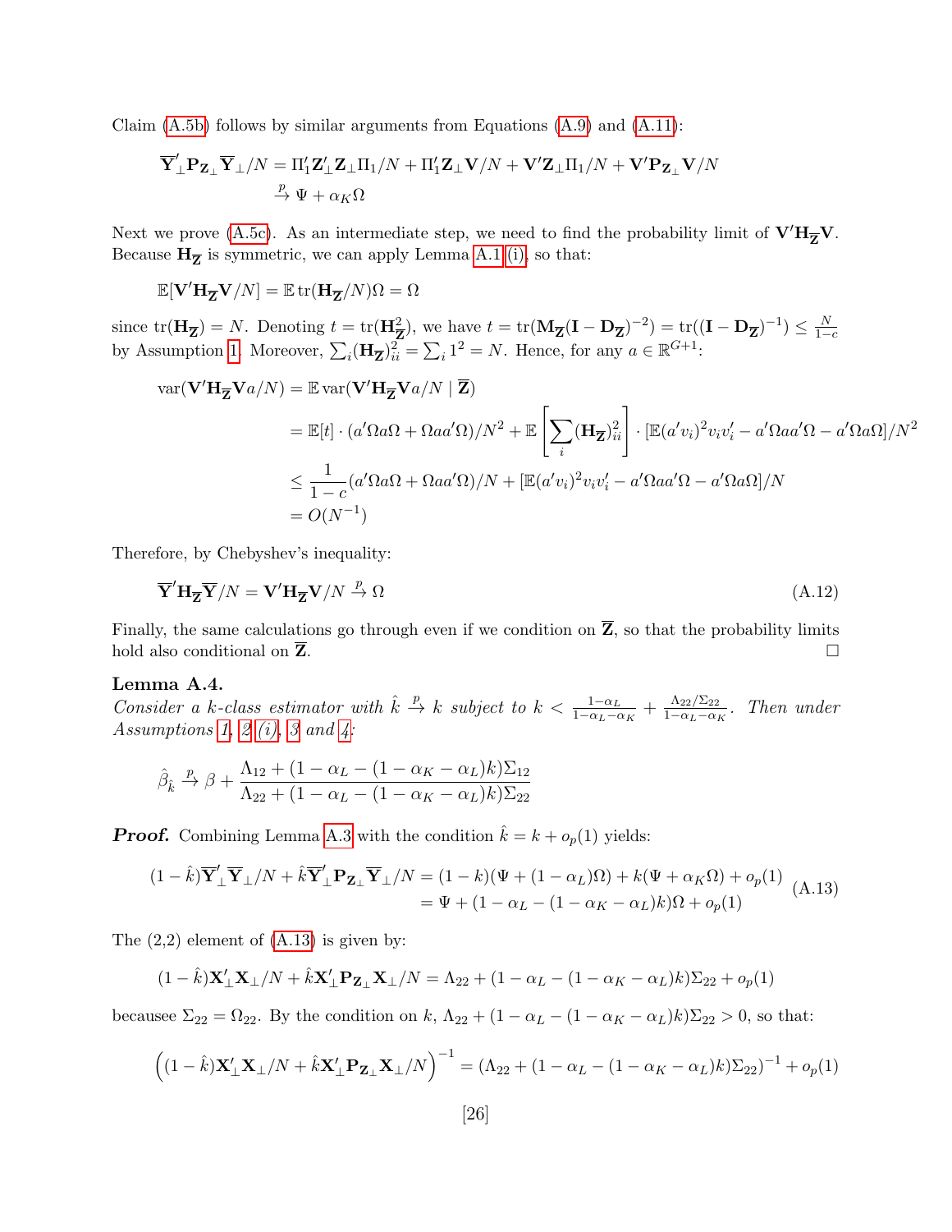Claim (A.5b) follows by similar arguments from Equations (A.9) and (A.11):

$$
\begin{aligned}
\overline{\mathbf{Y}}_\perp' \mathbf{P}_{\mathbf{Z}_\perp} \overline{\mathbf{Y}}_\perp / N &= \Pi_1' \mathbf{Z}_\perp' \mathbf{Z}_\perp \Pi_1 / N + \Pi_1' \mathbf{Z}_\perp \mathbf{V}/N + \mathbf{V}'\mathbf{Z}_\perp \Pi_1/N + \mathbf{V}'\mathbf{P}_{\mathbf{Z}_\perp}\mathbf{V}/N \\
&\xrightarrow{p} \Psi + \alpha_K \Omega
\end{aligned}
$$

Next we prove (A.5c). As an intermediate step, we need to find the probability limit of $\mathbf{V}'\mathbf{H}_{\overline{\mathbf{Z}}}\mathbf{V}$. Because $\mathbf{H}_{\overline{\mathbf{Z}}}$ is symmetric, we can apply Lemma A.1 (i), so that:

$$
\mathbb{E}[\mathbf{V}'\mathbf{H}_{\overline{\mathbf{Z}}}\mathbf{V}/N] = \mathbb{E}\operatorname{tr}(\mathbf{H}_{\overline{\mathbf{Z}}}/N)\Omega = \Omega
$$

since $\operatorname{tr}(\mathbf{H}_{\overline{\mathbf{Z}}}) = N$. Denoting $t = \operatorname{tr}(\mathbf{H}_{\overline{\mathbf{Z}}}^2)$, we have $t = \operatorname{tr}(\mathbf{M}_{\overline{\mathbf{Z}}}(\mathbf{I} - \mathbf{D}_{\overline{\mathbf{Z}}})^{-2}) = \operatorname{tr}((\mathbf{I}-\mathbf{D}_{\overline{\mathbf{Z}}})^{-1}) \leq \frac{N}{1-c}$ by Assumption 1. Moreover, $\sum_i (\mathbf{H}_{\overline{\mathbf{Z}}})_{ii}^2 = \sum_i 1^2 = N$. Hence, for any $a \in \mathbb{R}^{G+1}$:

$$
\begin{aligned}
\operatorname{var}(\mathbf{V}'\mathbf{H}_{\overline{\mathbf{Z}}}\mathbf{V}a/N) &= \mathbb{E}\operatorname{var}(\mathbf{V}'\mathbf{H}_{\overline{\mathbf{Z}}}\mathbf{V}a/N \mid \overline{\mathbf{Z}}) \\
&= \mathbb{E}[t]\cdot(a'\Omega a \Omega + \Omega a a'\Omega)/N^2 + \mathbb{E}\left[\sum_i (\mathbf{H}_{\overline{\mathbf{Z}}})_{ii}^2\right]\cdot[\mathbb{E}(a'v_i)^2 v_i v_i' - a'\Omega a a'\Omega - a'\Omega a \Omega]/N^2 \\
&\leq \frac{1}{1-c}(a'\Omega a\Omega + \Omega a a'\Omega)/N + [\mathbb{E}(a'v_i)^2 v_i v_i' - a'\Omega a a'\Omega - a'\Omega a\Omega]/N \\
&= O(N^{-1})
\end{aligned}
$$

Therefore, by Chebyshev's inequality:

$$
\overline{\mathbf{Y}}'\mathbf{H}_{\overline{\mathbf{Z}}}\overline{\mathbf{Y}}/N = \mathbf{V}'\mathbf{H}_{\overline{\mathbf{Z}}}\mathbf{V}/N \xrightarrow{p} \Omega \tag{A.12}
$$

Finally, the same calculations go through even if we condition on $\overline{\mathbf{Z}}$, so that the probability limits hold also conditional on $\overline{\mathbf{Z}}$. □

**Lemma A.4.**
*Consider a k-class estimator with $\hat{k} \xrightarrow{p} k$ subject to $k < \frac{1-\alpha_L}{1-\alpha_L-\alpha_K} + \frac{\Lambda_{22}/\Sigma_{22}}{1-\alpha_L-\alpha_K}$. Then under Assumptions 1, 2 (i), 3 and 4:*

$$
\hat{\beta}_{\hat{k}} \xrightarrow{p} \beta + \frac{\Lambda_{12} + (1-\alpha_L-(1-\alpha_K-\alpha_L)k)\Sigma_{12}}{\Lambda_{22} + (1-\alpha_L-(1-\alpha_K-\alpha_L)k)\Sigma_{22}}
$$

***Proof.*** Combining Lemma A.3 with the condition $\hat{k} = k + o_p(1)$ yields:

$$
\begin{aligned}
(1-\hat{k})\overline{\mathbf{Y}}_\perp'\overline{\mathbf{Y}}_\perp/N + \hat{k}\overline{\mathbf{Y}}_\perp'\mathbf{P}_{\mathbf{Z}_\perp}\overline{\mathbf{Y}}_\perp/N &= (1-k)(\Psi + (1-\alpha_L)\Omega) + k(\Psi + \alpha_K\Omega) + o_p(1) \\
&= \Psi + (1-\alpha_L-(1-\alpha_K-\alpha_L)k)\Omega + o_p(1)
\end{aligned} \tag{A.13}
$$

The (2,2) element of (A.13) is given by:

$$
(1-\hat{k})\mathbf{X}_\perp'\mathbf{X}_\perp/N + \hat{k}\mathbf{X}_\perp'\mathbf{P}_{\mathbf{Z}_\perp}\mathbf{X}_\perp/N = \Lambda_{22} + (1-\alpha_L-(1-\alpha_K-\alpha_L)k)\Sigma_{22} + o_p(1)
$$

becausee $\Sigma_{22} = \Omega_{22}$. By the condition on $k$, $\Lambda_{22} + (1-\alpha_L-(1-\alpha_K-\alpha_L)k)\Sigma_{22} > 0$, so that:

$$
\left((1-\hat{k})\mathbf{X}_\perp'\mathbf{X}_\perp/N + \hat{k}\mathbf{X}_\perp'\mathbf{P}_{\mathbf{Z}_\perp}\mathbf{X}_\perp/N\right)^{-1} = (\Lambda_{22} + (1-\alpha_L-(1-\alpha_K-\alpha_L)k)\Sigma_{22})^{-1} + o_p(1)
$$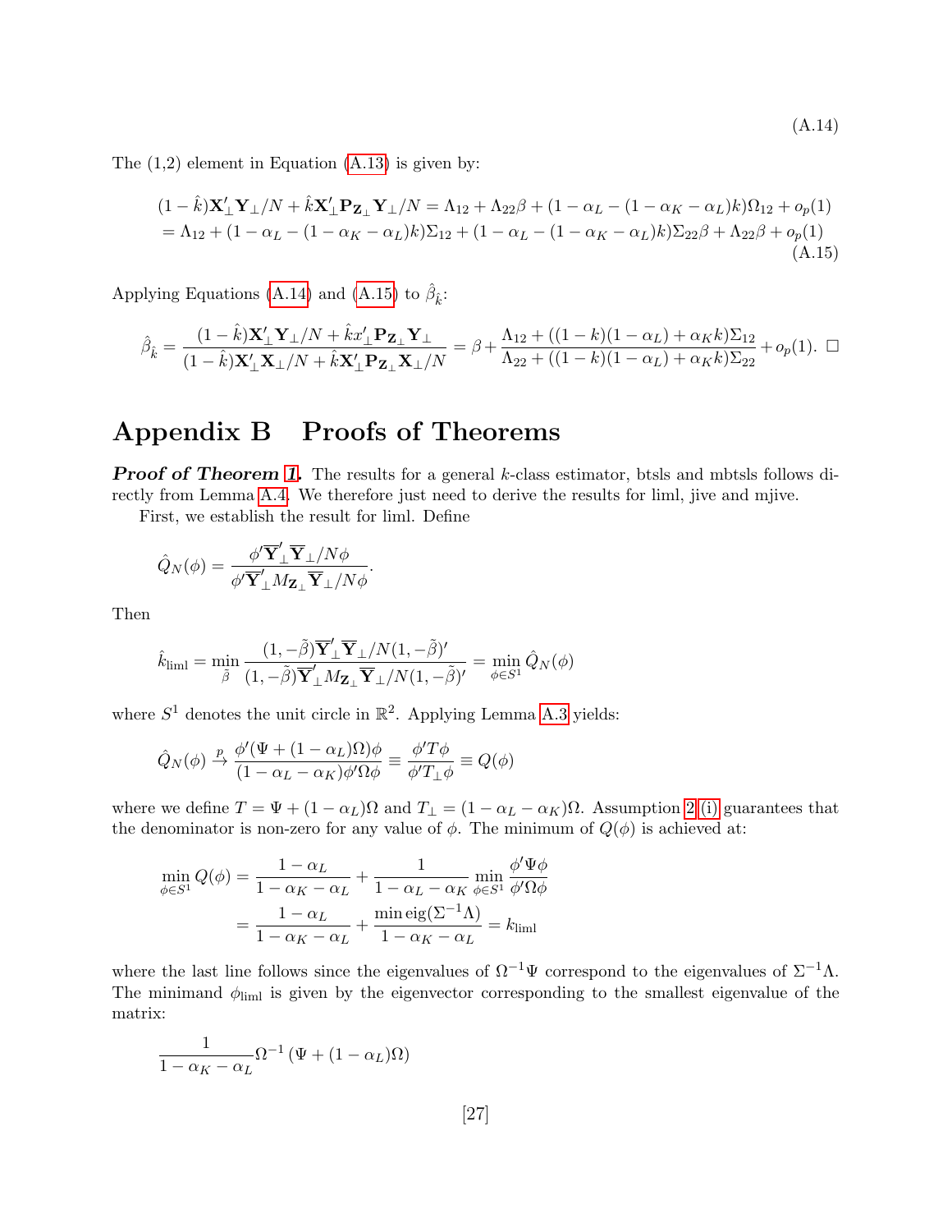$$(A.14)$$

The (1,2) element in Equation (A.13) is given by:

$$\begin{aligned}
&(1-\hat{k})\mathbf{X}_\perp'\mathbf{Y}_\perp/N + \hat{k}\mathbf{X}_\perp'\mathbf{P}_{\mathbf{Z}_\perp}\mathbf{Y}_\perp/N = \Lambda_{12} + \Lambda_{22}\beta + (1-\alpha_L-(1-\alpha_K-\alpha_L)k)\Omega_{12} + o_p(1)\\
&= \Lambda_{12} + (1-\alpha_L-(1-\alpha_K-\alpha_L)k)\Sigma_{12} + (1-\alpha_L-(1-\alpha_K-\alpha_L)k)\Sigma_{22}\beta + \Lambda_{22}\beta + o_p(1)
\end{aligned} \tag{A.15}$$

Applying Equations (A.14) and (A.15) to $\hat{\beta}_{\hat{k}}$:

$$\hat{\beta}_{\hat{k}} = \frac{(1-\hat{k})\mathbf{X}_\perp'\mathbf{Y}_\perp/N + \hat{k}x_\perp'\mathbf{P}_{\mathbf{Z}_\perp}\mathbf{Y}_\perp}{(1-\hat{k})\mathbf{X}_\perp'\mathbf{X}_\perp/N + \hat{k}\mathbf{X}_\perp'\mathbf{P}_{\mathbf{Z}_\perp}\mathbf{X}_\perp/N} = \beta + \frac{\Lambda_{12} + ((1-k)(1-\alpha_L)+\alpha_K k)\Sigma_{12}}{\Lambda_{22} + ((1-k)(1-\alpha_L)+\alpha_K k)\Sigma_{22}} + o_p(1). \ \square$$

# Appendix B Proofs of Theorems

***Proof of Theorem 1.*** The results for a general $k$-class estimator, btsls and mbtsls follows directly from Lemma A.4. We therefore just need to derive the results for liml, jive and mjive.

First, we establish the result for liml. Define

$$\hat{Q}_N(\phi) = \frac{\phi'\overline{\mathbf{Y}}_\perp'\overline{\mathbf{Y}}_\perp/N\phi}{\phi'\overline{\mathbf{Y}}_\perp' M_{\mathbf{Z}_\perp}\overline{\mathbf{Y}}_\perp/N\phi}.$$

Then

$$\hat{k}_{\text{liml}} = \min_{\tilde{\beta}} \frac{(1,-\tilde{\beta})\overline{\mathbf{Y}}_\perp'\overline{\mathbf{Y}}_\perp/N(1,-\tilde{\beta})'}{(1,-\tilde{\beta})\overline{\mathbf{Y}}_\perp' M_{\mathbf{Z}_\perp}\overline{\mathbf{Y}}_\perp/N(1,-\tilde{\beta})'} = \min_{\phi\in S^1}\hat{Q}_N(\phi)$$

where $S^1$ denotes the unit circle in $\mathbb{R}^2$. Applying Lemma A.3 yields:

$$\hat{Q}_N(\phi) \xrightarrow{p} \frac{\phi'(\Psi + (1-\alpha_L)\Omega)\phi}{(1-\alpha_L-\alpha_K)\phi'\Omega\phi} \equiv \frac{\phi' T\phi}{\phi' T_\perp\phi} \equiv Q(\phi)$$

where we define $T = \Psi + (1-\alpha_L)\Omega$ and $T_\perp = (1-\alpha_L-\alpha_K)\Omega$. Assumption 2 (i) guarantees that the denominator is non-zero for any value of $\phi$. The minimum of $Q(\phi)$ is achieved at:

$$\begin{aligned}
\min_{\phi\in S^1} Q(\phi) &= \frac{1-\alpha_L}{1-\alpha_K-\alpha_L} + \frac{1}{1-\alpha_L-\alpha_K}\min_{\phi\in S^1}\frac{\phi'\Psi\phi}{\phi'\Omega\phi}\\
&= \frac{1-\alpha_L}{1-\alpha_K-\alpha_L} + \frac{\min\operatorname{eig}(\Sigma^{-1}\Lambda)}{1-\alpha_K-\alpha_L} = k_{\text{liml}}
\end{aligned}$$

where the last line follows since the eigenvalues of $\Omega^{-1}\Psi$ correspond to the eigenvalues of $\Sigma^{-1}\Lambda$. The minimand $\phi_{\text{liml}}$ is given by the eigenvector corresponding to the smallest eigenvalue of the matrix:

$$\frac{1}{1-\alpha_K-\alpha_L}\Omega^{-1}\left(\Psi + (1-\alpha_L)\Omega\right)$$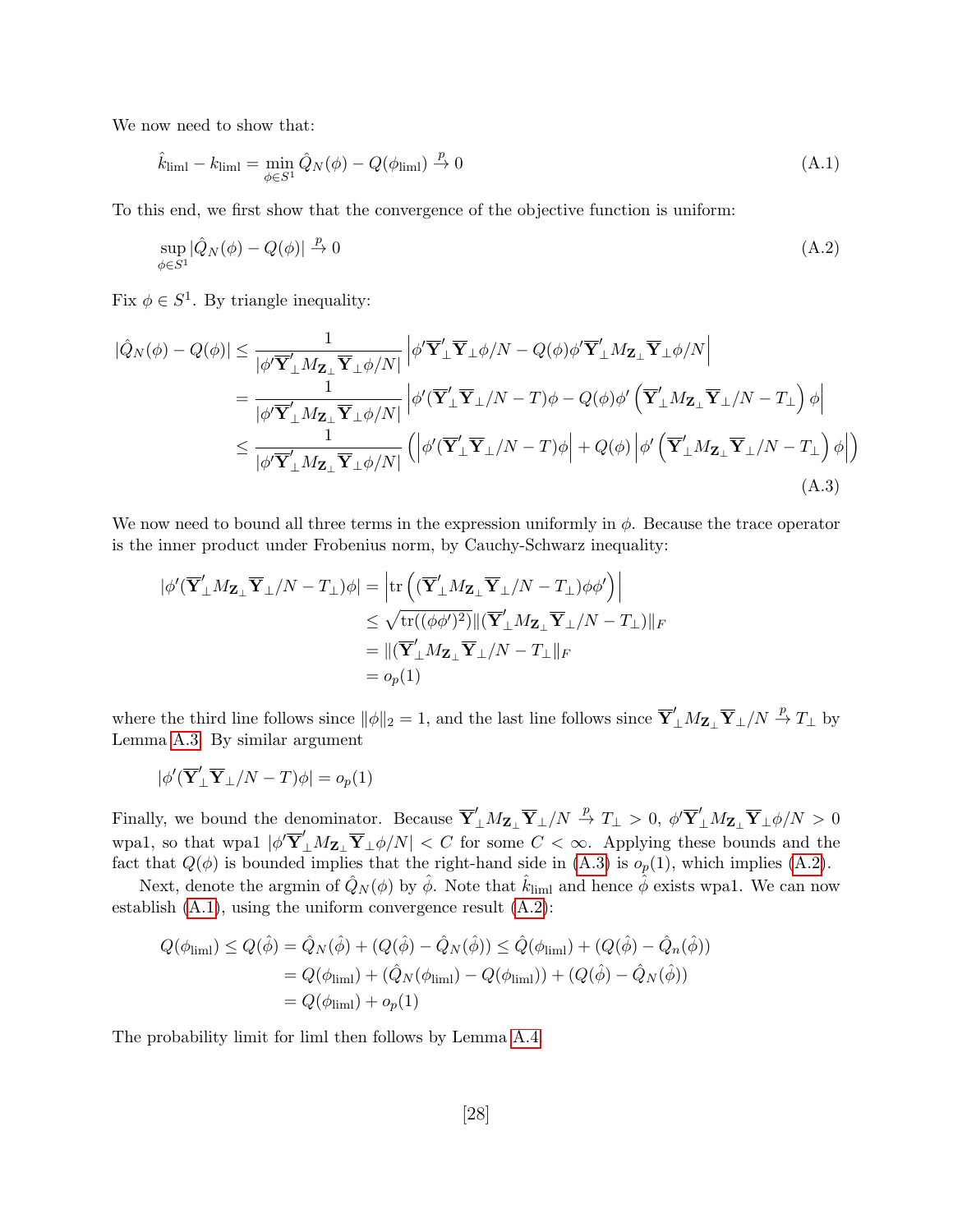We now need to show that:

$$\hat{k}_{\text{liml}} - k_{\text{liml}} = \min_{\phi \in S^1} \hat{Q}_N(\phi) - Q(\phi_{\text{liml}}) \xrightarrow{p} 0 \tag{A.1}$$

To this end, we first show that the convergence of the objective function is uniform:

$$\sup_{\phi \in S^1} |\hat{Q}_N(\phi) - Q(\phi)| \xrightarrow{p} 0 \tag{A.2}$$

Fix $\phi \in S^1$. By triangle inequality:

$$\begin{aligned}
|\hat{Q}_N(\phi) - Q(\phi)| &\leq \frac{1}{|\phi' \overline{\mathbf{Y}}_\perp' M_{\mathbf{Z}_\perp} \overline{\mathbf{Y}}_\perp \phi / N|} \left| \phi' \overline{\mathbf{Y}}_\perp' \overline{\mathbf{Y}}_\perp \phi / N - Q(\phi) \phi' \overline{\mathbf{Y}}_\perp' M_{\mathbf{Z}_\perp} \overline{\mathbf{Y}}_\perp \phi / N \right| \\
&= \frac{1}{|\phi' \overline{\mathbf{Y}}_\perp' M_{\mathbf{Z}_\perp} \overline{\mathbf{Y}}_\perp \phi / N|} \left| \phi' (\overline{\mathbf{Y}}_\perp' \overline{\mathbf{Y}}_\perp / N - T) \phi - Q(\phi) \phi' \left( \overline{\mathbf{Y}}_\perp' M_{\mathbf{Z}_\perp} \overline{\mathbf{Y}}_\perp / N - T_\perp \right) \phi \right| \\
&\leq \frac{1}{|\phi' \overline{\mathbf{Y}}_\perp' M_{\mathbf{Z}_\perp} \overline{\mathbf{Y}}_\perp \phi / N|} \left( \left| \phi' (\overline{\mathbf{Y}}_\perp' \overline{\mathbf{Y}}_\perp / N - T) \phi \right| + Q(\phi) \left| \phi' \left( \overline{\mathbf{Y}}_\perp' M_{\mathbf{Z}_\perp} \overline{\mathbf{Y}}_\perp / N - T_\perp \right) \phi \right| \right)
\end{aligned} \tag{A.3}$$

We now need to bound all three terms in the expression uniformly in $\phi$. Because the trace operator is the inner product under Frobenius norm, by Cauchy-Schwarz inequality:

$$\begin{aligned}
|\phi' (\overline{\mathbf{Y}}_\perp' M_{\mathbf{Z}_\perp} \overline{\mathbf{Y}}_\perp / N - T_\perp) \phi| &= \left| \text{tr} \left( (\overline{\mathbf{Y}}_\perp' M_{\mathbf{Z}_\perp} \overline{\mathbf{Y}}_\perp / N - T_\perp) \phi \phi' \right) \right| \\
&\leq \sqrt{\text{tr}((\phi \phi')^2)} \| (\overline{\mathbf{Y}}_\perp' M_{\mathbf{Z}_\perp} \overline{\mathbf{Y}}_\perp / N - T_\perp) \|_F \\
&= \| (\overline{\mathbf{Y}}_\perp' M_{\mathbf{Z}_\perp} \overline{\mathbf{Y}}_\perp / N - T_\perp \|_F \\
&= o_p(1)
\end{aligned}$$

where the third line follows since $\|\phi\|_2 = 1$, and the last line follows since $\overline{\mathbf{Y}}_\perp' M_{\mathbf{Z}_\perp} \overline{\mathbf{Y}}_\perp / N \xrightarrow{p} T_\perp$ by Lemma A.3. By similar argument

$$|\phi' (\overline{\mathbf{Y}}_\perp' \overline{\mathbf{Y}}_\perp / N - T) \phi| = o_p(1)$$

Finally, we bound the denominator. Because $\overline{\mathbf{Y}}_\perp' M_{\mathbf{Z}_\perp} \overline{\mathbf{Y}}_\perp / N \xrightarrow{p} T_\perp > 0$, $\phi' \overline{\mathbf{Y}}_\perp' M_{\mathbf{Z}_\perp} \overline{\mathbf{Y}}_\perp \phi / N > 0$ wpa1, so that wpa1 $|\phi' \overline{\mathbf{Y}}_\perp' M_{\mathbf{Z}_\perp} \overline{\mathbf{Y}}_\perp \phi / N| < C$ for some $C < \infty$. Applying these bounds and the fact that $Q(\phi)$ is bounded implies that the right-hand side in (A.3) is $o_p(1)$, which implies (A.2).

Next, denote the argmin of $\hat{Q}_N(\phi)$ by $\hat{\phi}$. Note that $\hat{k}_{\text{liml}}$ and hence $\hat{\phi}$ exists wpa1. We can now establish (A.1), using the uniform convergence result (A.2):

$$\begin{aligned}
Q(\phi_{\text{liml}}) \leq Q(\hat{\phi}) &= \hat{Q}_N(\hat{\phi}) + (Q(\hat{\phi}) - \hat{Q}_N(\hat{\phi})) \leq \hat{Q}(\phi_{\text{liml}}) + (Q(\hat{\phi}) - \hat{Q}_n(\hat{\phi})) \\
&= Q(\phi_{\text{liml}}) + (\hat{Q}_N(\phi_{\text{liml}}) - Q(\phi_{\text{liml}})) + (Q(\hat{\phi}) - \hat{Q}_N(\hat{\phi})) \\
&= Q(\phi_{\text{liml}}) + o_p(1)
\end{aligned}$$

The probability limit for liml then follows by Lemma A.4.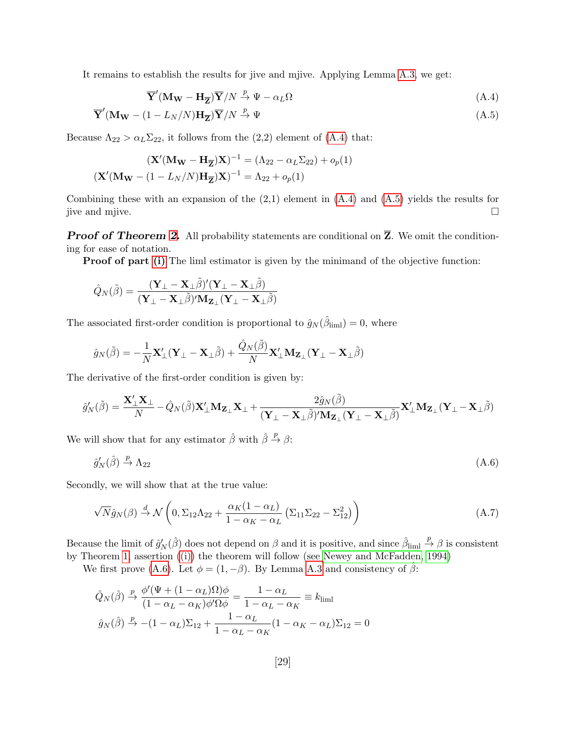It remains to establish the results for jive and mjive. Applying Lemma A.3, we get:

$$\overline{\mathbf{Y}}'(\mathbf{M}_{\mathbf{W}} - \mathbf{H}_{\overline{\mathbf{Z}}})\overline{\mathbf{Y}}/N \xrightarrow{p} \Psi - \alpha_L \Omega \tag{A.4}$$

$$\overline{\mathbf{Y}}'(\mathbf{M}_{\mathbf{W}} - (1 - L_N/N)\mathbf{H}_{\overline{\mathbf{Z}}})\overline{\mathbf{Y}}/N \xrightarrow{p} \Psi \tag{A.5}$$

Because $\Lambda_{22} > \alpha_L \Sigma_{22}$, it follows from the (2,2) element of (A.4) that:

$$(\mathbf{X}'(\mathbf{M}_{\mathbf{W}} - \mathbf{H}_{\overline{\mathbf{Z}}})\mathbf{X})^{-1} = (\Lambda_{22} - \alpha_L \Sigma_{22}) + o_p(1)$$

$$(\mathbf{X}'(\mathbf{M}_{\mathbf{W}} - (1 - L_N/N)\mathbf{H}_{\overline{\mathbf{Z}}})\mathbf{X})^{-1} = \Lambda_{22} + o_p(1)$$

Combining these with an expansion of the (2,1) element in (A.4) and (A.5) yields the results for jive and mjive. □

***Proof of Theorem 2.*** All probability statements are conditional on $\overline{\mathbf{Z}}$. We omit the conditioning for ease of notation.

**Proof of part (i)** The liml estimator is given by the minimand of the objective function:

$$\hat{Q}_N(\tilde{\beta}) = \frac{(\mathbf{Y}_\perp - \mathbf{X}_\perp \tilde{\beta})'(\mathbf{Y}_\perp - \mathbf{X}_\perp \tilde{\beta})}{(\mathbf{Y}_\perp - \mathbf{X}_\perp \tilde{\beta})'\mathbf{M}_{\mathbf{Z}_\perp}(\mathbf{Y}_\perp - \mathbf{X}_\perp \tilde{\beta})}$$

The associated first-order condition is proportional to $\hat{g}_N(\hat{\beta}_{\text{liml}}) = 0$, where

$$\hat{g}_N(\tilde{\beta}) = -\frac{1}{N}\mathbf{X}_\perp'(\mathbf{Y}_\perp - \mathbf{X}_\perp \tilde{\beta}) + \frac{\hat{Q}_N(\tilde{\beta})}{N}\mathbf{X}_\perp'\mathbf{M}_{\mathbf{Z}_\perp}(\mathbf{Y}_\perp - \mathbf{X}_\perp \tilde{\beta})$$

The derivative of the first-order condition is given by:

$$\hat{g}_N'(\tilde{\beta}) = \frac{\mathbf{X}_\perp'\mathbf{X}_\perp}{N} - \hat{Q}_N(\tilde{\beta})\mathbf{X}_\perp'\mathbf{M}_{\mathbf{Z}_\perp}\mathbf{X}_\perp + \frac{2\hat{g}_N(\tilde{\beta})}{(\mathbf{Y}_\perp - \mathbf{X}_\perp \tilde{\beta})'\mathbf{M}_{\mathbf{Z}_\perp}(\mathbf{Y}_\perp - \mathbf{X}_\perp \tilde{\beta})}\mathbf{X}_\perp'\mathbf{M}_{\mathbf{Z}_\perp}(\mathbf{Y}_\perp - \mathbf{X}_\perp \tilde{\beta})$$

We will show that for any estimator $\hat{\beta}$ with $\hat{\beta} \xrightarrow{p} \beta$:

$$\hat{g}_N'(\hat{\beta}) \xrightarrow{p} \Lambda_{22} \tag{A.6}$$

Secondly, we will show that at the true value:

$$\sqrt{N}\hat{g}_N(\beta) \xrightarrow{d} \mathcal{N}\left(0, \Sigma_{12}\Lambda_{22} + \frac{\alpha_K(1-\alpha_L)}{1-\alpha_K-\alpha_L}\left(\Sigma_{11}\Sigma_{22} - \Sigma_{12}^2\right)\right) \tag{A.7}$$

Because the limit of $\hat{g}_N'(\hat{\beta})$ does not depend on $\beta$ and it is positive, and since $\hat{\beta}_{\text{liml}} \xrightarrow{p} \beta$ is consistent by Theorem 1, assertion ((i)) the theorem will follow (see Newey and McFadden, 1994)

We first prove (A.6). Let $\phi = (1, -\beta)$. By Lemma A.3 and consistency of $\hat{\beta}$:

$$\hat{Q}_N(\hat{\beta}) \xrightarrow{p} \frac{\phi'(\Psi + (1-\alpha_L)\Omega)\phi}{(1-\alpha_L-\alpha_K)\phi'\Omega\phi} = \frac{1-\alpha_L}{1-\alpha_L-\alpha_K} \equiv k_{\text{liml}}$$

$$\hat{g}_N(\hat{\beta}) \xrightarrow{p} -(1-\alpha_L)\Sigma_{12} + \frac{1-\alpha_L}{1-\alpha_L-\alpha_K}(1-\alpha_K-\alpha_L)\Sigma_{12} = 0$$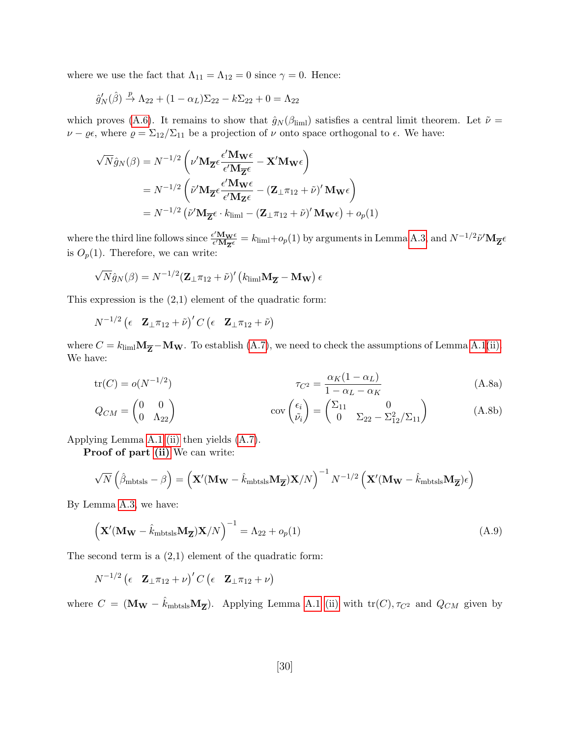where we use the fact that $\Lambda_{11} = \Lambda_{12} = 0$ since $\gamma = 0$. Hence:

$$\hat{g}_N'(\hat{\beta}) \xrightarrow{p} \Lambda_{22} + (1 - \alpha_L)\Sigma_{22} - k\Sigma_{22} + 0 = \Lambda_{22}$$

which proves (A.6). It remains to show that $\hat{g}_N(\beta_{\text{liml}})$ satisfies a central limit theorem. Let $\tilde{\nu} = \nu - \varrho\epsilon$, where $\varrho = \Sigma_{12}/\Sigma_{11}$ be a projection of $\nu$ onto space orthogonal to $\epsilon$. We have:

$$\begin{aligned}
\sqrt{N}\hat{g}_N(\beta) &= N^{-1/2}\left(\nu'\mathbf{M}_{\overline{\mathbf{Z}}}\epsilon\frac{\epsilon'\mathbf{M}_{\mathbf{W}}\epsilon}{\epsilon'\mathbf{M}_{\overline{\mathbf{Z}}}\epsilon} - \mathbf{X}'\mathbf{M}_{\mathbf{W}}\epsilon\right) \\
&= N^{-1/2}\left(\tilde{\nu}'\mathbf{M}_{\overline{\mathbf{Z}}}\epsilon\frac{\epsilon'\mathbf{M}_{\mathbf{W}}\epsilon}{\epsilon'\mathbf{M}_{\mathbf{Z}}\epsilon} - (\mathbf{Z}_\perp\pi_{12} + \tilde{\nu})'\,\mathbf{M}_{\mathbf{W}}\epsilon\right) \\
&= N^{-1/2}\left(\tilde{\nu}'\mathbf{M}_{\overline{\mathbf{Z}}}\epsilon \cdot k_{\text{liml}} - (\mathbf{Z}_\perp\pi_{12} + \tilde{\nu})'\,\mathbf{M}_{\mathbf{W}}\epsilon\right) + o_p(1)
\end{aligned}$$

where the third line follows since $\frac{\epsilon'\mathbf{M}_{\mathbf{W}}\epsilon}{\epsilon'\mathbf{M}_{\overline{\mathbf{Z}}}\epsilon} = k_{\text{liml}} + o_p(1)$ by arguments in Lemma A.3, and $N^{-1/2}\tilde{\nu}'\mathbf{M}_{\overline{\mathbf{Z}}}\epsilon$ is $O_p(1)$. Therefore, we can write:

$$\sqrt{N}\hat{g}_N(\beta) = N^{-1/2}(\mathbf{Z}_\perp\pi_{12} + \tilde{\nu})'\left(k_{\text{liml}}\mathbf{M}_{\overline{\mathbf{Z}}} - \mathbf{M}_{\mathbf{W}}\right)\epsilon$$

This expression is the (2,1) element of the quadratic form:

$$N^{-1/2}\begin{pmatrix}\epsilon & \mathbf{Z}_\perp\pi_{12} + \tilde{\nu}\end{pmatrix}' C \begin{pmatrix}\epsilon & \mathbf{Z}_\perp\pi_{12} + \tilde{\nu}\end{pmatrix}$$

where $C = k_{\text{liml}}\mathbf{M}_{\overline{\mathbf{Z}}} - \mathbf{M}_{\mathbf{W}}$. To establish (A.7), we need to check the assumptions of Lemma A.1(ii). We have:

$$\operatorname{tr}(C) = o(N^{-1/2}) \qquad \tau_{C^2} = \frac{\alpha_K(1-\alpha_L)}{1-\alpha_L-\alpha_K} \tag{A.8a}$$

$$Q_{CM} = \begin{pmatrix}0 & 0\\ 0 & \Lambda_{22}\end{pmatrix} \qquad \operatorname{cov}\begin{pmatrix}\epsilon_i\\ \tilde{\nu}_i\end{pmatrix} = \begin{pmatrix}\Sigma_{11} & 0\\ 0 & \Sigma_{22} - \Sigma_{12}^2/\Sigma_{11}\end{pmatrix} \tag{A.8b}$$

Applying Lemma A.1 (ii) then yields (A.7).

**Proof of part (ii)** We can write:

$$\sqrt{N}\left(\hat{\beta}_{\text{mbtsls}} - \beta\right) = \left(\mathbf{X}'(\mathbf{M}_{\mathbf{W}} - \hat{k}_{\text{mbtsls}}\mathbf{M}_{\overline{\mathbf{Z}}})\mathbf{X}/N\right)^{-1} N^{-1/2}\left(\mathbf{X}'(\mathbf{M}_{\mathbf{W}} - \hat{k}_{\text{mbtsls}}\mathbf{M}_{\overline{\mathbf{Z}}})\epsilon\right)$$

By Lemma A.3, we have:

$$\left(\mathbf{X}'(\mathbf{M}_{\mathbf{W}} - \hat{k}_{\text{mbtsls}}\mathbf{M}_{\overline{\mathbf{Z}}})\mathbf{X}/N\right)^{-1} = \Lambda_{22} + o_p(1) \tag{A.9}$$

The second term is a (2,1) element of the quadratic form:

$$N^{-1/2}\begin{pmatrix}\epsilon & \mathbf{Z}_\perp\pi_{12} + \nu\end{pmatrix}' C \begin{pmatrix}\epsilon & \mathbf{Z}_\perp\pi_{12} + \nu\end{pmatrix}$$

where $C = (\mathbf{M}_{\mathbf{W}} - \hat{k}_{\text{mbtsls}}\mathbf{M}_{\overline{\mathbf{Z}}})$. Applying Lemma A.1 (ii) with $\operatorname{tr}(C), \tau_{C^2}$ and $Q_{CM}$ given by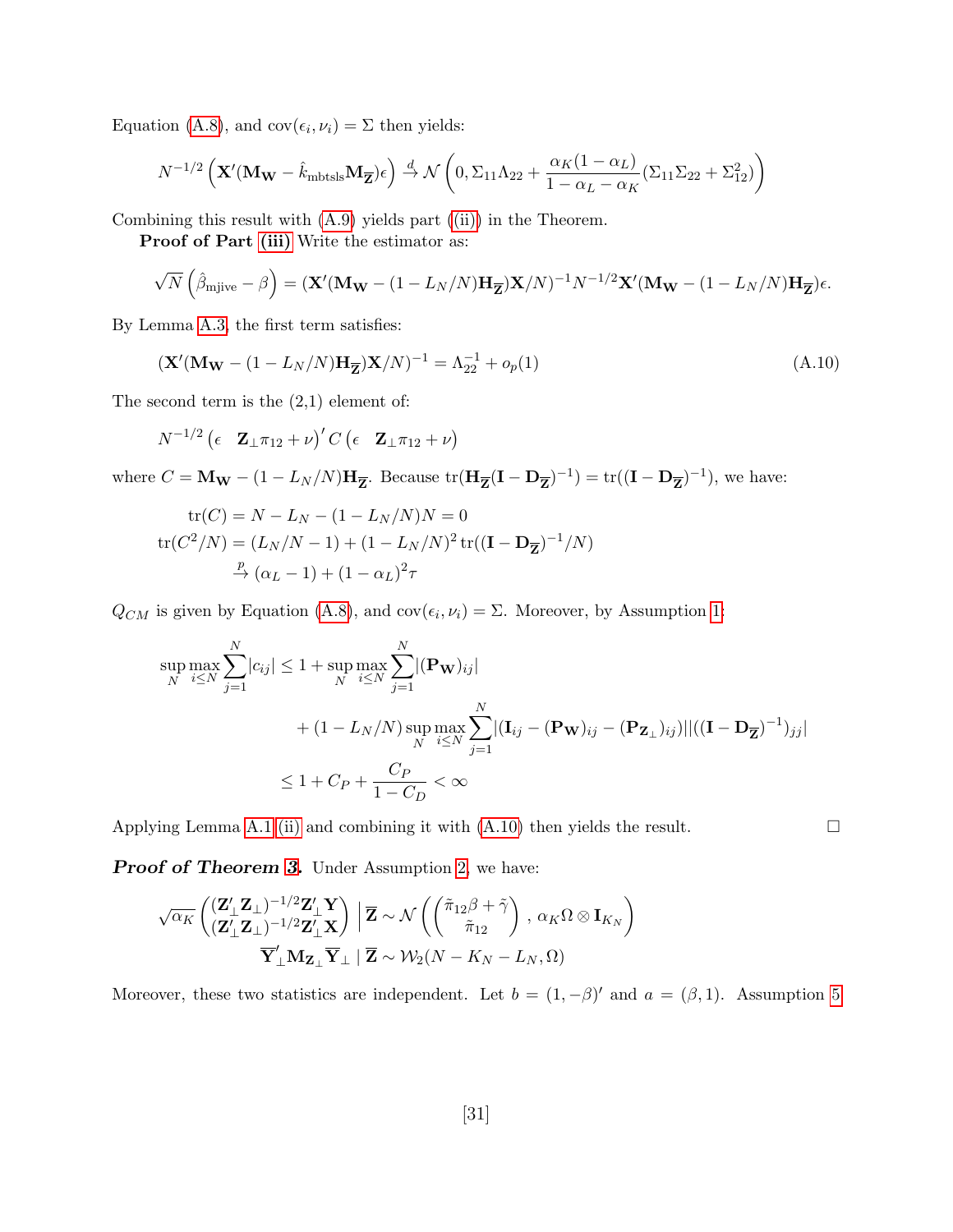Equation (A.8), and $\text{cov}(\epsilon_i, \nu_i) = \Sigma$ then yields:

$$N^{-1/2}\left(\mathbf{X}'(\mathbf{M_W} - \hat{k}_{\text{mbtsls}}\mathbf{M}_{\overline{\mathbf{Z}}})\epsilon\right) \xrightarrow{d} \mathcal{N}\left(0, \Sigma_{11}\Lambda_{22} + \frac{\alpha_K(1-\alpha_L)}{1-\alpha_L-\alpha_K}(\Sigma_{11}\Sigma_{22} + \Sigma_{12}^2)\right)$$

Combining this result with (A.9) yields part ((ii)) in the Theorem.

**Proof of Part (iii)** Write the estimator as:

$$\sqrt{N}\left(\hat{\beta}_{\text{mjive}} - \beta\right) = (\mathbf{X}'(\mathbf{M_W} - (1 - L_N/N)\mathbf{H}_{\overline{\mathbf{Z}}})\mathbf{X}/N)^{-1} N^{-1/2}\mathbf{X}'(\mathbf{M_W} - (1 - L_N/N)\mathbf{H}_{\overline{\mathbf{Z}}})\epsilon.$$

By Lemma A.3, the first term satisfies:

$$(\mathbf{X}'(\mathbf{M_W} - (1 - L_N/N)\mathbf{H}_{\overline{\mathbf{Z}}})\mathbf{X}/N)^{-1} = \Lambda_{22}^{-1} + o_p(1) \tag{A.10}$$

The second term is the (2,1) element of:

$$N^{-1/2}\begin{pmatrix}\epsilon & \mathbf{Z}_\perp\pi_{12} + \nu\end{pmatrix}' C \begin{pmatrix}\epsilon & \mathbf{Z}_\perp\pi_{12} + \nu\end{pmatrix}$$

where $C = \mathbf{M_W} - (1 - L_N/N)\mathbf{H}_{\overline{\mathbf{Z}}}$. Because $\text{tr}(\mathbf{H}_{\overline{\mathbf{Z}}}(\mathbf{I} - \mathbf{D}_{\overline{\mathbf{Z}}})^{-1}) = \text{tr}((\mathbf{I} - \mathbf{D}_{\overline{\mathbf{Z}}})^{-1})$, we have:

$$\begin{aligned}
\text{tr}(C) &= N - L_N - (1 - L_N/N)N = 0 \\
\text{tr}(C^2/N) &= (L_N/N - 1) + (1 - L_N/N)^2\,\text{tr}((\mathbf{I} - \mathbf{D}_{\overline{\mathbf{Z}}})^{-1}/N) \\
&\xrightarrow{p} (\alpha_L - 1) + (1 - \alpha_L)^2\tau
\end{aligned}$$

$Q_{CM}$ is given by Equation (A.8), and $\text{cov}(\epsilon_i, \nu_i) = \Sigma$. Moreover, by Assumption 1:

$$\begin{aligned}
\sup_N \max_{i \le N} \sum_{j=1}^N |c_{ij}| &\le 1 + \sup_N \max_{i \le N} \sum_{j=1}^N |(\mathbf{P_W})_{ij}| \\
&\quad + (1 - L_N/N) \sup_N \max_{i \le N} \sum_{j=1}^N |(\mathbf{I}_{ij} - (\mathbf{P_W})_{ij} - (\mathbf{P}_{\mathbf{Z}_\perp})_{ij})||((\mathbf{I} - \mathbf{D}_{\overline{\mathbf{Z}}})^{-1})_{jj}| \\
&\le 1 + C_P + \frac{C_P}{1 - C_D} < \infty
\end{aligned}$$

Applying Lemma A.1 (ii) and combining it with (A.10) then yields the result. □

***Proof of Theorem 3.*** Under Assumption 2, we have:

$$\sqrt{\alpha_K}\begin{pmatrix}(\mathbf{Z}_\perp'\mathbf{Z}_\perp)^{-1/2}\mathbf{Z}_\perp'\mathbf{Y} \\ (\mathbf{Z}_\perp'\mathbf{Z}_\perp)^{-1/2}\mathbf{Z}_\perp'\mathbf{X}\end{pmatrix} \Big| \,\overline{\mathbf{Z}} \sim \mathcal{N}\left(\begin{pmatrix}\tilde{\pi}_{12}\beta + \tilde{\gamma} \\ \tilde{\pi}_{12}\end{pmatrix}, \alpha_K\Omega \otimes \mathbf{I}_{K_N}\right)$$

$$\overline{\mathbf{Y}}_\perp'\mathbf{M}_{\mathbf{Z}_\perp}\overline{\mathbf{Y}}_\perp \mid \overline{\mathbf{Z}} \sim \mathcal{W}_2(N - K_N - L_N, \Omega)$$

Moreover, these two statistics are independent. Let $b = (1, -\beta)'$ and $a = (\beta, 1)$. Assumption 5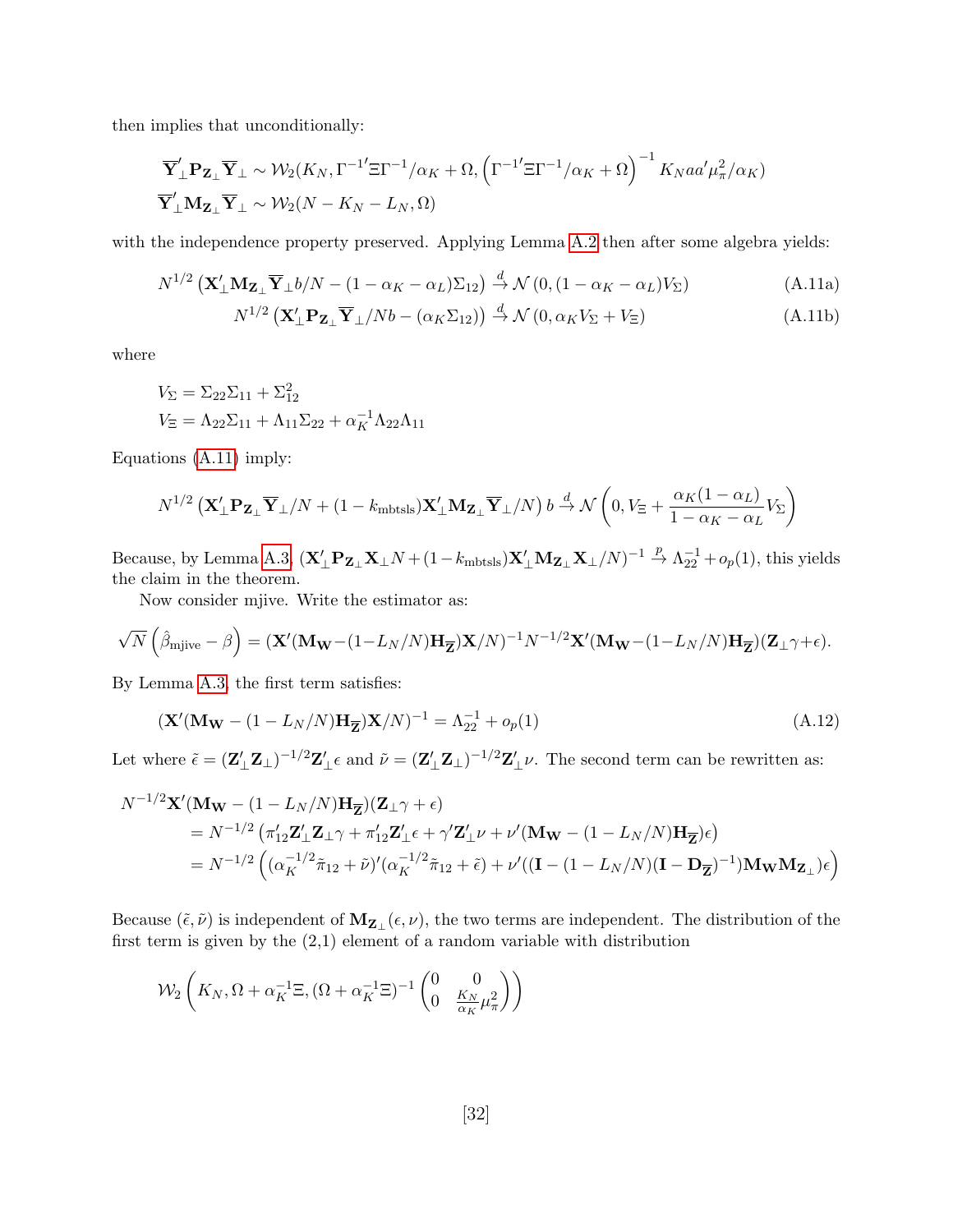then implies that unconditionally:

$$
\begin{aligned}
&\overline{\mathbf{Y}}_{\perp}'\mathbf{P}_{\mathbf{Z}_{\perp}}\overline{\mathbf{Y}}_{\perp} \sim \mathcal{W}_2(K_N, \Gamma^{-1\prime}\Xi\Gamma^{-1}/\alpha_K + \Omega, \left(\Gamma^{-1\prime}\Xi\Gamma^{-1}/\alpha_K + \Omega\right)^{-1} K_N a a' \mu_\pi^2/\alpha_K) \\
&\overline{\mathbf{Y}}_{\perp}'\mathbf{M}_{\mathbf{Z}_{\perp}}\overline{\mathbf{Y}}_{\perp} \sim \mathcal{W}_2(N - K_N - L_N, \Omega)
\end{aligned}
$$

with the independence property preserved. Applying Lemma A.2 then after some algebra yields:

$$
N^{1/2}\left(\mathbf{X}_{\perp}'\mathbf{M}_{\mathbf{Z}_{\perp}}\overline{\mathbf{Y}}_{\perp} b/N - (1-\alpha_K-\alpha_L)\Sigma_{12}\right) \xrightarrow{d} \mathcal{N}\left(0, (1-\alpha_K-\alpha_L)V_\Sigma\right) \tag{A.11a}
$$

$$
N^{1/2}\left(\mathbf{X}_{\perp}'\mathbf{P}_{\mathbf{Z}_{\perp}}\overline{\mathbf{Y}}_{\perp}/Nb - (\alpha_K\Sigma_{12})\right) \xrightarrow{d} \mathcal{N}\left(0, \alpha_K V_\Sigma + V_\Xi\right) \tag{A.11b}
$$

where

$$
\begin{aligned}
V_\Sigma &= \Sigma_{22}\Sigma_{11} + \Sigma_{12}^2 \\
V_\Xi &= \Lambda_{22}\Sigma_{11} + \Lambda_{11}\Sigma_{22} + \alpha_K^{-1}\Lambda_{22}\Lambda_{11}
\end{aligned}
$$

Equations (A.11) imply:

$$
N^{1/2}\left(\mathbf{X}_{\perp}'\mathbf{P}_{\mathbf{Z}_{\perp}}\overline{\mathbf{Y}}_{\perp}/N + (1-k_{\text{mbtsls}})\mathbf{X}_{\perp}'\mathbf{M}_{\mathbf{Z}_{\perp}}\overline{\mathbf{Y}}_{\perp}/N\right) b \xrightarrow{d} \mathcal{N}\left(0, V_\Xi + \frac{\alpha_K(1-\alpha_L)}{1-\alpha_K-\alpha_L}V_\Sigma\right)
$$

Because, by Lemma A.3, $(\mathbf{X}_{\perp}'\mathbf{P}_{\mathbf{Z}_{\perp}}\mathbf{X}_{\perp}N + (1-k_{\text{mbtsls}})\mathbf{X}_{\perp}'\mathbf{M}_{\mathbf{Z}_{\perp}}\mathbf{X}_{\perp}/N)^{-1} \xrightarrow{p} \Lambda_{22}^{-1} + o_p(1)$, this yields the claim in the theorem.

Now consider mjive. Write the estimator as:

$$
\sqrt{N}\left(\hat{\beta}_{\text{mjive}} - \beta\right) = (\mathbf{X}'(\mathbf{M}_{\mathbf{W}} - (1-L_N/N)\mathbf{H}_{\overline{\mathbf{Z}}})\mathbf{X}/N)^{-1}N^{-1/2}\mathbf{X}'(\mathbf{M}_{\mathbf{W}} - (1-L_N/N)\mathbf{H}_{\overline{\mathbf{Z}}})(\mathbf{Z}_{\perp}\gamma + \epsilon).
$$

By Lemma A.3, the first term satisfies:

$$
(\mathbf{X}'(\mathbf{M}_{\mathbf{W}} - (1-L_N/N)\mathbf{H}_{\overline{\mathbf{Z}}})\mathbf{X}/N)^{-1} = \Lambda_{22}^{-1} + o_p(1) \tag{A.12}
$$

Let where $\tilde{\epsilon} = (\mathbf{Z}_{\perp}'\mathbf{Z}_{\perp})^{-1/2}\mathbf{Z}_{\perp}'\epsilon$ and $\tilde{\nu} = (\mathbf{Z}_{\perp}'\mathbf{Z}_{\perp})^{-1/2}\mathbf{Z}_{\perp}'\nu$. The second term can be rewritten as:

$$
\begin{aligned}
N^{-1/2}&\mathbf{X}'(\mathbf{M}_{\mathbf{W}} - (1-L_N/N)\mathbf{H}_{\overline{\mathbf{Z}}})(\mathbf{Z}_{\perp}\gamma + \epsilon) \\
&= N^{-1/2}\left(\pi_{12}'\mathbf{Z}_{\perp}'\mathbf{Z}_{\perp}\gamma + \pi_{12}'\mathbf{Z}_{\perp}'\epsilon + \gamma'\mathbf{Z}_{\perp}'\nu + \nu'(\mathbf{M}_{\mathbf{W}} - (1-L_N/N)\mathbf{H}_{\overline{\mathbf{Z}}})\epsilon\right) \\
&= N^{-1/2}\left((\alpha_K^{-1/2}\tilde{\pi}_{12} + \tilde{\nu})'(\alpha_K^{-1/2}\tilde{\pi}_{12} + \tilde{\epsilon}) + \nu'((\mathbf{I} - (1-L_N/N)(\mathbf{I} - \mathbf{D}_{\overline{\mathbf{Z}}})^{-1})\mathbf{M}_{\mathbf{W}}\mathbf{M}_{\mathbf{Z}_{\perp}})\epsilon\right)
\end{aligned}
$$

Because $(\tilde{\epsilon}, \tilde{\nu})$ is independent of $\mathbf{M}_{\mathbf{Z}_{\perp}}(\epsilon, \nu)$, the two terms are independent. The distribution of the first term is given by the (2,1) element of a random variable with distribution

$$
\mathcal{W}_2\left(K_N, \Omega + \alpha_K^{-1}\Xi, (\Omega + \alpha_K^{-1}\Xi)^{-1}\begin{pmatrix} 0 & 0 \\ 0 & \frac{K_N}{\alpha_K}\mu_\pi^2 \end{pmatrix}\right)
$$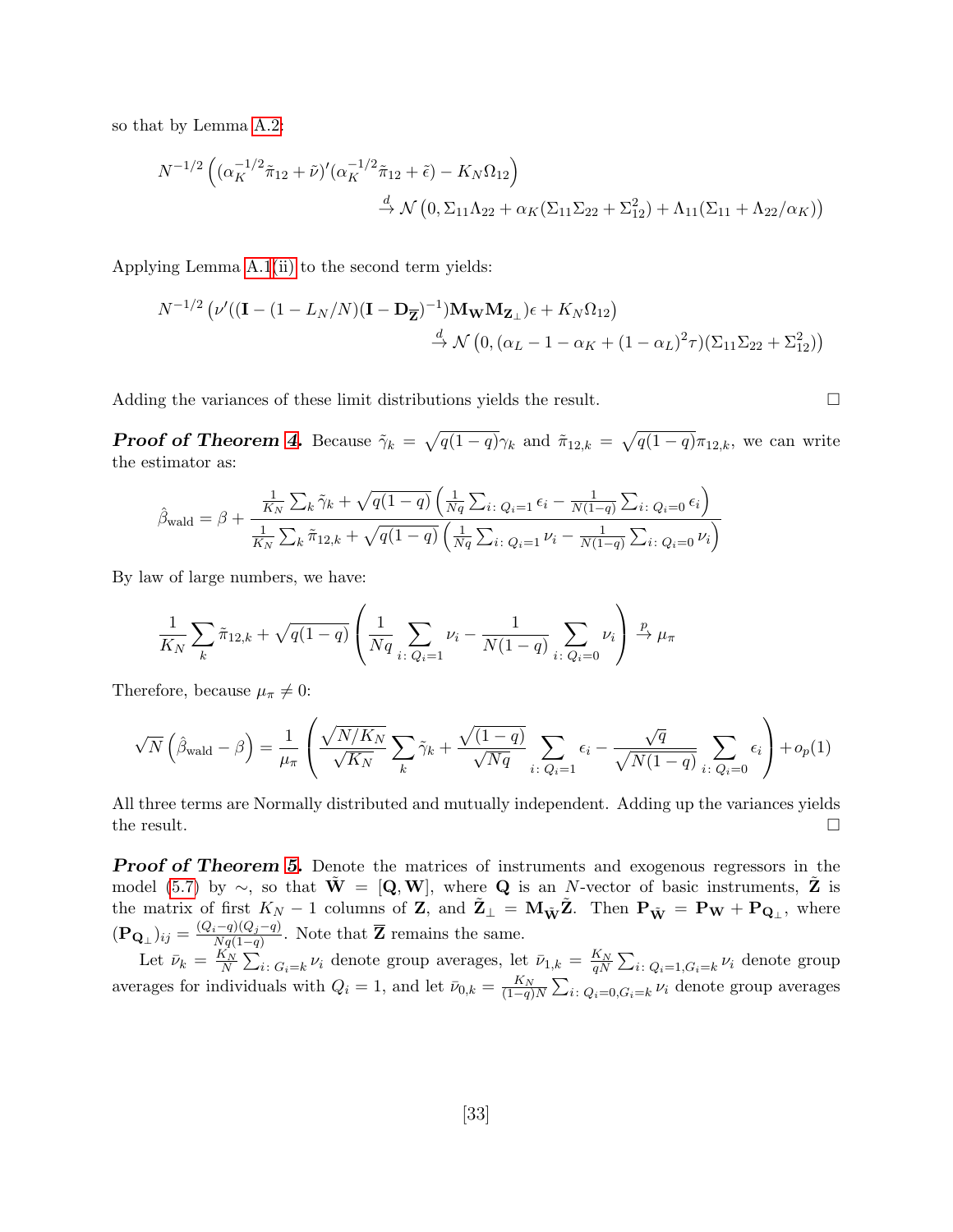so that by Lemma A.2:

$$N^{-1/2}\left((\alpha_K^{-1/2}\tilde{\pi}_{12}+\tilde{\nu})'(\alpha_K^{-1/2}\tilde{\pi}_{12}+\tilde{\epsilon})-K_N\Omega_{12}\right)$$
$$\xrightarrow{d}\mathcal{N}\left(0,\Sigma_{11}\Lambda_{22}+\alpha_K(\Sigma_{11}\Sigma_{22}+\Sigma_{12}^2)+\Lambda_{11}(\Sigma_{11}+\Lambda_{22}/\alpha_K)\right)$$

Applying Lemma A.1(ii) to the second term yields:

$$N^{-1/2}\left(\nu'((\mathbf{I}-(1-L_N/N)(\mathbf{I}-\mathbf{D}_{\overline{\mathbf{Z}}})^{-1})\mathbf{M_W}\mathbf{M}_{\mathbf{Z}_\perp})\epsilon+K_N\Omega_{12}\right)$$
$$\xrightarrow{d}\mathcal{N}\left(0,(\alpha_L-1-\alpha_K+(1-\alpha_L)^2\tau)(\Sigma_{11}\Sigma_{22}+\Sigma_{12}^2)\right)$$

Adding the variances of these limit distributions yields the result. □

***Proof of Theorem 4.*** Because $\tilde{\gamma}_k=\sqrt{q(1-q)}\gamma_k$ and $\tilde{\pi}_{12,k}=\sqrt{q(1-q)}\pi_{12,k}$, we can write the estimator as:

$$\hat{\beta}_{\text{wald}}=\beta+\frac{\frac{1}{K_N}\sum_k\tilde{\gamma}_k+\sqrt{q(1-q)}\left(\frac{1}{Nq}\sum_{i\colon Q_i=1}\epsilon_i-\frac{1}{N(1-q)}\sum_{i\colon Q_i=0}\epsilon_i\right)}{\frac{1}{K_N}\sum_k\tilde{\pi}_{12,k}+\sqrt{q(1-q)}\left(\frac{1}{Nq}\sum_{i\colon Q_i=1}\nu_i-\frac{1}{N(1-q)}\sum_{i\colon Q_i=0}\nu_i\right)}$$

By law of large numbers, we have:

$$\frac{1}{K_N}\sum_k\tilde{\pi}_{12,k}+\sqrt{q(1-q)}\left(\frac{1}{Nq}\sum_{i\colon Q_i=1}\nu_i-\frac{1}{N(1-q)}\sum_{i\colon Q_i=0}\nu_i\right)\xrightarrow{p}\mu_\pi$$

Therefore, because $\mu_\pi\neq 0$:

$$\sqrt{N}\left(\hat{\beta}_{\text{wald}}-\beta\right)=\frac{1}{\mu_\pi}\left(\frac{\sqrt{N/K_N}}{\sqrt{K_N}}\sum_k\tilde{\gamma}_k+\frac{\sqrt{(1-q)}}{\sqrt{Nq}}\sum_{i\colon Q_i=1}\epsilon_i-\frac{\sqrt{q}}{\sqrt{N(1-q)}}\sum_{i\colon Q_i=0}\epsilon_i\right)+o_p(1)$$

All three terms are Normally distributed and mutually independent. Adding up the variances yields the result. □

***Proof of Theorem 5.*** Denote the matrices of instruments and exogenous regressors in the model (5.7) by $\sim$, so that $\tilde{\mathbf{W}}=[\mathbf{Q},\mathbf{W}]$, where $\mathbf{Q}$ is an $N$-vector of basic instruments, $\tilde{\mathbf{Z}}$ is the matrix of first $K_N-1$ columns of $\mathbf{Z}$, and $\tilde{\mathbf{Z}}_\perp=\mathbf{M}_{\tilde{\mathbf{W}}}\tilde{\mathbf{Z}}$. Then $\mathbf{P}_{\tilde{\mathbf{W}}}=\mathbf{P}_{\mathbf{W}}+\mathbf{P}_{\mathbf{Q}_\perp}$, where $(\mathbf{P}_{\mathbf{Q}_\perp})_{ij}=\frac{(Q_i-q)(Q_j-q)}{Nq(1-q)}$. Note that $\overline{\mathbf{Z}}$ remains the same.

Let $\bar{\nu}_k=\frac{K_N}{N}\sum_{i\colon G_i=k}\nu_i$ denote group averages, let $\bar{\nu}_{1,k}=\frac{K_N}{qN}\sum_{i\colon Q_i=1,G_i=k}\nu_i$ denote group averages for individuals with $Q_i=1$, and let $\bar{\nu}_{0,k}=\frac{K_N}{(1-q)N}\sum_{i\colon Q_i=0,G_i=k}\nu_i$ denote group averages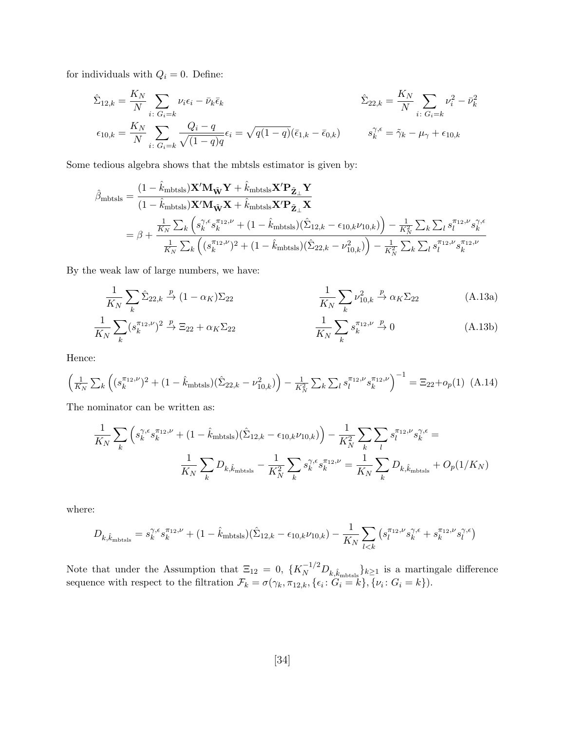for individuals with $Q_i = 0$. Define:

$$\hat{\Sigma}_{12,k} = \frac{K_N}{N} \sum_{i:\, G_i = k} \nu_i \epsilon_i - \bar{\nu}_k \bar{\epsilon}_k \qquad \hat{\Sigma}_{22,k} = \frac{K_N}{N} \sum_{i:\, G_i = k} \nu_i^2 - \bar{\nu}_k^2$$

$$\epsilon_{10,k} = \frac{K_N}{N} \sum_{i:\, G_i = k} \frac{Q_i - q}{\sqrt{(1-q)q}} \epsilon_i = \sqrt{q(1-q)}(\bar{\epsilon}_{1,k} - \bar{\epsilon}_{0,k}) \qquad s_k^{\gamma,\epsilon} = \tilde{\gamma}_k - \mu_\gamma + \epsilon_{10,k}$$

Some tedious algebra shows that the mbtsls estimator is given by:

$$\begin{aligned}
\hat{\beta}_{\text{mbtsls}} &= \frac{(1 - \hat{k}_{\text{mbtsls}}) \mathbf{X}' \mathbf{M}_{\tilde{\mathbf{W}}} \mathbf{Y} + \hat{k}_{\text{mbtsls}} \mathbf{X}' \mathbf{P}_{\tilde{\mathbf{Z}}_\perp} \mathbf{Y}}{(1 - \hat{k}_{\text{mbtsls}}) \mathbf{X}' \mathbf{M}_{\tilde{\mathbf{W}}} \mathbf{X} + \hat{k}_{\text{mbtsls}} \mathbf{X}' \mathbf{P}_{\tilde{\mathbf{Z}}_\perp} \mathbf{X}} \\
&= \beta + \frac{\frac{1}{K_N} \sum_k \left( s_k^{\gamma,\epsilon} s_k^{\pi_{12},\nu} + (1 - \hat{k}_{\text{mbtsls}})(\hat{\Sigma}_{12,k} - \epsilon_{10,k} \nu_{10,k}) \right) - \frac{1}{K_N^2} \sum_k \sum_l s_l^{\pi_{12},\nu} s_k^{\gamma,\epsilon}}{\frac{1}{K_N} \sum_k \left( (s_k^{\pi_{12},\nu})^2 + (1 - \hat{k}_{\text{mbtsls}})(\hat{\Sigma}_{22,k} - \nu_{10,k}^2) \right) - \frac{1}{K_N^2} \sum_k \sum_l s_l^{\pi_{12},\nu} s_k^{\pi_{12},\nu}}
\end{aligned}$$

By the weak law of large numbers, we have:

$$\frac{1}{K_N} \sum_k \hat{\Sigma}_{22,k} \xrightarrow{p} (1 - \alpha_K) \Sigma_{22} \qquad \frac{1}{K_N} \sum_k \nu_{10,k}^2 \xrightarrow{p} \alpha_K \Sigma_{22} \tag{A.13a}$$

$$\frac{1}{K_N} \sum_k (s_k^{\pi_{12},\nu})^2 \xrightarrow{p} \Xi_{22} + \alpha_K \Sigma_{22} \qquad \frac{1}{K_N} \sum_k s_k^{\pi_{12},\nu} \xrightarrow{p} 0 \tag{A.13b}$$

Hence:

$$\left( \tfrac{1}{K_N} \sum_k \left( (s_k^{\pi_{12},\nu})^2 + (1 - \hat{k}_{\text{mbtsls}})(\hat{\Sigma}_{22,k} - \nu_{10,k}^2) \right) - \tfrac{1}{K_N^2} \sum_k \sum_l s_l^{\pi_{12},\nu} s_k^{\pi_{12},\nu} \right)^{-1} = \Xi_{22} + o_p(1) \tag{A.14}$$

The nominator can be written as:

$$\begin{aligned}
\frac{1}{K_N} \sum_k \left( s_k^{\gamma,\epsilon} s_k^{\pi_{12},\nu} + (1 - \hat{k}_{\text{mbtsls}})(\hat{\Sigma}_{12,k} - \epsilon_{10,k} \nu_{10,k}) \right) - \frac{1}{K_N^2} \sum_k \sum_l s_l^{\pi_{12},\nu} s_k^{\gamma,\epsilon} = \\
\frac{1}{K_N} \sum_k D_{k,\hat{k}_{\text{mbtsls}}} - \frac{1}{K_N^2} \sum_k s_k^{\gamma,\epsilon} s_k^{\pi_{12},\nu} = \frac{1}{K_N} \sum_k D_{k,\hat{k}_{\text{mbtsls}}} + O_p(1/K_N)
\end{aligned}$$

where:

$$D_{k,\hat{k}_{\text{mbtsls}}} = s_k^{\gamma,\epsilon} s_k^{\pi_{12},\nu} + (1 - \hat{k}_{\text{mbtsls}})(\hat{\Sigma}_{12,k} - \epsilon_{10,k} \nu_{10,k}) - \frac{1}{K_N} \sum_{l<k} \left( s_l^{\pi_{12},\nu} s_k^{\gamma,\epsilon} + s_k^{\pi_{12},\nu} s_l^{\gamma,\epsilon} \right)$$

Note that under the Assumption that $\Xi_{12} = 0$, $\{K_N^{-1/2} D_{k,\hat{k}_{\text{mbtsls}}}\}_{k \geq 1}$ is a martingale difference sequence with respect to the filtration $\mathcal{F}_k = \sigma(\gamma_k, \pi_{12,k}, \{\epsilon_i : G_i = k\}, \{\nu_i : G_i = k\})$.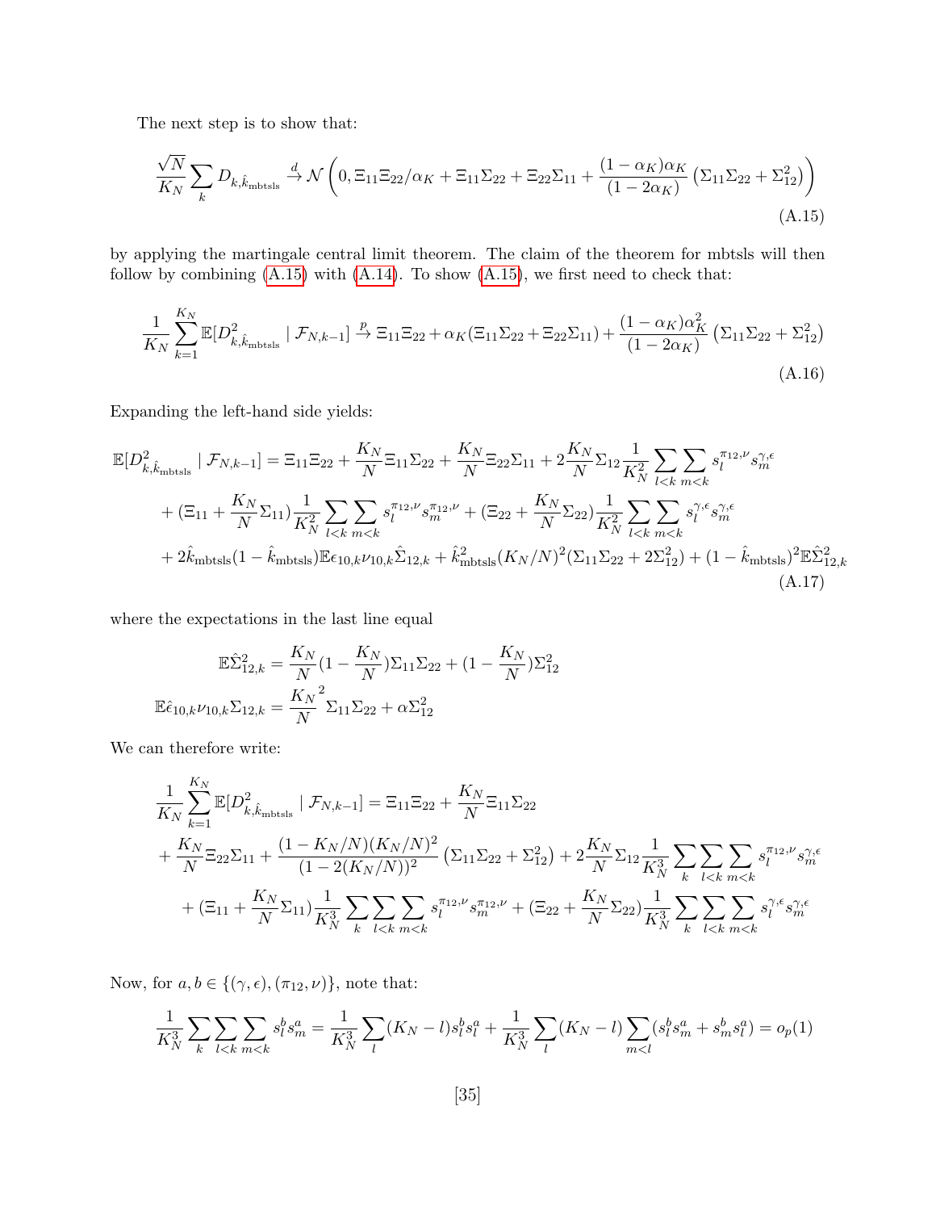The next step is to show that:

$$\frac{\sqrt{N}}{K_N}\sum_k D_{k,\hat{k}_{\text{mbtsls}}} \xrightarrow{d} \mathcal{N}\left(0, \Xi_{11}\Xi_{22}/\alpha_K + \Xi_{11}\Sigma_{22} + \Xi_{22}\Sigma_{11} + \frac{(1-\alpha_K)\alpha_K}{(1-2\alpha_K)}\left(\Sigma_{11}\Sigma_{22} + \Sigma_{12}^2\right)\right) \tag{A.15}$$

by applying the martingale central limit theorem. The claim of the theorem for mbtsls will then follow by combining (A.15) with (A.14). To show (A.15), we first need to check that:

$$\frac{1}{K_N}\sum_{k=1}^{K_N}\mathbb{E}[D^2_{k,\hat{k}_{\text{mbtsls}}} \mid \mathcal{F}_{N,k-1}] \xrightarrow{p} \Xi_{11}\Xi_{22} + \alpha_K(\Xi_{11}\Sigma_{22} + \Xi_{22}\Sigma_{11}) + \frac{(1-\alpha_K)\alpha_K^2}{(1-2\alpha_K)}\left(\Sigma_{11}\Sigma_{22} + \Sigma_{12}^2\right) \tag{A.16}$$

Expanding the left-hand side yields:

$$\begin{aligned}
\mathbb{E}[D^2_{k,\hat{k}_{\text{mbtsls}}} \mid \mathcal{F}_{N,k-1}] &= \Xi_{11}\Xi_{22} + \frac{K_N}{N}\Xi_{11}\Sigma_{22} + \frac{K_N}{N}\Xi_{22}\Sigma_{11} + 2\frac{K_N}{N}\Sigma_{12}\frac{1}{K_N^2}\sum_{l<k}\sum_{m<k} s_l^{\pi_{12},\nu} s_m^{\gamma,\epsilon} \\
&+ (\Xi_{11} + \frac{K_N}{N}\Sigma_{11})\frac{1}{K_N^2}\sum_{l<k}\sum_{m<k} s_l^{\pi_{12},\nu} s_m^{\pi_{12},\nu} + (\Xi_{22} + \frac{K_N}{N}\Sigma_{22})\frac{1}{K_N^2}\sum_{l<k}\sum_{m<k} s_l^{\gamma,\epsilon} s_m^{\gamma,\epsilon} \\
&+ 2\hat{k}_{\text{mbtsls}}(1-\hat{k}_{\text{mbtsls}})\mathbb{E}\epsilon_{10,k}\nu_{10,k}\hat{\Sigma}_{12,k} + \hat{k}^2_{\text{mbtsls}}(K_N/N)^2(\Sigma_{11}\Sigma_{22} + 2\Sigma_{12}^2) + (1-\hat{k}_{\text{mbtsls}})^2\mathbb{E}\hat{\Sigma}^2_{12,k}
\end{aligned} \tag{A.17}$$

where the expectations in the last line equal

$$\begin{aligned}
\mathbb{E}\hat{\Sigma}^2_{12,k} &= \frac{K_N}{N}(1 - \frac{K_N}{N})\Sigma_{11}\Sigma_{22} + (1 - \frac{K_N}{N})\Sigma_{12}^2 \\
\mathbb{E}\hat{\epsilon}_{10,k}\nu_{10,k}\Sigma_{12,k} &= \frac{K_N}{N}^2\Sigma_{11}\Sigma_{22} + \alpha\Sigma_{12}^2
\end{aligned}$$

We can therefore write:

$$\begin{aligned}
\frac{1}{K_N}\sum_{k=1}^{K_N}\mathbb{E}[D^2_{k,\hat{k}_{\text{mbtsls}}} \mid \mathcal{F}_{N,k-1}] &= \Xi_{11}\Xi_{22} + \frac{K_N}{N}\Xi_{11}\Sigma_{22} \\
&+ \frac{K_N}{N}\Xi_{22}\Sigma_{11} + \frac{(1-K_N/N)(K_N/N)^2}{(1-2(K_N/N))^2}\left(\Sigma_{11}\Sigma_{22} + \Sigma_{12}^2\right) + 2\frac{K_N}{N}\Sigma_{12}\frac{1}{K_N^3}\sum_k\sum_{l<k}\sum_{m<k} s_l^{\pi_{12},\nu} s_m^{\gamma,\epsilon} \\
&+ (\Xi_{11} + \frac{K_N}{N}\Sigma_{11})\frac{1}{K_N^3}\sum_k\sum_{l<k}\sum_{m<k} s_l^{\pi_{12},\nu} s_m^{\pi_{12},\nu} + (\Xi_{22} + \frac{K_N}{N}\Sigma_{22})\frac{1}{K_N^3}\sum_k\sum_{l<k}\sum_{m<k} s_l^{\gamma,\epsilon} s_m^{\gamma,\epsilon}
\end{aligned}$$

Now, for $a, b \in \{(\gamma, \epsilon), (\pi_{12}, \nu)\}$, note that:

$$\frac{1}{K_N^3}\sum_k\sum_{l<k}\sum_{m<k} s_l^b s_m^a = \frac{1}{K_N^3}\sum_l (K_N - l) s_l^b s_l^a + \frac{1}{K_N^3}\sum_l (K_N - l)\sum_{m<l}(s_l^b s_m^a + s_m^b s_l^a) = o_p(1)$$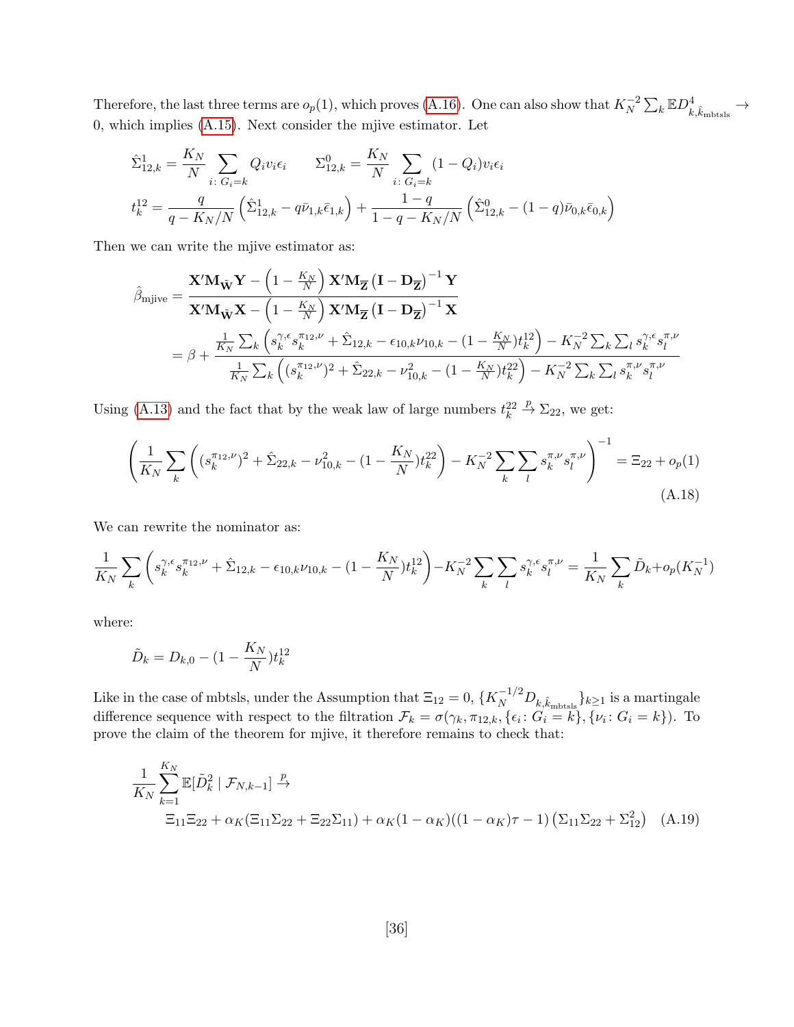Therefore, the last three terms are $o_p(1)$, which proves (A.16). One can also show that $K_N^{-2}\sum_k \mathbb{E}D^4_{k,\hat{k}_{\text{mbtsls}}} \to 0$, which implies (A.15). Next consider the mjive estimator. Let

$$\hat{\Sigma}^1_{12,k} = \frac{K_N}{N}\sum_{i\colon G_i=k} Q_i v_i \epsilon_i \qquad \Sigma^0_{12,k} = \frac{K_N}{N}\sum_{i\colon G_i=k}(1-Q_i)v_i\epsilon_i$$

$$t^{12}_k = \frac{q}{q-K_N/N}\left(\hat{\Sigma}^1_{12,k} - q\bar{\nu}_{1,k}\bar{\epsilon}_{1,k}\right) + \frac{1-q}{1-q-K_N/N}\left(\hat{\Sigma}^0_{12,k} - (1-q)\bar{\nu}_{0,k}\bar{\epsilon}_{0,k}\right)$$

Then we can write the mjive estimator as:

$$\begin{aligned}
\hat{\beta}_{\text{mjive}} &= \frac{\mathbf{X}'\mathbf{M}_{\tilde{\mathbf{W}}}\mathbf{Y} - \left(1-\frac{K_N}{N}\right)\mathbf{X}'\mathbf{M}_{\overline{\mathbf{Z}}}\left(\mathbf{I}-\mathbf{D}_{\overline{\mathbf{Z}}}\right)^{-1}\mathbf{Y}}{\mathbf{X}'\mathbf{M}_{\tilde{\mathbf{W}}}\mathbf{X} - \left(1-\frac{K_N}{N}\right)\mathbf{X}'\mathbf{M}_{\overline{\mathbf{Z}}}\left(\mathbf{I}-\mathbf{D}_{\overline{\mathbf{Z}}}\right)^{-1}\mathbf{X}} \\
&= \beta + \frac{\frac{1}{K_N}\sum_k\left(s^{\gamma,\epsilon}_k s^{\pi_{12},\nu}_k + \hat{\Sigma}_{12,k} - \epsilon_{10,k}\nu_{10,k} - (1-\frac{K_N}{N})t^{12}_k\right) - K_N^{-2}\sum_k\sum_l s^{\gamma,\epsilon}_k s^{\pi,\nu}_l}{\frac{1}{K_N}\sum_k\left((s^{\pi_{12},\nu}_k)^2 + \hat{\Sigma}_{22,k} - \nu^2_{10,k} - (1-\frac{K_N}{N})t^{22}_k\right) - K_N^{-2}\sum_k\sum_l s^{\pi,\nu}_k s^{\pi,\nu}_l}
\end{aligned}$$

Using (A.13) and the fact that by the weak law of large numbers $t^{22}_k \xrightarrow{p} \Sigma_{22}$, we get:

$$\left(\frac{1}{K_N}\sum_k\left((s^{\pi_{12},\nu}_k)^2 + \hat{\Sigma}_{22,k} - \nu^2_{10,k} - (1-\frac{K_N}{N})t^{22}_k\right) - K_N^{-2}\sum_k\sum_l s^{\pi,\nu}_k s^{\pi,\nu}_l\right)^{-1} = \Xi_{22} + o_p(1) \tag{A.18}$$

We can rewrite the nominator as:

$$\frac{1}{K_N}\sum_k\left(s^{\gamma,\epsilon}_k s^{\pi_{12},\nu}_k + \hat{\Sigma}_{12,k} - \epsilon_{10,k}\nu_{10,k} - (1-\frac{K_N}{N})t^{12}_k\right) - K_N^{-2}\sum_k\sum_l s^{\gamma,\epsilon}_k s^{\pi,\nu}_l = \frac{1}{K_N}\sum_k \tilde{D}_k + o_p(K_N^{-1})$$

where:

$$\tilde{D}_k = D_{k,0} - (1-\frac{K_N}{N})t^{12}_k$$

Like in the case of mbtsls, under the Assumption that $\Xi_{12}=0$, $\{K_N^{-1/2}D_{k,\hat{k}_{\text{mbtsls}}}\}_{k\geq 1}$ is a martingale difference sequence with respect to the filtration $\mathcal{F}_k = \sigma(\gamma_k, \pi_{12,k}, \{\epsilon_i\colon G_i=k\}, \{\nu_i\colon G_i=k\})$. To prove the claim of the theorem for mjive, it therefore remains to check that:

$$\begin{aligned}
&\frac{1}{K_N}\sum_{k=1}^{K_N}\mathbb{E}[\tilde{D}^2_k \mid \mathcal{F}_{N,k-1}] \xrightarrow{p} \\
&\qquad \Xi_{11}\Xi_{22} + \alpha_K(\Xi_{11}\Sigma_{22} + \Xi_{22}\Sigma_{11}) + \alpha_K(1-\alpha_K)((1-\alpha_K)\tau - 1)\left(\Sigma_{11}\Sigma_{22} + \Sigma^2_{12}\right)
\end{aligned} \tag{A.19}$$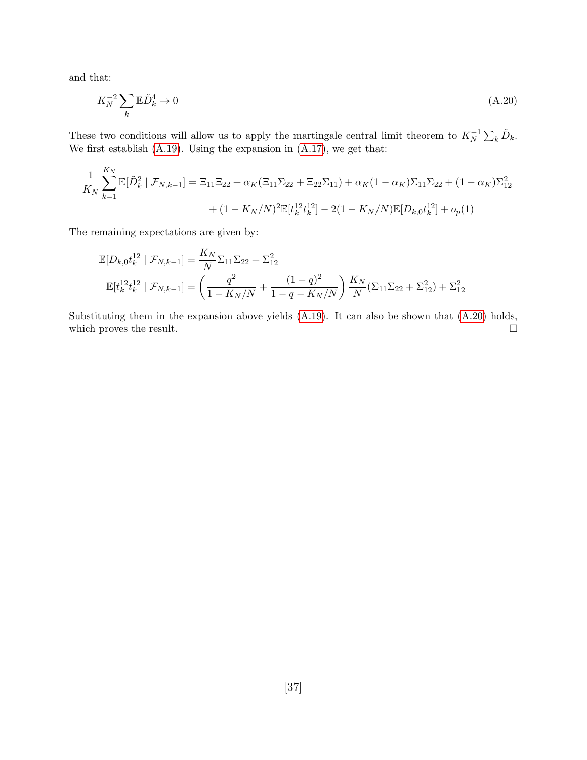and that:

$$K_N^{-2} \sum_k \mathbb{E}\tilde{D}_k^4 \to 0 \tag{A.20}$$

These two conditions will allow us to apply the martingale central limit theorem to $K_N^{-1} \sum_k \tilde{D}_k$. We first establish (A.19). Using the expansion in (A.17), we get that:

$$\frac{1}{K_N} \sum_{k=1}^{K_N} \mathbb{E}[\tilde{D}_k^2 \mid \mathcal{F}_{N,k-1}] = \Xi_{11}\Xi_{22} + \alpha_K(\Xi_{11}\Sigma_{22} + \Xi_{22}\Sigma_{11}) + \alpha_K(1-\alpha_K)\Sigma_{11}\Sigma_{22} + (1-\alpha_K)\Sigma_{12}^2$$
$$+ (1 - K_N/N)^2 \mathbb{E}[t_k^{12} t_k^{12}] - 2(1 - K_N/N)\mathbb{E}[D_{k,0} t_k^{12}] + o_p(1)$$

The remaining expectations are given by:

$$\mathbb{E}[D_{k,0} t_k^{12} \mid \mathcal{F}_{N,k-1}] = \frac{K_N}{N} \Sigma_{11}\Sigma_{22} + \Sigma_{12}^2$$
$$\mathbb{E}[t_k^{12} t_k^{12} \mid \mathcal{F}_{N,k-1}] = \left( \frac{q^2}{1 - K_N/N} + \frac{(1-q)^2}{1 - q - K_N/N} \right) \frac{K_N}{N} (\Sigma_{11}\Sigma_{22} + \Sigma_{12}^2) + \Sigma_{12}^2$$

Substituting them in the expansion above yields (A.19). It can also be shown that (A.20) holds, which proves the result. □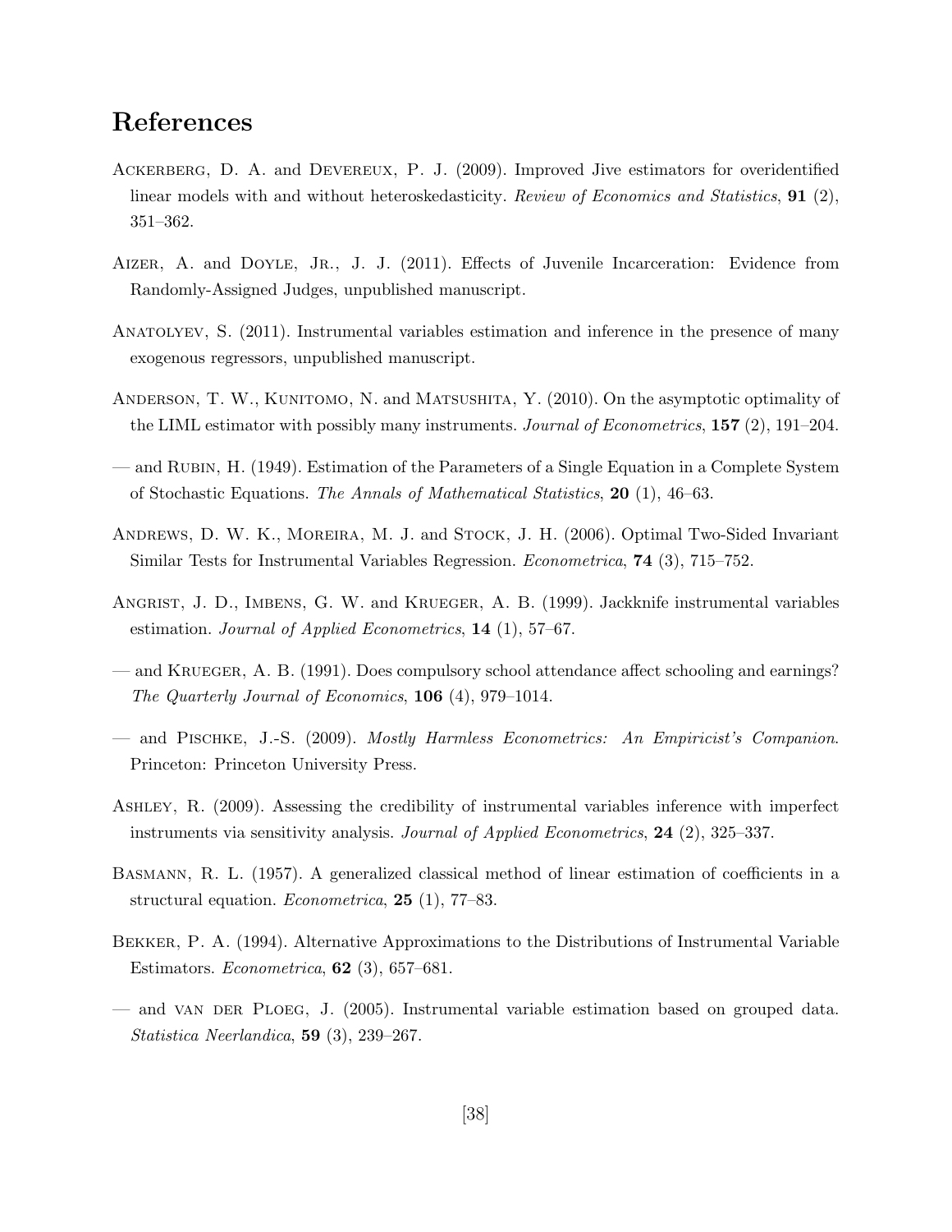# References

Ackerberg, D. A. and Devereux, P. J. (2009). Improved Jive estimators for overidentified linear models with and without heteroskedasticity. *Review of Economics and Statistics*, **91** (2), 351–362.

Aizer, A. and Doyle, Jr., J. J. (2011). Effects of Juvenile Incarceration: Evidence from Randomly-Assigned Judges, unpublished manuscript.

Anatolyev, S. (2011). Instrumental variables estimation and inference in the presence of many exogenous regressors, unpublished manuscript.

Anderson, T. W., Kunitomo, N. and Matsushita, Y. (2010). On the asymptotic optimality of the LIML estimator with possibly many instruments. *Journal of Econometrics*, **157** (2), 191–204.

— and Rubin, H. (1949). Estimation of the Parameters of a Single Equation in a Complete System of Stochastic Equations. *The Annals of Mathematical Statistics*, **20** (1), 46–63.

Andrews, D. W. K., Moreira, M. J. and Stock, J. H. (2006). Optimal Two-Sided Invariant Similar Tests for Instrumental Variables Regression. *Econometrica*, **74** (3), 715–752.

Angrist, J. D., Imbens, G. W. and Krueger, A. B. (1999). Jackknife instrumental variables estimation. *Journal of Applied Econometrics*, **14** (1), 57–67.

— and Krueger, A. B. (1991). Does compulsory school attendance affect schooling and earnings? *The Quarterly Journal of Economics*, **106** (4), 979–1014.

— and Pischke, J.-S. (2009). *Mostly Harmless Econometrics: An Empiricist's Companion*. Princeton: Princeton University Press.

Ashley, R. (2009). Assessing the credibility of instrumental variables inference with imperfect instruments via sensitivity analysis. *Journal of Applied Econometrics*, **24** (2), 325–337.

Basmann, R. L. (1957). A generalized classical method of linear estimation of coefficients in a structural equation. *Econometrica*, **25** (1), 77–83.

Bekker, P. A. (1994). Alternative Approximations to the Distributions of Instrumental Variable Estimators. *Econometrica*, **62** (3), 657–681.

— and van der Ploeg, J. (2005). Instrumental variable estimation based on grouped data. *Statistica Neerlandica*, **59** (3), 239–267.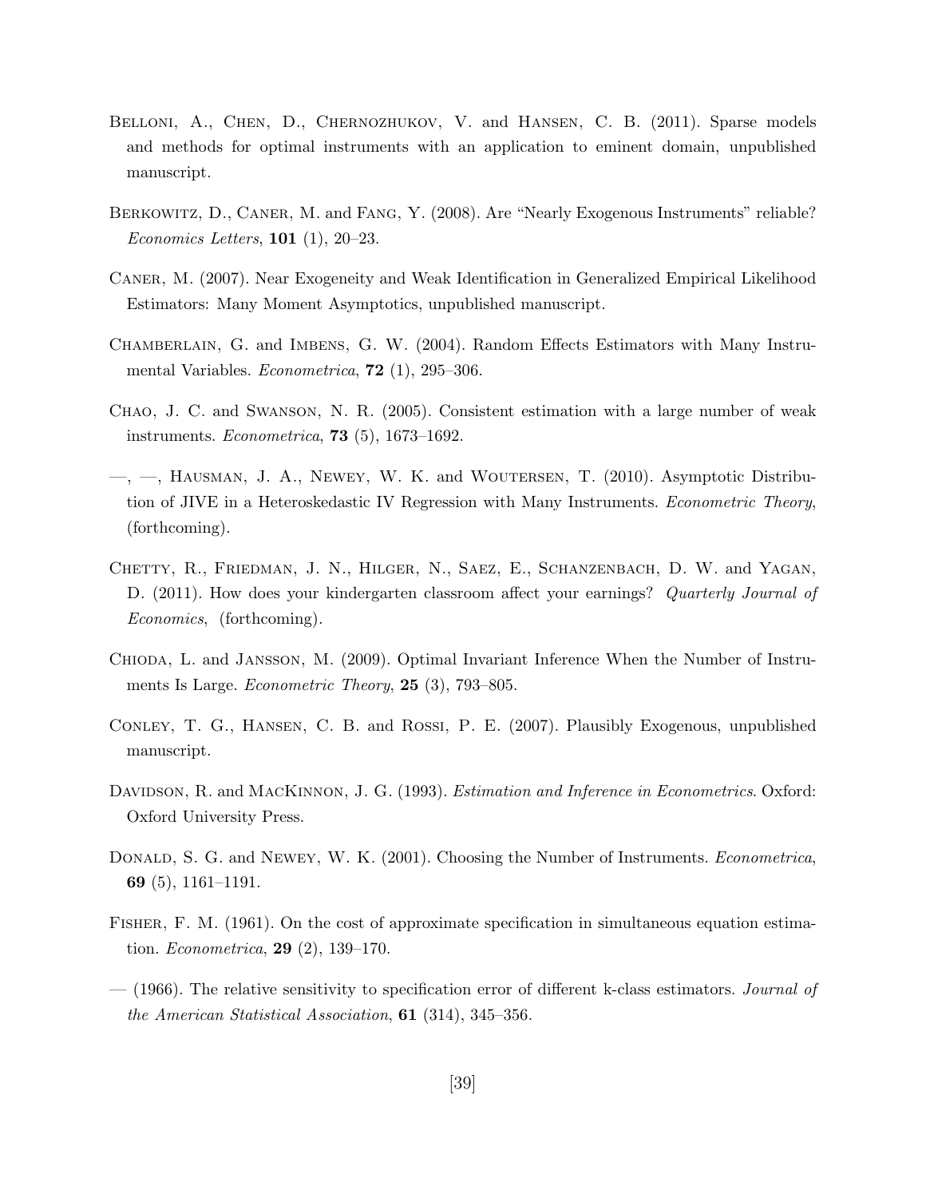Belloni, A., Chen, D., Chernozhukov, V. and Hansen, C. B. (2011). Sparse models and methods for optimal instruments with an application to eminent domain, unpublished manuscript.

Berkowitz, D., Caner, M. and Fang, Y. (2008). Are "Nearly Exogenous Instruments" reliable? *Economics Letters*, **101** (1), 20–23.

Caner, M. (2007). Near Exogeneity and Weak Identification in Generalized Empirical Likelihood Estimators: Many Moment Asymptotics, unpublished manuscript.

Chamberlain, G. and Imbens, G. W. (2004). Random Effects Estimators with Many Instrumental Variables. *Econometrica*, **72** (1), 295–306.

Chao, J. C. and Swanson, N. R. (2005). Consistent estimation with a large number of weak instruments. *Econometrica*, **73** (5), 1673–1692.

—, —, Hausman, J. A., Newey, W. K. and Woutersen, T. (2010). Asymptotic Distribution of JIVE in a Heteroskedastic IV Regression with Many Instruments. *Econometric Theory*, (forthcoming).

Chetty, R., Friedman, J. N., Hilger, N., Saez, E., Schanzenbach, D. W. and Yagan, D. (2011). How does your kindergarten classroom affect your earnings? *Quarterly Journal of Economics*, (forthcoming).

Chioda, L. and Jansson, M. (2009). Optimal Invariant Inference When the Number of Instruments Is Large. *Econometric Theory*, **25** (3), 793–805.

Conley, T. G., Hansen, C. B. and Rossi, P. E. (2007). Plausibly Exogenous, unpublished manuscript.

Davidson, R. and MacKinnon, J. G. (1993). *Estimation and Inference in Econometrics*. Oxford: Oxford University Press.

Donald, S. G. and Newey, W. K. (2001). Choosing the Number of Instruments. *Econometrica*, **69** (5), 1161–1191.

Fisher, F. M. (1961). On the cost of approximate specification in simultaneous equation estimation. *Econometrica*, **29** (2), 139–170.

— (1966). The relative sensitivity to specification error of different k-class estimators. *Journal of the American Statistical Association*, **61** (314), 345–356.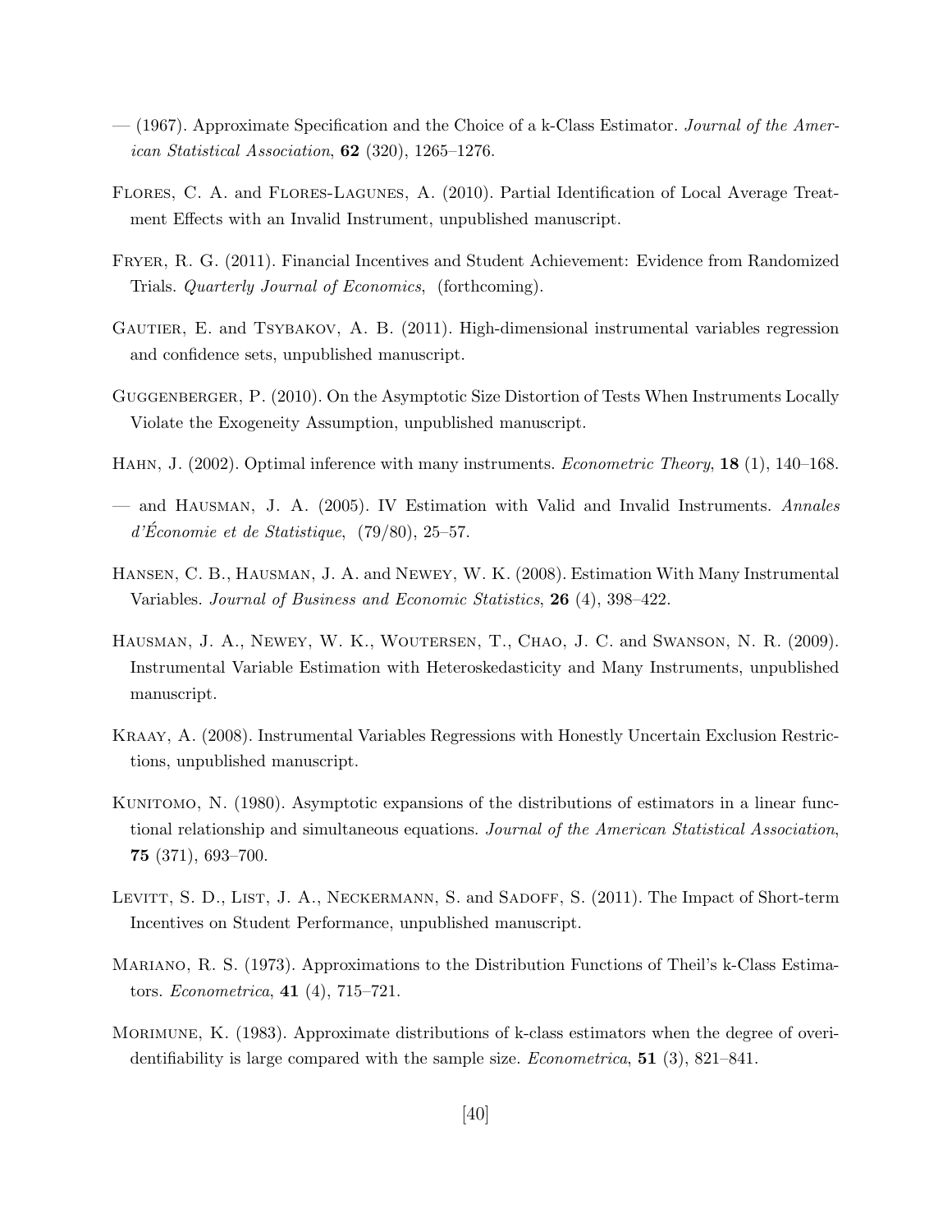— (1967). Approximate Specification and the Choice of a k-Class Estimator. *Journal of the American Statistical Association*, **62** (320), 1265–1276.

Flores, C. A. and Flores-Lagunes, A. (2010). Partial Identification of Local Average Treatment Effects with an Invalid Instrument, unpublished manuscript.

Fryer, R. G. (2011). Financial Incentives and Student Achievement: Evidence from Randomized Trials. *Quarterly Journal of Economics*, (forthcoming).

Gautier, E. and Tsybakov, A. B. (2011). High-dimensional instrumental variables regression and confidence sets, unpublished manuscript.

Guggenberger, P. (2010). On the Asymptotic Size Distortion of Tests When Instruments Locally Violate the Exogeneity Assumption, unpublished manuscript.

Hahn, J. (2002). Optimal inference with many instruments. *Econometric Theory*, **18** (1), 140–168.

— and Hausman, J. A. (2005). IV Estimation with Valid and Invalid Instruments. *Annales d'Économie et de Statistique*, (79/80), 25–57.

Hansen, C. B., Hausman, J. A. and Newey, W. K. (2008). Estimation With Many Instrumental Variables. *Journal of Business and Economic Statistics*, **26** (4), 398–422.

Hausman, J. A., Newey, W. K., Woutersen, T., Chao, J. C. and Swanson, N. R. (2009). Instrumental Variable Estimation with Heteroskedasticity and Many Instruments, unpublished manuscript.

Kraay, A. (2008). Instrumental Variables Regressions with Honestly Uncertain Exclusion Restrictions, unpublished manuscript.

Kunitomo, N. (1980). Asymptotic expansions of the distributions of estimators in a linear functional relationship and simultaneous equations. *Journal of the American Statistical Association*, **75** (371), 693–700.

Levitt, S. D., List, J. A., Neckermann, S. and Sadoff, S. (2011). The Impact of Short-term Incentives on Student Performance, unpublished manuscript.

Mariano, R. S. (1973). Approximations to the Distribution Functions of Theil's k-Class Estimators. *Econometrica*, **41** (4), 715–721.

Morimune, K. (1983). Approximate distributions of k-class estimators when the degree of overidentifiability is large compared with the sample size. *Econometrica*, **51** (3), 821–841.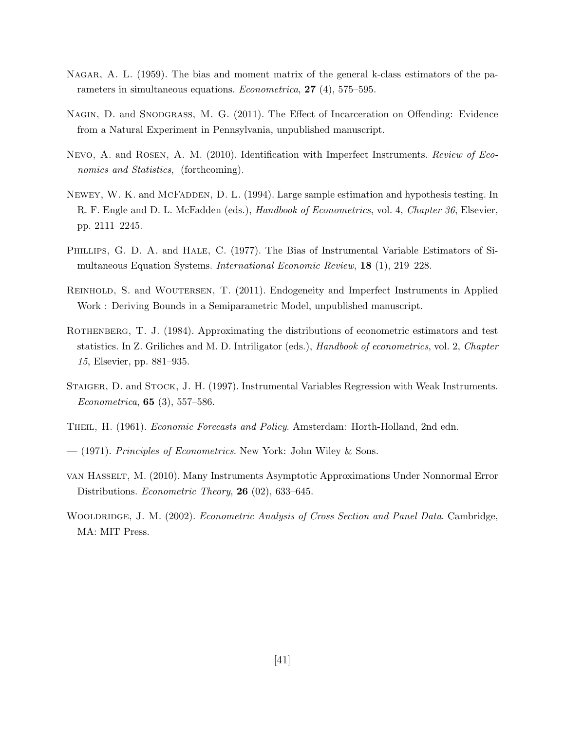Nagar, A. L. (1959). The bias and moment matrix of the general k-class estimators of the parameters in simultaneous equations. *Econometrica*, **27** (4), 575–595.

Nagin, D. and Snodgrass, M. G. (2011). The Effect of Incarceration on Offending: Evidence from a Natural Experiment in Pennsylvania, unpublished manuscript.

Nevo, A. and Rosen, A. M. (2010). Identification with Imperfect Instruments. *Review of Economics and Statistics*, (forthcoming).

Newey, W. K. and McFadden, D. L. (1994). Large sample estimation and hypothesis testing. In R. F. Engle and D. L. McFadden (eds.), *Handbook of Econometrics*, vol. 4, *Chapter 36*, Elsevier, pp. 2111–2245.

Phillips, G. D. A. and Hale, C. (1977). The Bias of Instrumental Variable Estimators of Simultaneous Equation Systems. *International Economic Review*, **18** (1), 219–228.

Reinhold, S. and Woutersen, T. (2011). Endogeneity and Imperfect Instruments in Applied Work : Deriving Bounds in a Semiparametric Model, unpublished manuscript.

Rothenberg, T. J. (1984). Approximating the distributions of econometric estimators and test statistics. In Z. Griliches and M. D. Intriligator (eds.), *Handbook of econometrics*, vol. 2, *Chapter 15*, Elsevier, pp. 881–935.

Staiger, D. and Stock, J. H. (1997). Instrumental Variables Regression with Weak Instruments. *Econometrica*, **65** (3), 557–586.

Theil, H. (1961). *Economic Forecasts and Policy*. Amsterdam: Horth-Holland, 2nd edn.

— (1971). *Principles of Econometrics*. New York: John Wiley & Sons.

van Hasselt, M. (2010). Many Instruments Asymptotic Approximations Under Nonnormal Error Distributions. *Econometric Theory*, **26** (02), 633–645.

Wooldridge, J. M. (2002). *Econometric Analysis of Cross Section and Panel Data*. Cambridge, MA: MIT Press.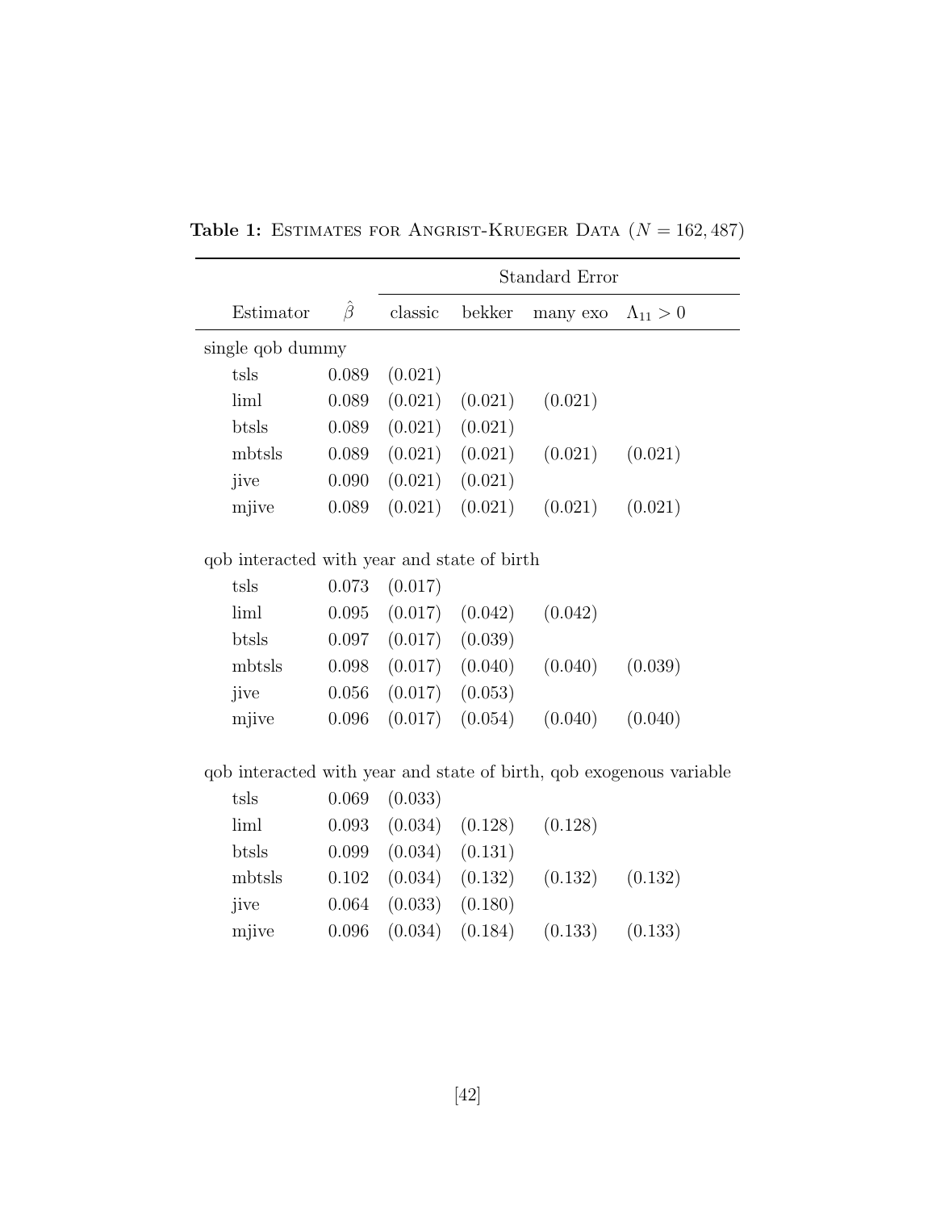**Table 1:** Estimates for Angrist-Krueger Data ($N = 162,487$)

| | | Standard Error | | | |
|---|---|---|---|---|---|
| Estimator | $\hat{\beta}$ | classic | bekker | many exo | $\Lambda_{11} > 0$ |
| single qob dummy | | | | | |
| tsls | 0.089 | (0.021) | | | |
| liml | 0.089 | (0.021) | (0.021) | (0.021) | |
| btsls | 0.089 | (0.021) | (0.021) | | |
| mbtsls | 0.089 | (0.021) | (0.021) | (0.021) | (0.021) |
| jive | 0.090 | (0.021) | (0.021) | | |
| mjive | 0.089 | (0.021) | (0.021) | (0.021) | (0.021) |
| qob interacted with year and state of birth | | | | | |
| tsls | 0.073 | (0.017) | | | |
| liml | 0.095 | (0.017) | (0.042) | (0.042) | |
| btsls | 0.097 | (0.017) | (0.039) | | |
| mbtsls | 0.098 | (0.017) | (0.040) | (0.040) | (0.039) |
| jive | 0.056 | (0.017) | (0.053) | | |
| mjive | 0.096 | (0.017) | (0.054) | (0.040) | (0.040) |
| qob interacted with year and state of birth, qob exogenous variable | | | | | |
| tsls | 0.069 | (0.033) | | | |
| liml | 0.093 | (0.034) | (0.128) | (0.128) | |
| btsls | 0.099 | (0.034) | (0.131) | | |
| mbtsls | 0.102 | (0.034) | (0.132) | (0.132) | (0.132) |
| jive | 0.064 | (0.033) | (0.180) | | |
| mjive | 0.096 | (0.034) | (0.184) | (0.133) | (0.133) |